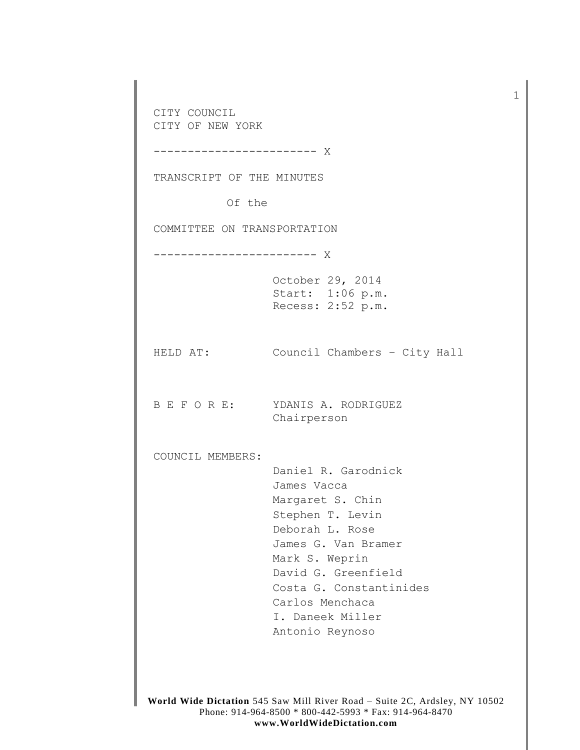CITY COUNCIL
CITY OF NEW YORK

------------------------ X

TRANSCRIPT OF THE MINUTES

Of the

COMMITTEE ON TRANSPORTATION

------------------------ X

October 29, 2014
Start: 1:06 p.m.
Recess: 2:52 p.m.

HELD AT: Council Chambers – City Hall

B E F O R E: YDANIS A. RODRIGUEZ
Chairperson

COUNCIL MEMBERS:

Daniel R. Garodnick
James Vacca
Margaret S. Chin
Stephen T. Levin
Deborah L. Rose
James G. Van Bramer
Mark S. Weprin
David G. Greenfield
Costa G. Constantinides
Carlos Menchaca
I. Daneek Miller
Antonio Reynoso

**World Wide Dictation** 545 Saw Mill River Road – Suite 2C, Ardsley, NY 10502
Phone: 914-964-8500 * 800-442-5993 * Fax: 914-964-8470
**www.WorldWideDictation.com**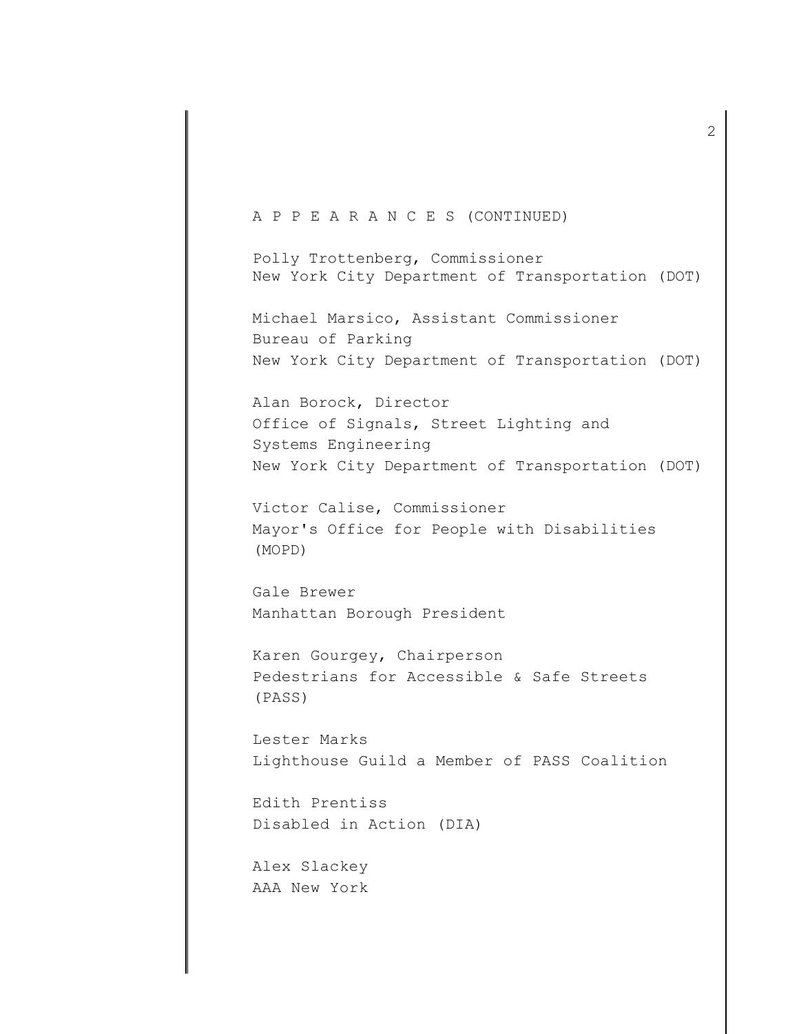A P P E A R A N C E S (CONTINUED)

Polly Trottenberg, Commissioner
New York City Department of Transportation (DOT)

Michael Marsico, Assistant Commissioner
Bureau of Parking
New York City Department of Transportation (DOT)

Alan Borock, Director
Office of Signals, Street Lighting and Systems Engineering
New York City Department of Transportation (DOT)

Victor Calise, Commissioner
Mayor's Office for People with Disabilities (MOPD)

Gale Brewer
Manhattan Borough President

Karen Gourgey, Chairperson
Pedestrians for Accessible & Safe Streets (PASS)

Lester Marks
Lighthouse Guild a Member of PASS Coalition

Edith Prentiss
Disabled in Action (DIA)

Alex Slackey
AAA New York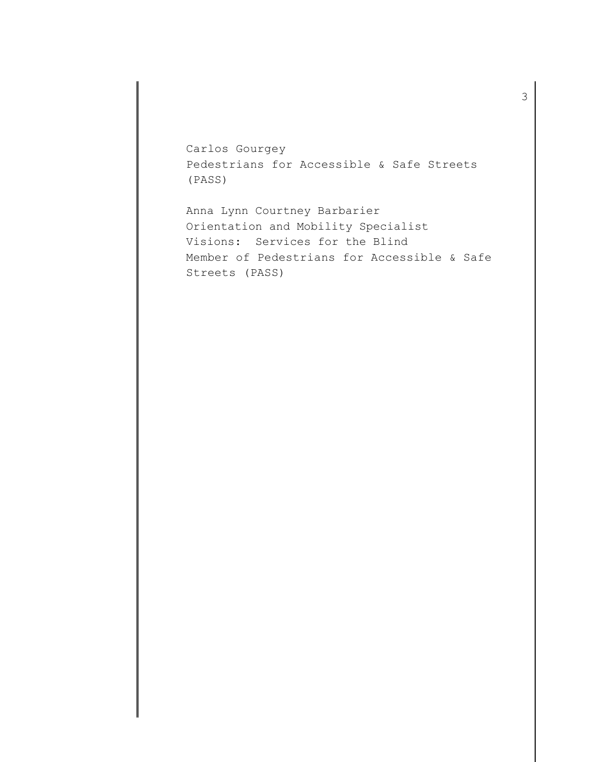Carlos Gourgey
Pedestrians for Accessible & Safe Streets
(PASS)

Anna Lynn Courtney Barbarier
Orientation and Mobility Specialist
Visions: Services for the Blind
Member of Pedestrians for Accessible & Safe
Streets (PASS)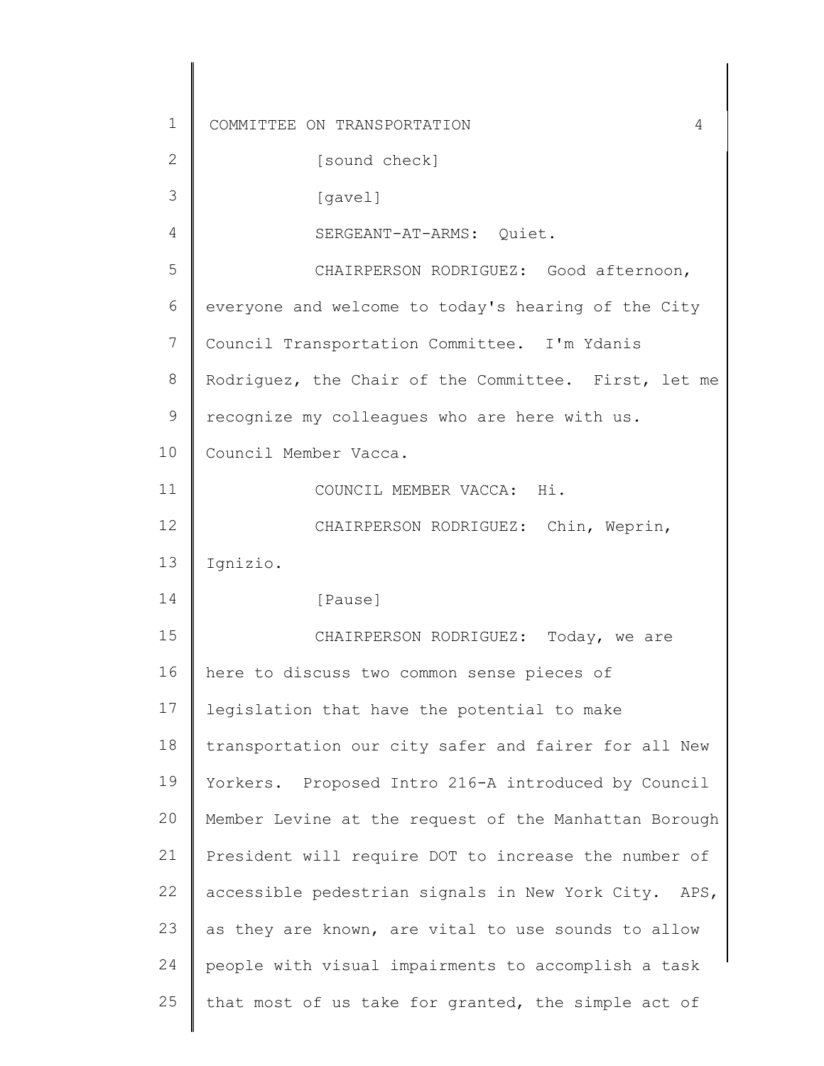[sound check]

[gavel]

SERGEANT-AT-ARMS: Quiet.

CHAIRPERSON RODRIGUEZ: Good afternoon, everyone and welcome to today's hearing of the City Council Transportation Committee. I'm Ydanis Rodriguez, the Chair of the Committee. First, let me recognize my colleagues who are here with us. Council Member Vacca.

COUNCIL MEMBER VACCA: Hi.

CHAIRPERSON RODRIGUEZ: Chin, Weprin, Ignizio.

[Pause]

CHAIRPERSON RODRIGUEZ: Today, we are here to discuss two common sense pieces of legislation that have the potential to make transportation our city safer and fairer for all New Yorkers. Proposed Intro 216-A introduced by Council Member Levine at the request of the Manhattan Borough President will require DOT to increase the number of accessible pedestrian signals in New York City. APS, as they are known, are vital to use sounds to allow people with visual impairments to accomplish a task that most of us take for granted, the simple act of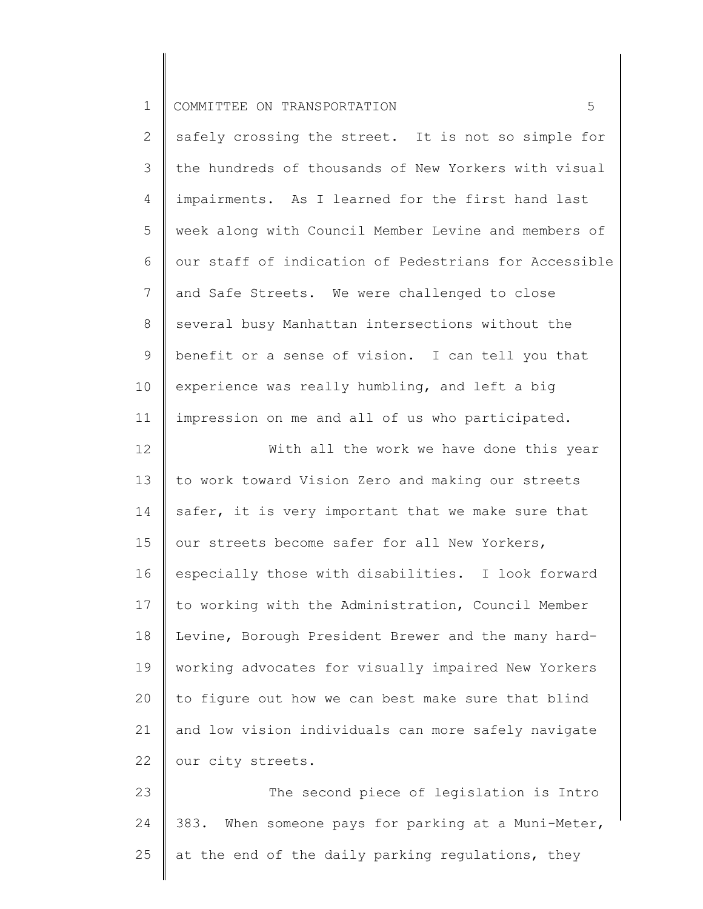safely crossing the street. It is not so simple for the hundreds of thousands of New Yorkers with visual impairments. As I learned for the first hand last week along with Council Member Levine and members of our staff of indication of Pedestrians for Accessible and Safe Streets. We were challenged to close several busy Manhattan intersections without the benefit or a sense of vision. I can tell you that experience was really humbling, and left a big impression on me and all of us who participated.

With all the work we have done this year to work toward Vision Zero and making our streets safer, it is very important that we make sure that our streets become safer for all New Yorkers, especially those with disabilities. I look forward to working with the Administration, Council Member Levine, Borough President Brewer and the many hard-working advocates for visually impaired New Yorkers to figure out how we can best make sure that blind and low vision individuals can more safely navigate our city streets.

The second piece of legislation is Intro 383. When someone pays for parking at a Muni-Meter, at the end of the daily parking regulations, they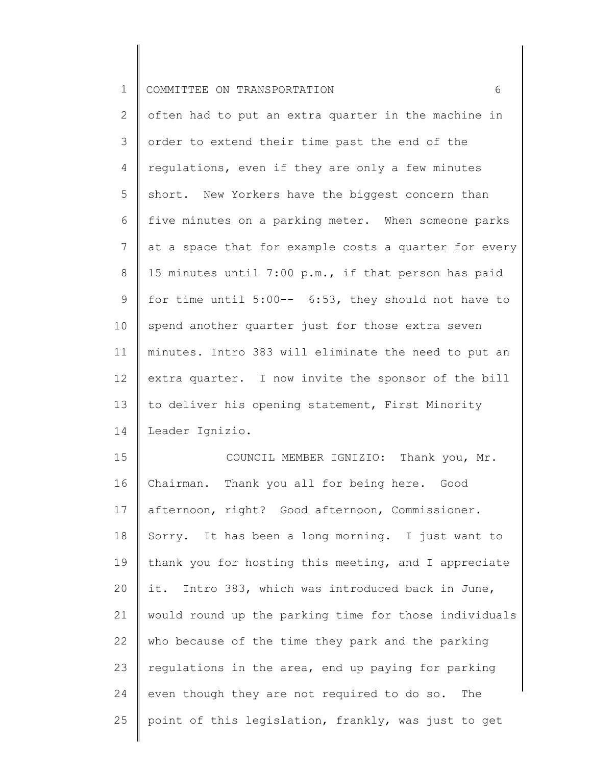often had to put an extra quarter in the machine in order to extend their time past the end of the regulations, even if they are only a few minutes short. New Yorkers have the biggest concern than five minutes on a parking meter. When someone parks at a space that for example costs a quarter for every 15 minutes until 7:00 p.m., if that person has paid for time until 5:00-- 6:53, they should not have to spend another quarter just for those extra seven minutes. Intro 383 will eliminate the need to put an extra quarter. I now invite the sponsor of the bill to deliver his opening statement, First Minority Leader Ignizio.

COUNCIL MEMBER IGNIZIO: Thank you, Mr. Chairman. Thank you all for being here. Good afternoon, right? Good afternoon, Commissioner. Sorry. It has been a long morning. I just want to thank you for hosting this meeting, and I appreciate it. Intro 383, which was introduced back in June, would round up the parking time for those individuals who because of the time they park and the parking regulations in the area, end up paying for parking even though they are not required to do so. The point of this legislation, frankly, was just to get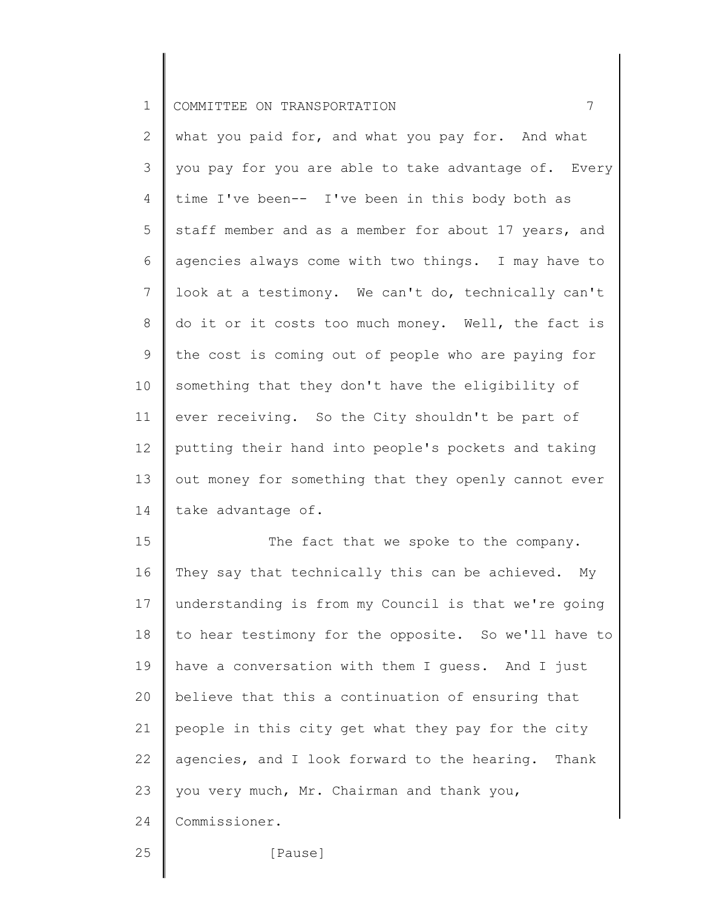what you paid for, and what you pay for. And what you pay for you are able to take advantage of. Every time I've been-- I've been in this body both as staff member and as a member for about 17 years, and agencies always come with two things. I may have to look at a testimony. We can't do, technically can't do it or it costs too much money. Well, the fact is the cost is coming out of people who are paying for something that they don't have the eligibility of ever receiving. So the City shouldn't be part of putting their hand into people's pockets and taking out money for something that they openly cannot ever take advantage of.

The fact that we spoke to the company. They say that technically this can be achieved. My understanding is from my Council is that we're going to hear testimony for the opposite. So we'll have to have a conversation with them I guess. And I just believe that this a continuation of ensuring that people in this city get what they pay for the city agencies, and I look forward to the hearing. Thank you very much, Mr. Chairman and thank you, Commissioner.

[Pause]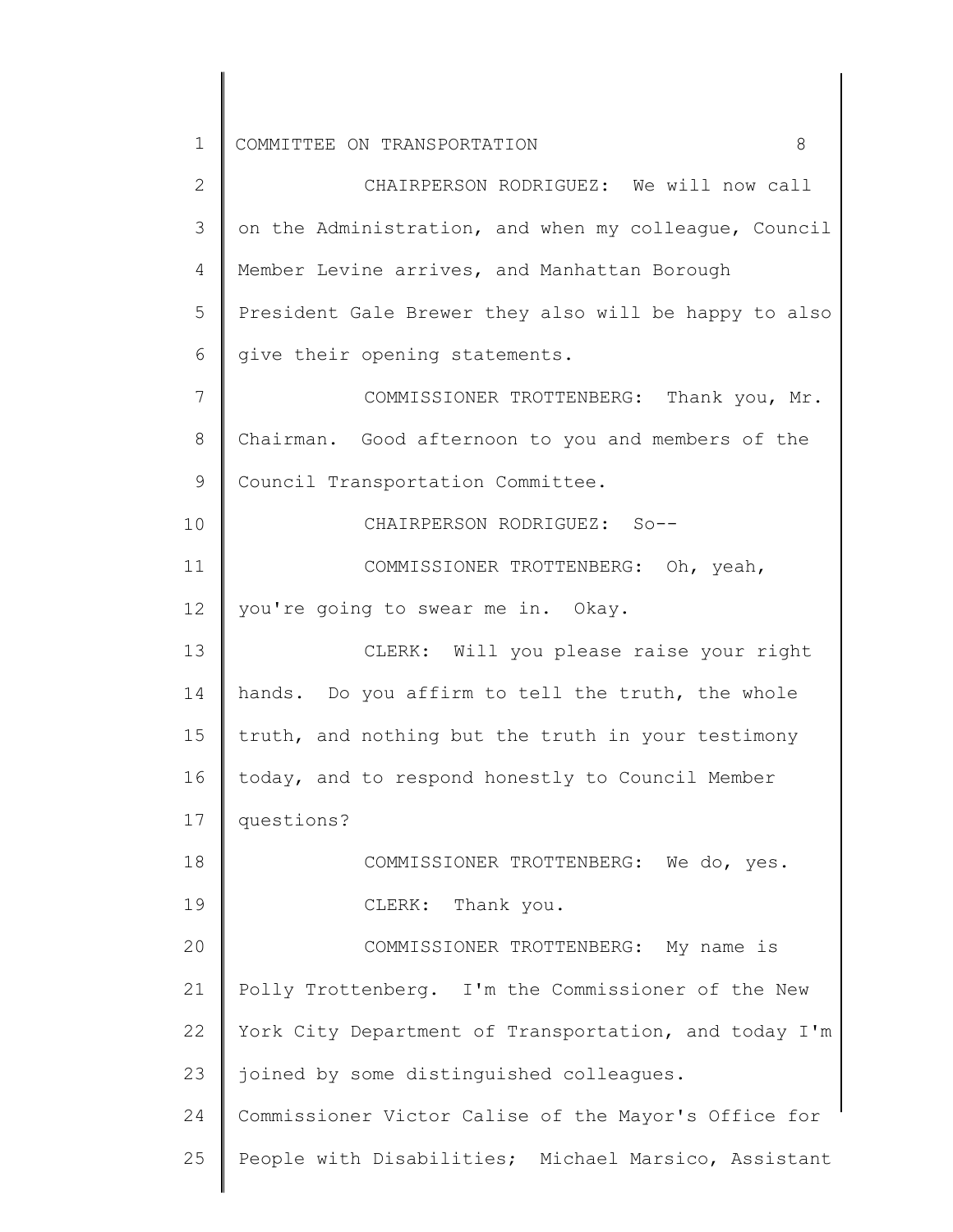CHAIRPERSON RODRIGUEZ: We will now call on the Administration, and when my colleague, Council Member Levine arrives, and Manhattan Borough President Gale Brewer they also will be happy to also give their opening statements.

COMMISSIONER TROTTENBERG: Thank you, Mr. Chairman. Good afternoon to you and members of the Council Transportation Committee.

CHAIRPERSON RODRIGUEZ: So--

COMMISSIONER TROTTENBERG: Oh, yeah, you're going to swear me in. Okay.

CLERK: Will you please raise your right hands. Do you affirm to tell the truth, the whole truth, and nothing but the truth in your testimony today, and to respond honestly to Council Member questions?

COMMISSIONER TROTTENBERG: We do, yes.

CLERK: Thank you.

COMMISSIONER TROTTENBERG: My name is Polly Trottenberg. I'm the Commissioner of the New York City Department of Transportation, and today I'm joined by some distinguished colleagues. Commissioner Victor Calise of the Mayor's Office for People with Disabilities; Michael Marsico, Assistant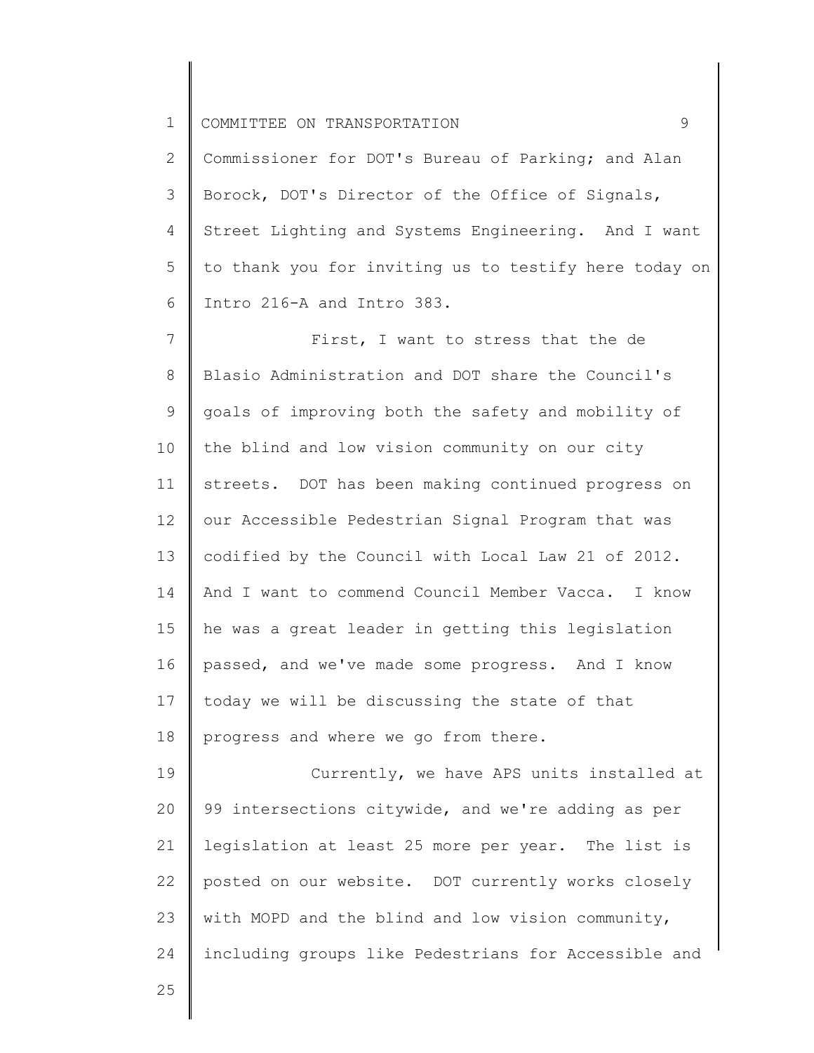Commissioner for DOT's Bureau of Parking; and Alan Borock, DOT's Director of the Office of Signals, Street Lighting and Systems Engineering. And I want to thank you for inviting us to testify here today on Intro 216-A and Intro 383.

First, I want to stress that the de Blasio Administration and DOT share the Council's goals of improving both the safety and mobility of the blind and low vision community on our city streets. DOT has been making continued progress on our Accessible Pedestrian Signal Program that was codified by the Council with Local Law 21 of 2012. And I want to commend Council Member Vacca. I know he was a great leader in getting this legislation passed, and we've made some progress. And I know today we will be discussing the state of that progress and where we go from there.

Currently, we have APS units installed at 99 intersections citywide, and we're adding as per legislation at least 25 more per year. The list is posted on our website. DOT currently works closely with MOPD and the blind and low vision community, including groups like Pedestrians for Accessible and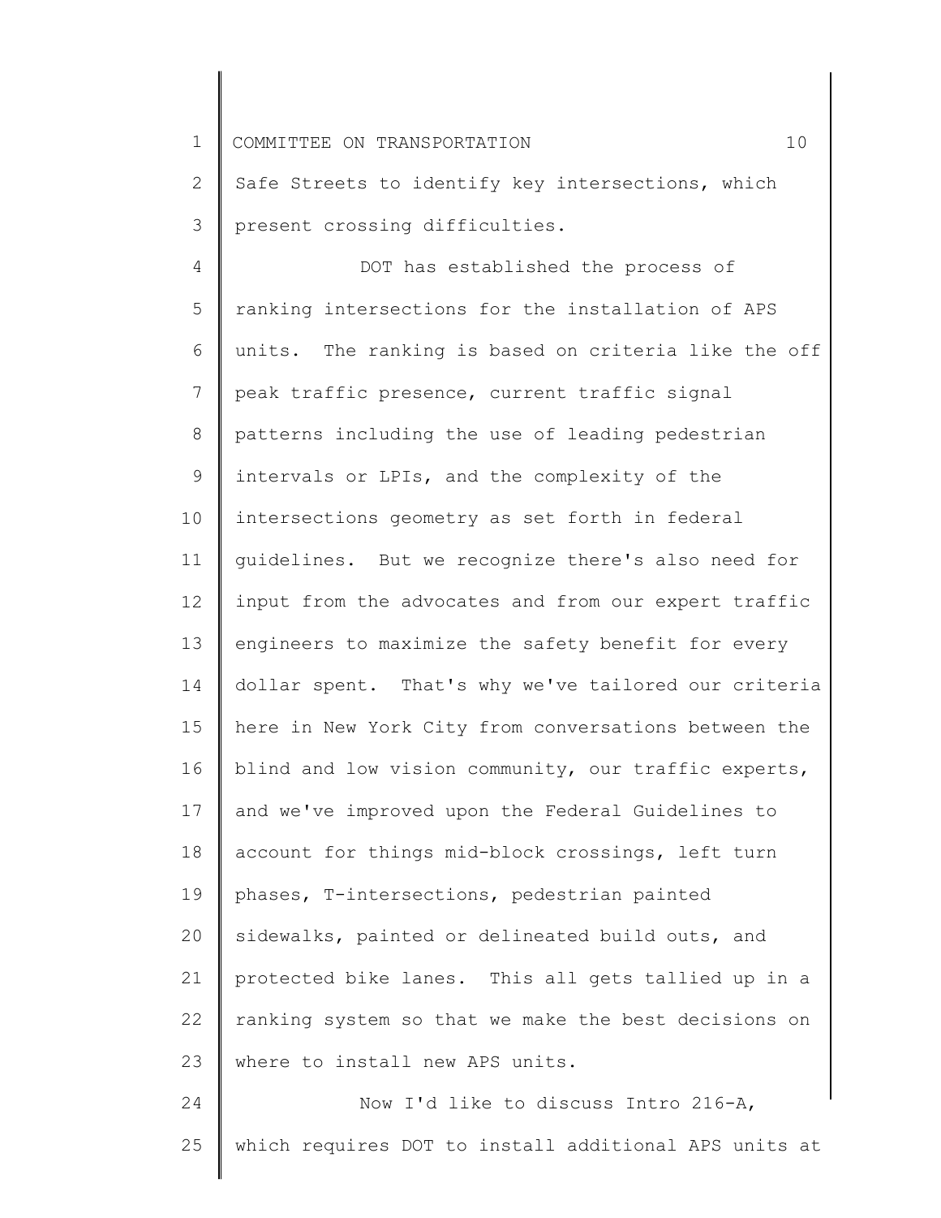Safe Streets to identify key intersections, which present crossing difficulties.

DOT has established the process of ranking intersections for the installation of APS units. The ranking is based on criteria like the off peak traffic presence, current traffic signal patterns including the use of leading pedestrian intervals or LPIs, and the complexity of the intersections geometry as set forth in federal guidelines. But we recognize there's also need for input from the advocates and from our expert traffic engineers to maximize the safety benefit for every dollar spent. That's why we've tailored our criteria here in New York City from conversations between the blind and low vision community, our traffic experts, and we've improved upon the Federal Guidelines to account for things mid-block crossings, left turn phases, T-intersections, pedestrian painted sidewalks, painted or delineated build outs, and protected bike lanes. This all gets tallied up in a ranking system so that we make the best decisions on where to install new APS units.

Now I'd like to discuss Intro 216-A, which requires DOT to install additional APS units at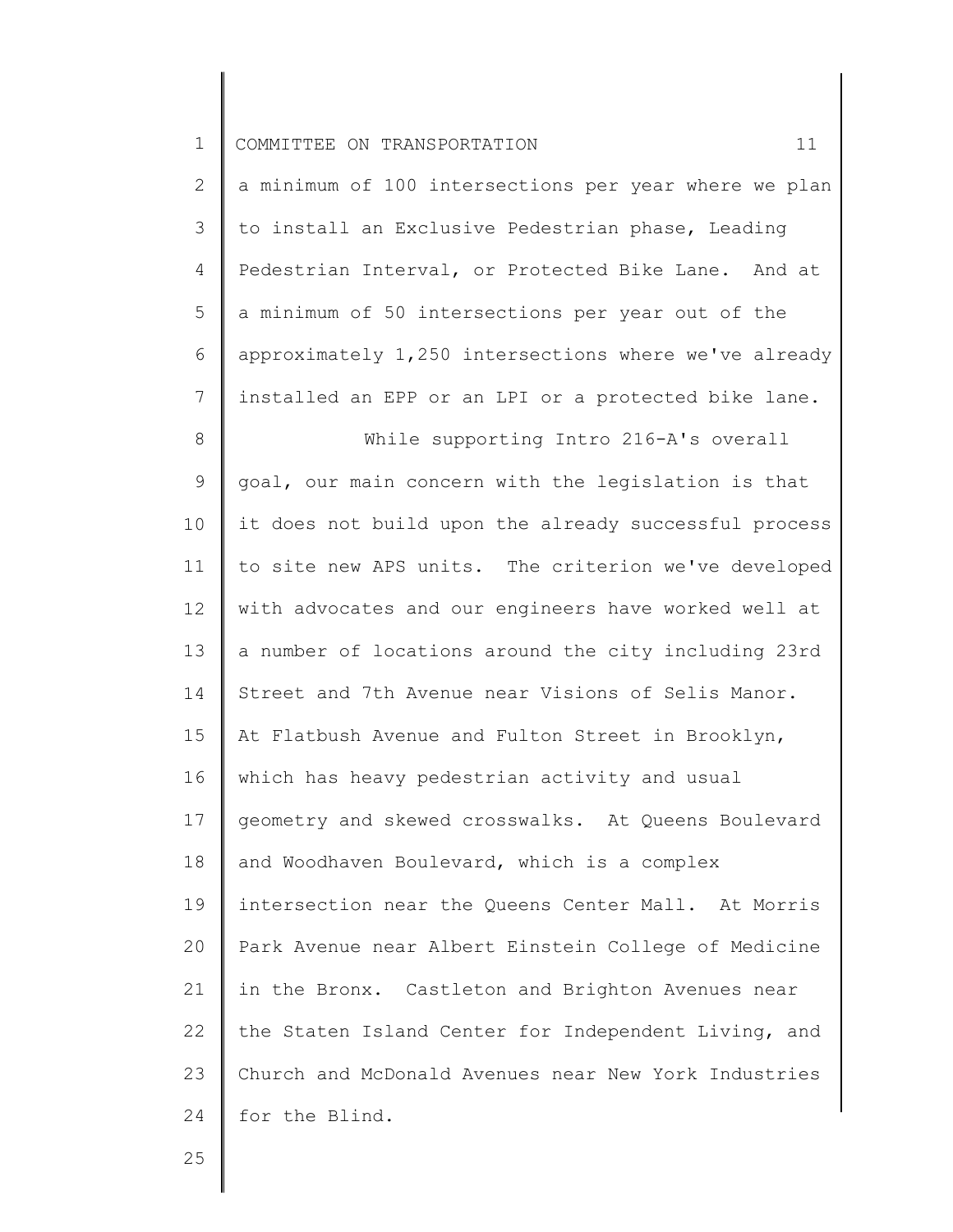a minimum of 100 intersections per year where we plan to install an Exclusive Pedestrian phase, Leading Pedestrian Interval, or Protected Bike Lane. And at a minimum of 50 intersections per year out of the approximately 1,250 intersections where we've already installed an EPP or an LPI or a protected bike lane.

While supporting Intro 216-A's overall goal, our main concern with the legislation is that it does not build upon the already successful process to site new APS units. The criterion we've developed with advocates and our engineers have worked well at a number of locations around the city including 23rd Street and 7th Avenue near Visions of Selis Manor. At Flatbush Avenue and Fulton Street in Brooklyn, which has heavy pedestrian activity and usual geometry and skewed crosswalks. At Queens Boulevard and Woodhaven Boulevard, which is a complex intersection near the Queens Center Mall. At Morris Park Avenue near Albert Einstein College of Medicine in the Bronx. Castleton and Brighton Avenues near the Staten Island Center for Independent Living, and Church and McDonald Avenues near New York Industries for the Blind.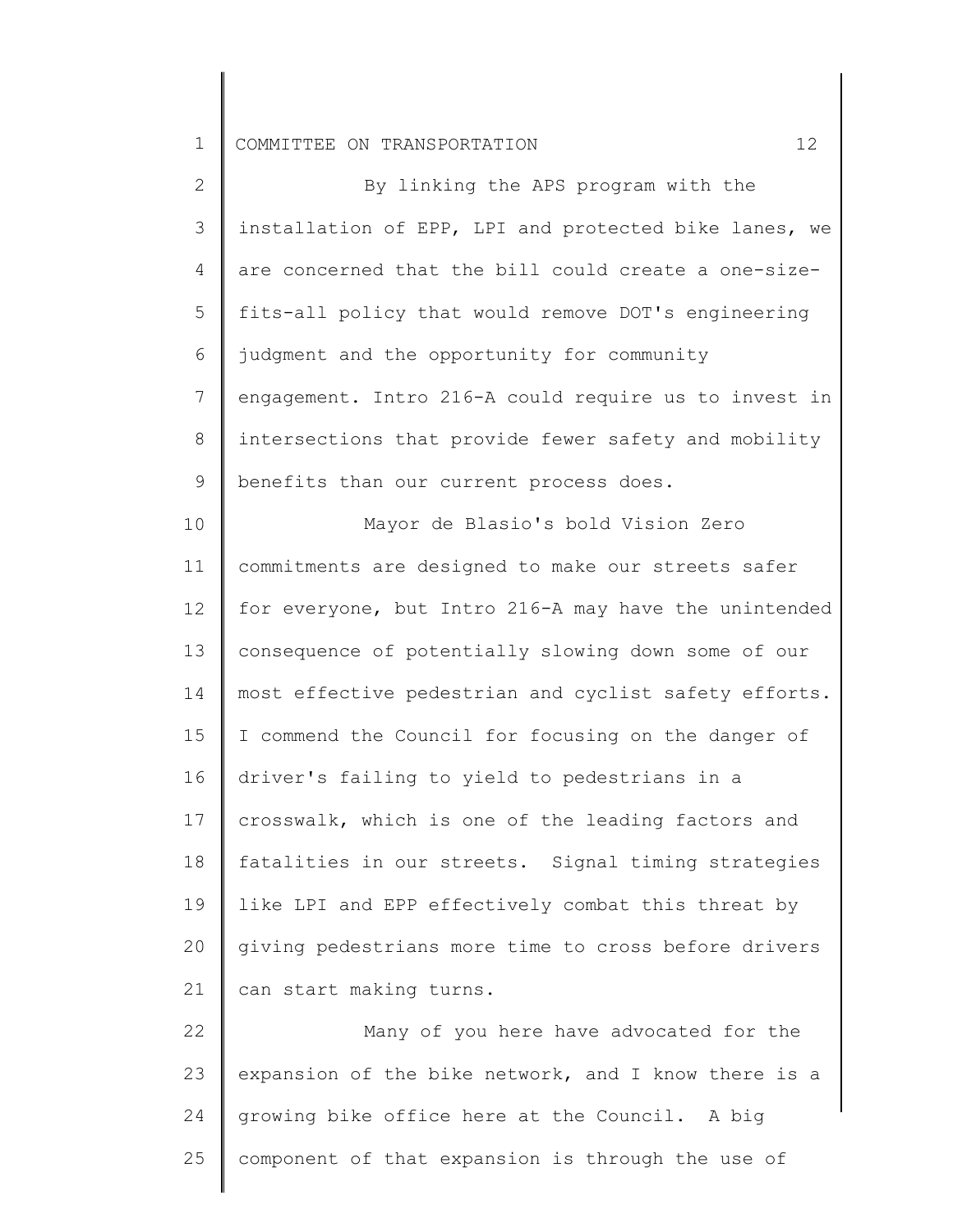By linking the APS program with the installation of EPP, LPI and protected bike lanes, we are concerned that the bill could create a one-size-fits-all policy that would remove DOT's engineering judgment and the opportunity for community engagement. Intro 216-A could require us to invest in intersections that provide fewer safety and mobility benefits than our current process does.

Mayor de Blasio's bold Vision Zero commitments are designed to make our streets safer for everyone, but Intro 216-A may have the unintended consequence of potentially slowing down some of our most effective pedestrian and cyclist safety efforts. I commend the Council for focusing on the danger of driver's failing to yield to pedestrians in a crosswalk, which is one of the leading factors and fatalities in our streets. Signal timing strategies like LPI and EPP effectively combat this threat by giving pedestrians more time to cross before drivers can start making turns.

Many of you here have advocated for the expansion of the bike network, and I know there is a growing bike office here at the Council. A big component of that expansion is through the use of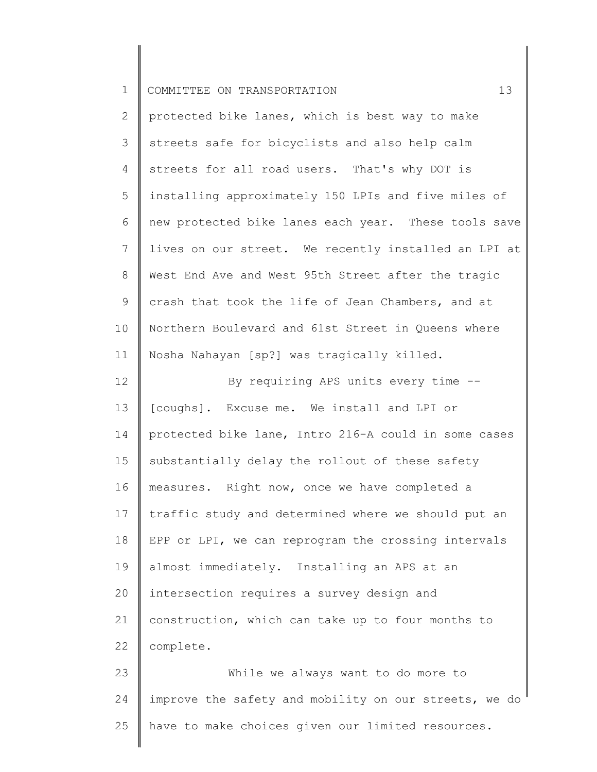protected bike lanes, which is best way to make streets safe for bicyclists and also help calm streets for all road users. That's why DOT is installing approximately 150 LPIs and five miles of new protected bike lanes each year. These tools save lives on our street. We recently installed an LPI at West End Ave and West 95th Street after the tragic crash that took the life of Jean Chambers, and at Northern Boulevard and 61st Street in Queens where Nosha Nahayan [sp?] was tragically killed.

By requiring APS units every time -- [coughs]. Excuse me. We install and LPI or protected bike lane, Intro 216-A could in some cases substantially delay the rollout of these safety measures. Right now, once we have completed a traffic study and determined where we should put an EPP or LPI, we can reprogram the crossing intervals almost immediately. Installing an APS at an intersection requires a survey design and construction, which can take up to four months to complete.

While we always want to do more to improve the safety and mobility on our streets, we do have to make choices given our limited resources.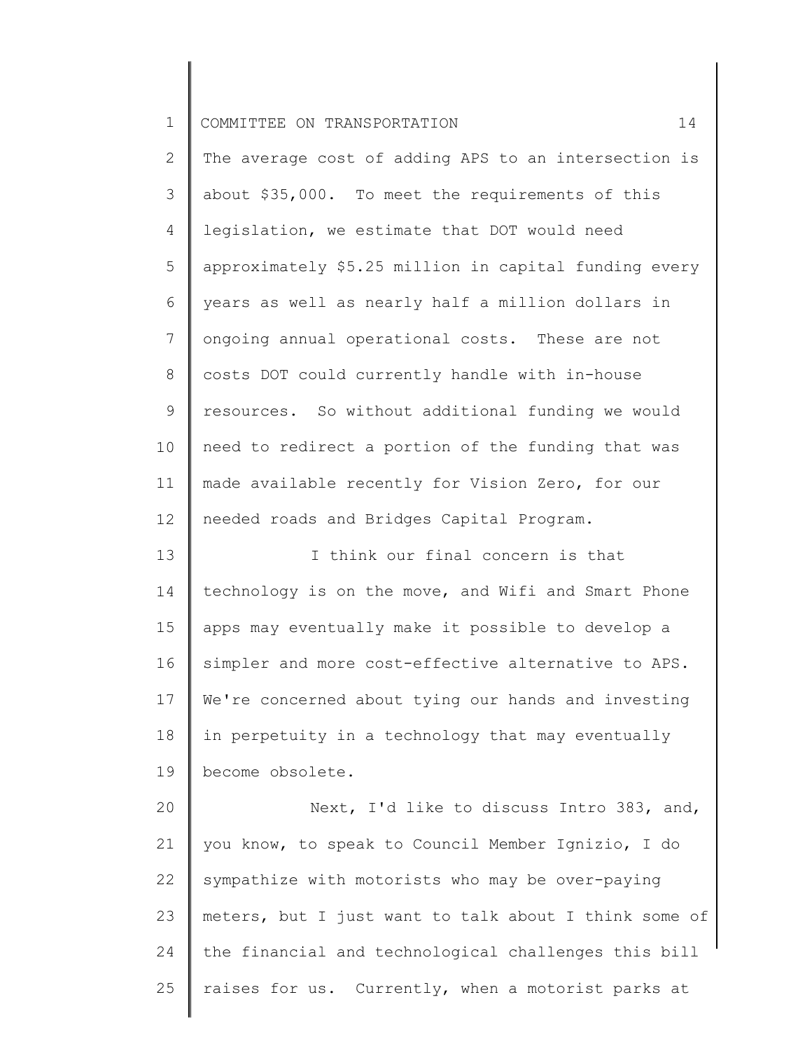The average cost of adding APS to an intersection is about $35,000. To meet the requirements of this legislation, we estimate that DOT would need approximately $5.25 million in capital funding every years as well as nearly half a million dollars in ongoing annual operational costs. These are not costs DOT could currently handle with in-house resources. So without additional funding we would need to redirect a portion of the funding that was made available recently for Vision Zero, for our needed roads and Bridges Capital Program.

I think our final concern is that technology is on the move, and Wifi and Smart Phone apps may eventually make it possible to develop a simpler and more cost-effective alternative to APS. We're concerned about tying our hands and investing in perpetuity in a technology that may eventually become obsolete.

Next, I'd like to discuss Intro 383, and, you know, to speak to Council Member Ignizio, I do sympathize with motorists who may be over-paying meters, but I just want to talk about I think some of the financial and technological challenges this bill raises for us. Currently, when a motorist parks at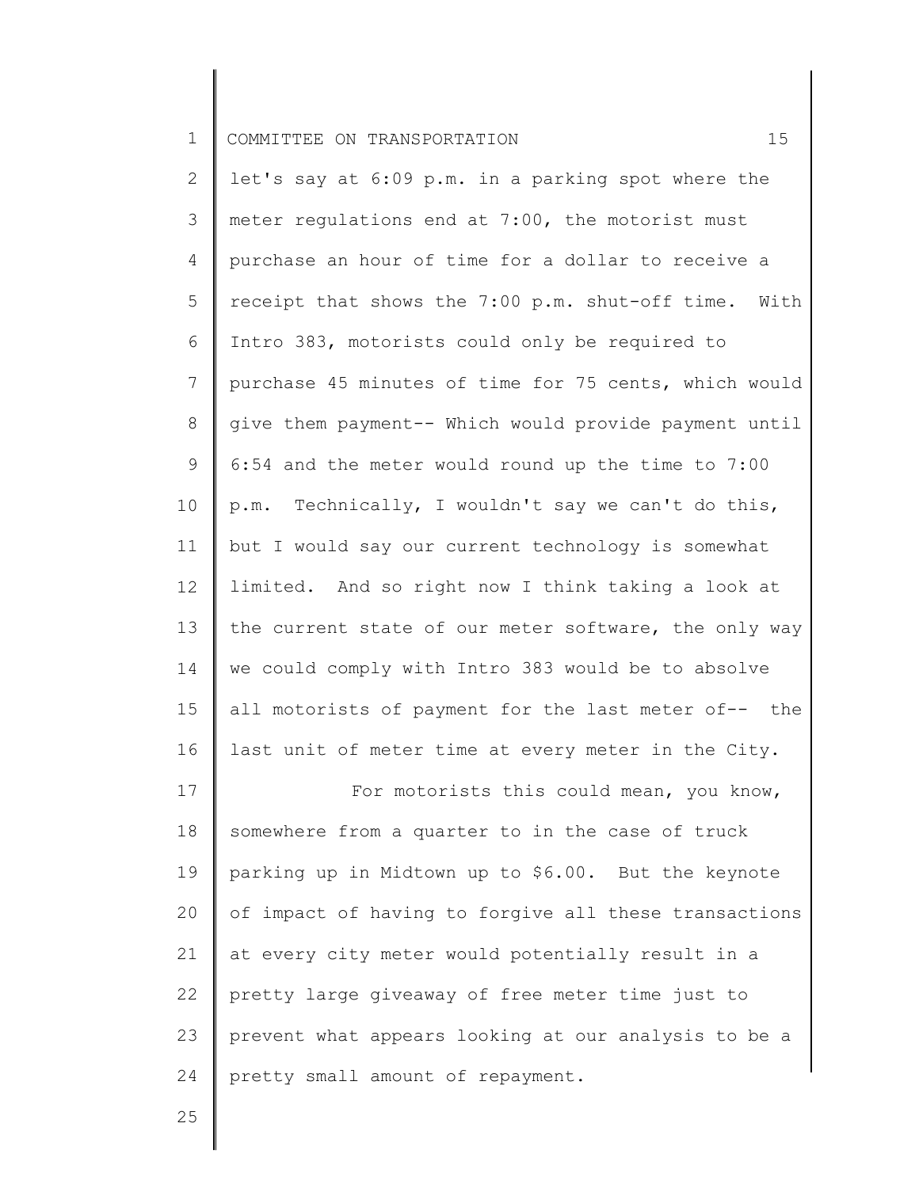let's say at 6:09 p.m. in a parking spot where the meter regulations end at 7:00, the motorist must purchase an hour of time for a dollar to receive a receipt that shows the 7:00 p.m. shut-off time. With Intro 383, motorists could only be required to purchase 45 minutes of time for 75 cents, which would give them payment-- Which would provide payment until 6:54 and the meter would round up the time to 7:00 p.m. Technically, I wouldn't say we can't do this, but I would say our current technology is somewhat limited. And so right now I think taking a look at the current state of our meter software, the only way we could comply with Intro 383 would be to absolve all motorists of payment for the last meter of-- the last unit of meter time at every meter in the City.

For motorists this could mean, you know, somewhere from a quarter to in the case of truck parking up in Midtown up to $6.00. But the keynote of impact of having to forgive all these transactions at every city meter would potentially result in a pretty large giveaway of free meter time just to prevent what appears looking at our analysis to be a pretty small amount of repayment.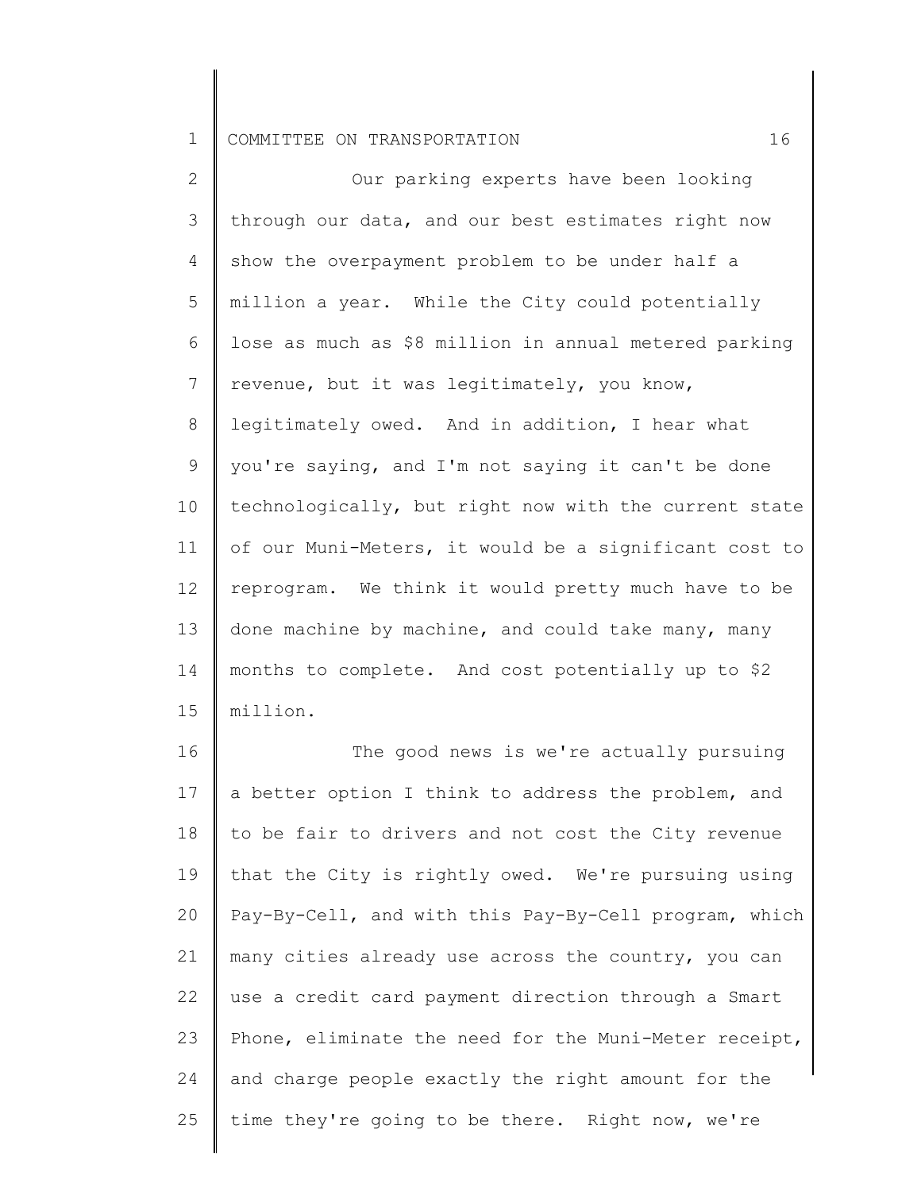Our parking experts have been looking through our data, and our best estimates right now show the overpayment problem to be under half a million a year. While the City could potentially lose as much as $8 million in annual metered parking revenue, but it was legitimately, you know, legitimately owed. And in addition, I hear what you're saying, and I'm not saying it can't be done technologically, but right now with the current state of our Muni-Meters, it would be a significant cost to reprogram. We think it would pretty much have to be done machine by machine, and could take many, many months to complete. And cost potentially up to $2 million.

The good news is we're actually pursuing a better option I think to address the problem, and to be fair to drivers and not cost the City revenue that the City is rightly owed. We're pursuing using Pay-By-Cell, and with this Pay-By-Cell program, which many cities already use across the country, you can use a credit card payment direction through a Smart Phone, eliminate the need for the Muni-Meter receipt, and charge people exactly the right amount for the time they're going to be there. Right now, we're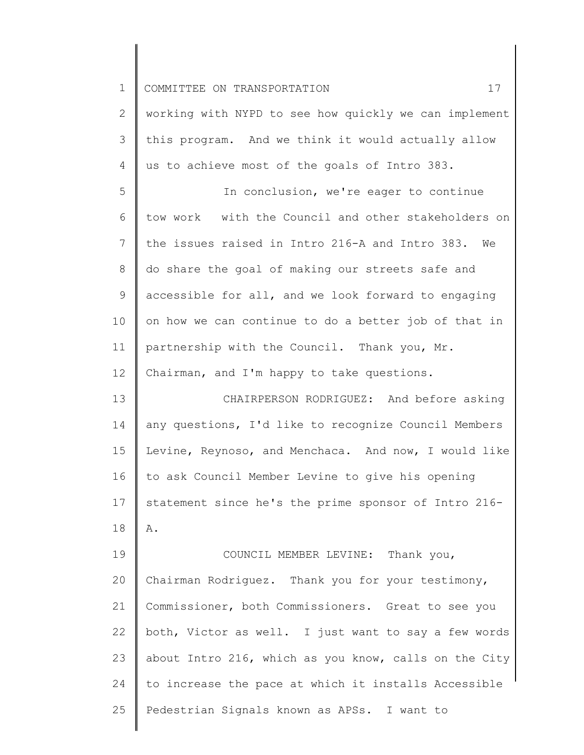working with NYPD to see how quickly we can implement this program. And we think it would actually allow us to achieve most of the goals of Intro 383.

In conclusion, we're eager to continue tow work with the Council and other stakeholders on the issues raised in Intro 216-A and Intro 383. We do share the goal of making our streets safe and accessible for all, and we look forward to engaging on how we can continue to do a better job of that in partnership with the Council. Thank you, Mr. Chairman, and I'm happy to take questions.

CHAIRPERSON RODRIGUEZ: And before asking any questions, I'd like to recognize Council Members Levine, Reynoso, and Menchaca. And now, I would like to ask Council Member Levine to give his opening statement since he's the prime sponsor of Intro 216-A.

COUNCIL MEMBER LEVINE: Thank you, Chairman Rodriguez. Thank you for your testimony, Commissioner, both Commissioners. Great to see you both, Victor as well. I just want to say a few words about Intro 216, which as you know, calls on the City to increase the pace at which it installs Accessible Pedestrian Signals known as APSs. I want to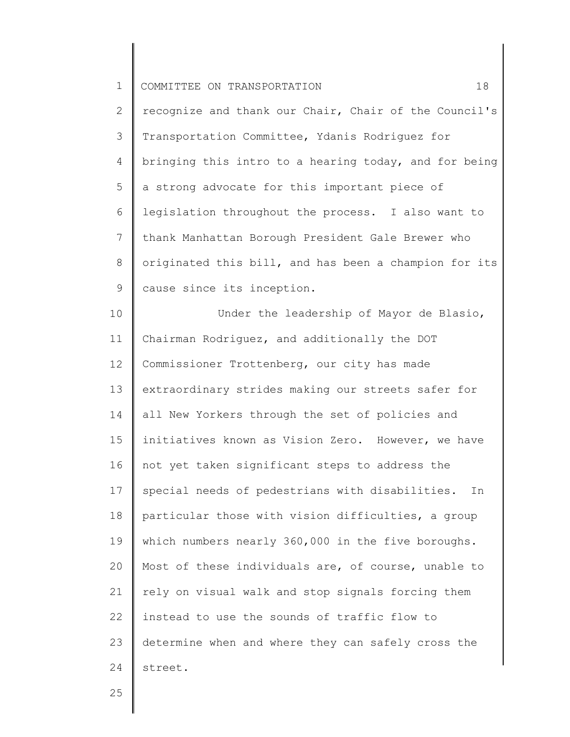recognize and thank our Chair, Chair of the Council's Transportation Committee, Ydanis Rodriguez for bringing this intro to a hearing today, and for being a strong advocate for this important piece of legislation throughout the process. I also want to thank Manhattan Borough President Gale Brewer who originated this bill, and has been a champion for its cause since its inception.

Under the leadership of Mayor de Blasio, Chairman Rodriguez, and additionally the DOT Commissioner Trottenberg, our city has made extraordinary strides making our streets safer for all New Yorkers through the set of policies and initiatives known as Vision Zero. However, we have not yet taken significant steps to address the special needs of pedestrians with disabilities. In particular those with vision difficulties, a group which numbers nearly 360,000 in the five boroughs. Most of these individuals are, of course, unable to rely on visual walk and stop signals forcing them instead to use the sounds of traffic flow to determine when and where they can safely cross the street.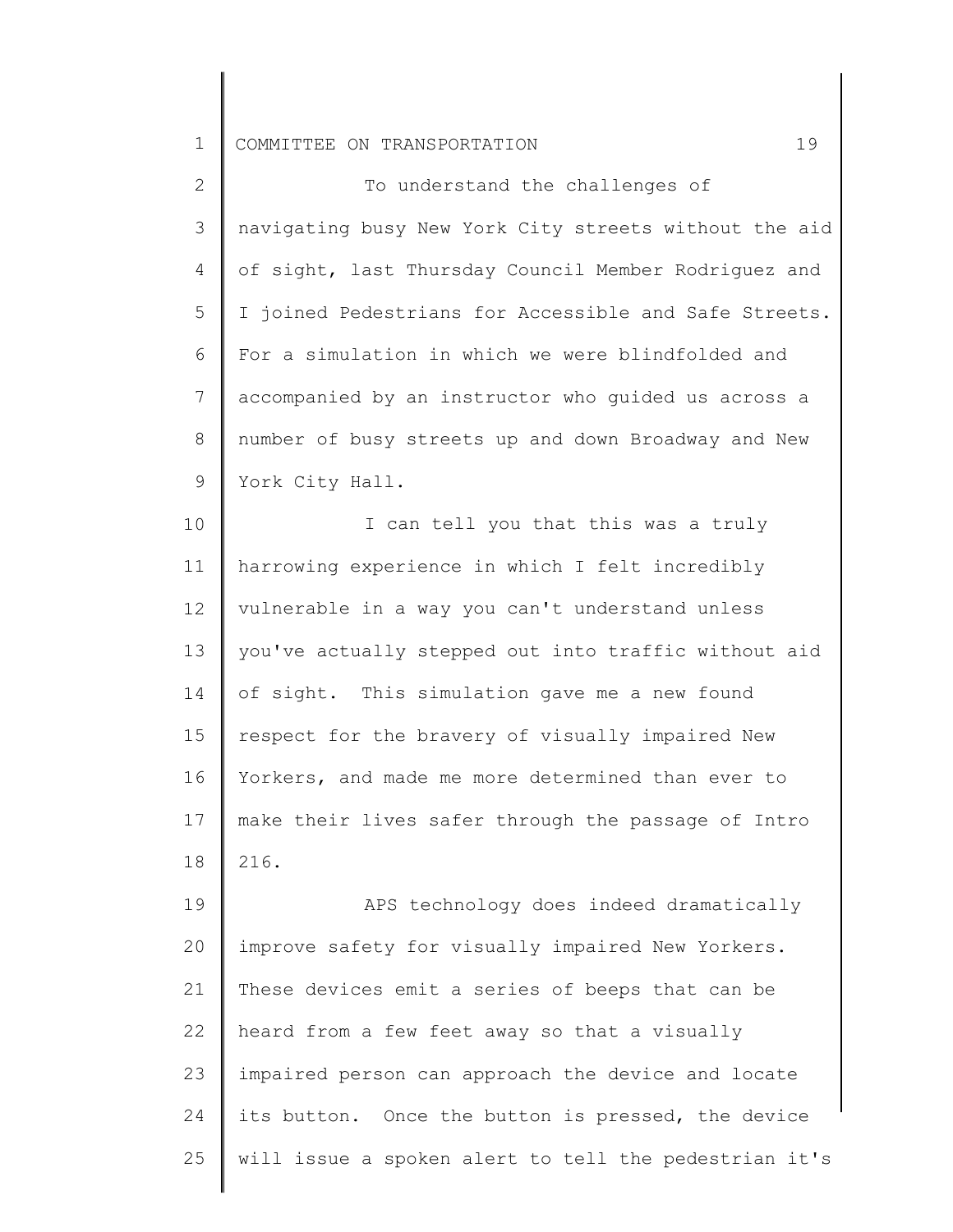To understand the challenges of navigating busy New York City streets without the aid of sight, last Thursday Council Member Rodriguez and I joined Pedestrians for Accessible and Safe Streets. For a simulation in which we were blindfolded and accompanied by an instructor who guided us across a number of busy streets up and down Broadway and New York City Hall.

I can tell you that this was a truly harrowing experience in which I felt incredibly vulnerable in a way you can't understand unless you've actually stepped out into traffic without aid of sight. This simulation gave me a new found respect for the bravery of visually impaired New Yorkers, and made me more determined than ever to make their lives safer through the passage of Intro 216.

APS technology does indeed dramatically improve safety for visually impaired New Yorkers. These devices emit a series of beeps that can be heard from a few feet away so that a visually impaired person can approach the device and locate its button. Once the button is pressed, the device will issue a spoken alert to tell the pedestrian it's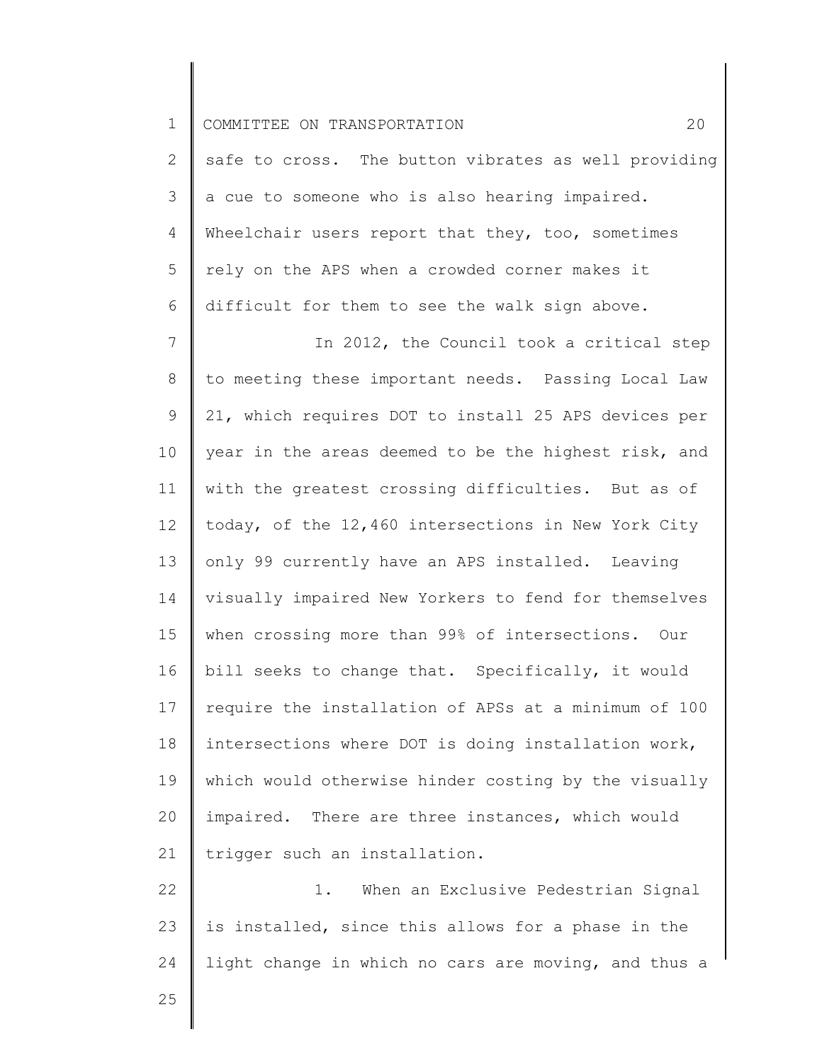safe to cross. The button vibrates as well providing a cue to someone who is also hearing impaired. Wheelchair users report that they, too, sometimes rely on the APS when a crowded corner makes it difficult for them to see the walk sign above.

In 2012, the Council took a critical step to meeting these important needs. Passing Local Law 21, which requires DOT to install 25 APS devices per year in the areas deemed to be the highest risk, and with the greatest crossing difficulties. But as of today, of the 12,460 intersections in New York City only 99 currently have an APS installed. Leaving visually impaired New Yorkers to fend for themselves when crossing more than 99% of intersections. Our bill seeks to change that. Specifically, it would require the installation of APSs at a minimum of 100 intersections where DOT is doing installation work, which would otherwise hinder costing by the visually impaired. There are three instances, which would trigger such an installation.

1. When an Exclusive Pedestrian Signal is installed, since this allows for a phase in the light change in which no cars are moving, and thus a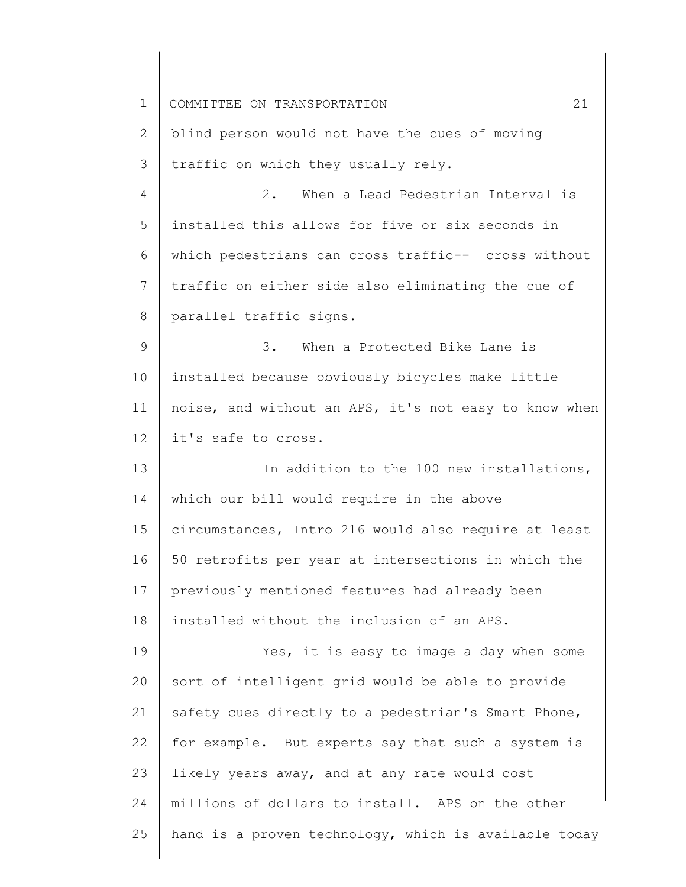blind person would not have the cues of moving traffic on which they usually rely.

2. When a Lead Pedestrian Interval is installed this allows for five or six seconds in which pedestrians can cross traffic-- cross without traffic on either side also eliminating the cue of parallel traffic signs.

3. When a Protected Bike Lane is installed because obviously bicycles make little noise, and without an APS, it's not easy to know when it's safe to cross.

In addition to the 100 new installations, which our bill would require in the above circumstances, Intro 216 would also require at least 50 retrofits per year at intersections in which the previously mentioned features had already been installed without the inclusion of an APS.

Yes, it is easy to image a day when some sort of intelligent grid would be able to provide safety cues directly to a pedestrian's Smart Phone, for example. But experts say that such a system is likely years away, and at any rate would cost millions of dollars to install. APS on the other hand is a proven technology, which is available today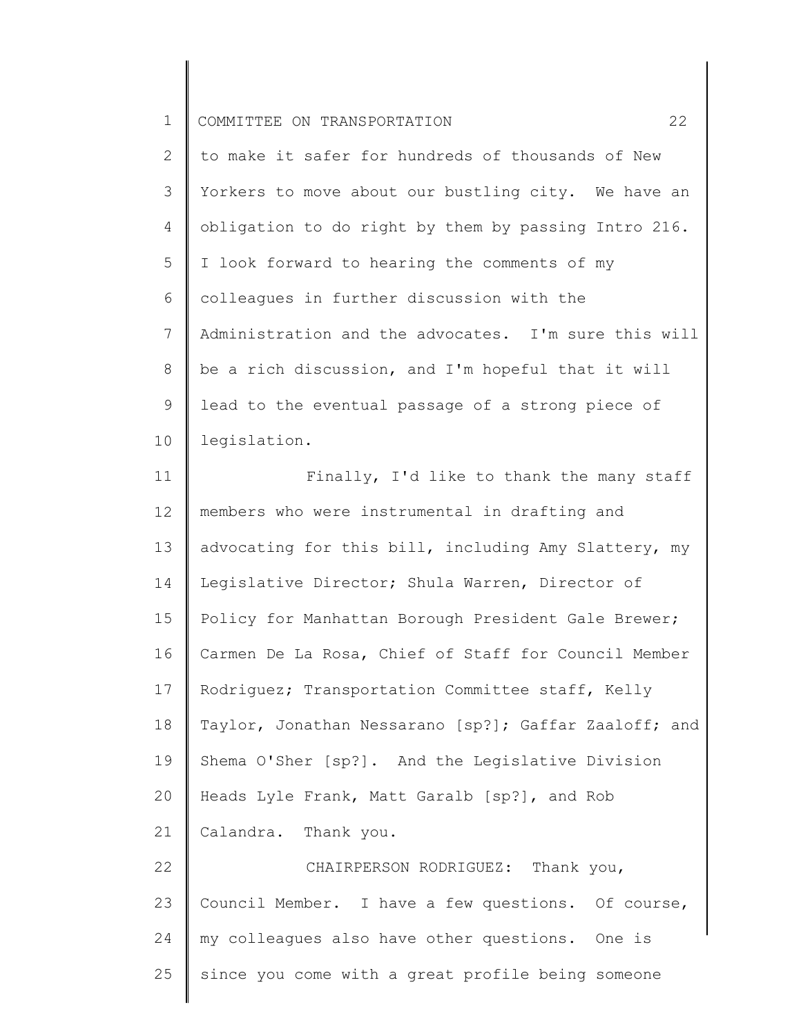to make it safer for hundreds of thousands of New Yorkers to move about our bustling city. We have an obligation to do right by them by passing Intro 216. I look forward to hearing the comments of my colleagues in further discussion with the Administration and the advocates. I'm sure this will be a rich discussion, and I'm hopeful that it will lead to the eventual passage of a strong piece of legislation.

Finally, I'd like to thank the many staff members who were instrumental in drafting and advocating for this bill, including Amy Slattery, my Legislative Director; Shula Warren, Director of Policy for Manhattan Borough President Gale Brewer; Carmen De La Rosa, Chief of Staff for Council Member Rodriguez; Transportation Committee staff, Kelly Taylor, Jonathan Nessarano [sp?]; Gaffar Zaaloff; and Shema O'Sher [sp?]. And the Legislative Division Heads Lyle Frank, Matt Garalb [sp?], and Rob Calandra. Thank you.

CHAIRPERSON RODRIGUEZ: Thank you, Council Member. I have a few questions. Of course, my colleagues also have other questions. One is since you come with a great profile being someone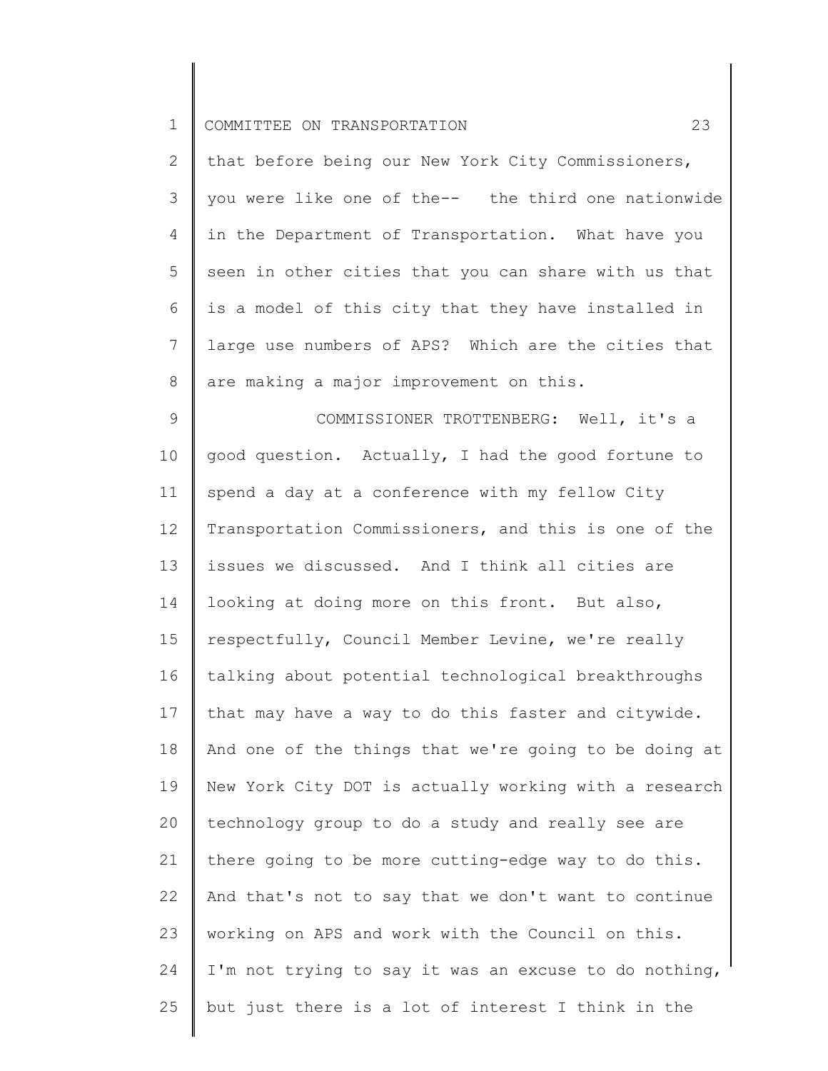that before being our New York City Commissioners, you were like one of the-- the third one nationwide in the Department of Transportation. What have you seen in other cities that you can share with us that is a model of this city that they have installed in large use numbers of APS? Which are the cities that are making a major improvement on this.

COMMISSIONER TROTTENBERG: Well, it's a good question. Actually, I had the good fortune to spend a day at a conference with my fellow City Transportation Commissioners, and this is one of the issues we discussed. And I think all cities are looking at doing more on this front. But also, respectfully, Council Member Levine, we're really talking about potential technological breakthroughs that may have a way to do this faster and citywide. And one of the things that we're going to be doing at New York City DOT is actually working with a research technology group to do a study and really see are there going to be more cutting-edge way to do this. And that's not to say that we don't want to continue working on APS and work with the Council on this. I'm not trying to say it was an excuse to do nothing, but just there is a lot of interest I think in the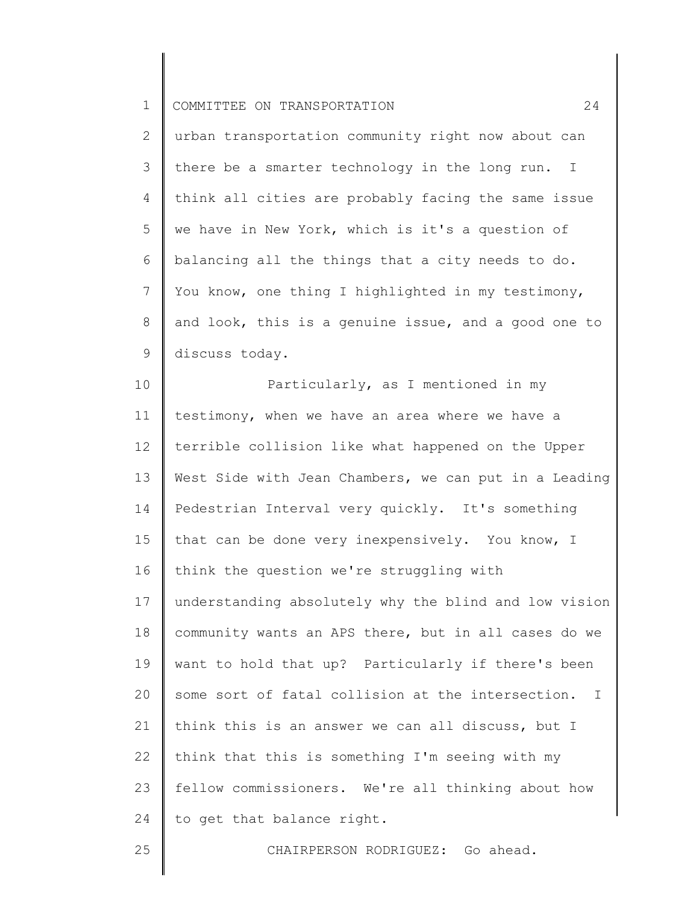urban transportation community right now about can there be a smarter technology in the long run. I think all cities are probably facing the same issue we have in New York, which is it's a question of balancing all the things that a city needs to do. You know, one thing I highlighted in my testimony, and look, this is a genuine issue, and a good one to discuss today.

Particularly, as I mentioned in my testimony, when we have an area where we have a terrible collision like what happened on the Upper West Side with Jean Chambers, we can put in a Leading Pedestrian Interval very quickly. It's something that can be done very inexpensively. You know, I think the question we're struggling with understanding absolutely why the blind and low vision community wants an APS there, but in all cases do we want to hold that up? Particularly if there's been some sort of fatal collision at the intersection. I think this is an answer we can all discuss, but I think that this is something I'm seeing with my fellow commissioners. We're all thinking about how to get that balance right.

CHAIRPERSON RODRIGUEZ: Go ahead.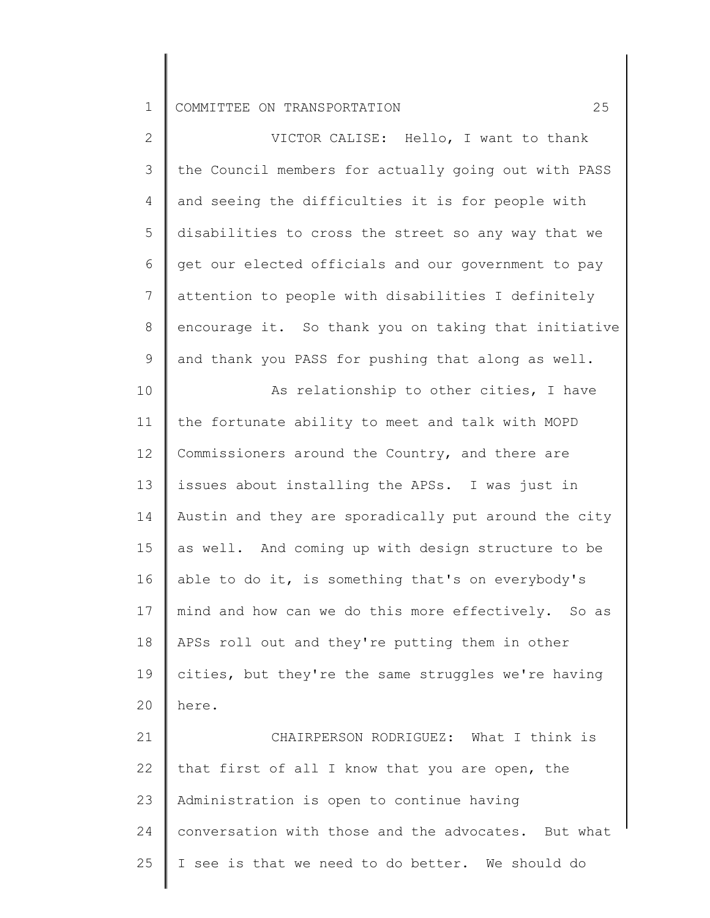VICTOR CALISE: Hello, I want to thank the Council members for actually going out with PASS and seeing the difficulties it is for people with disabilities to cross the street so any way that we get our elected officials and our government to pay attention to people with disabilities I definitely encourage it. So thank you on taking that initiative and thank you PASS for pushing that along as well.

As relationship to other cities, I have the fortunate ability to meet and talk with MOPD Commissioners around the Country, and there are issues about installing the APSs. I was just in Austin and they are sporadically put around the city as well. And coming up with design structure to be able to do it, is something that's on everybody's mind and how can we do this more effectively. So as APSs roll out and they're putting them in other cities, but they're the same struggles we're having here.

CHAIRPERSON RODRIGUEZ: What I think is that first of all I know that you are open, the Administration is open to continue having conversation with those and the advocates. But what I see is that we need to do better. We should do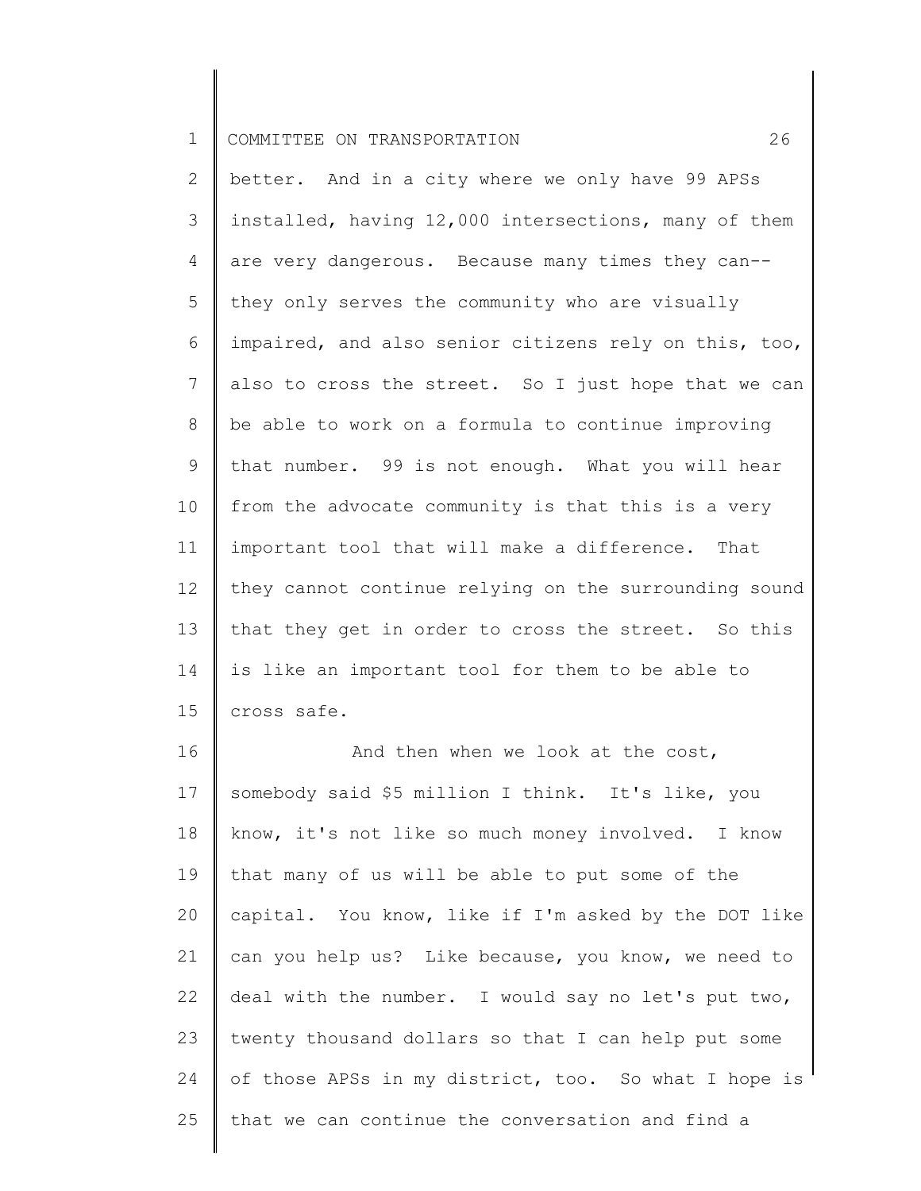better. And in a city where we only have 99 APSs installed, having 12,000 intersections, many of them are very dangerous. Because many times they can-- they only serves the community who are visually impaired, and also senior citizens rely on this, too, also to cross the street. So I just hope that we can be able to work on a formula to continue improving that number. 99 is not enough. What you will hear from the advocate community is that this is a very important tool that will make a difference. That they cannot continue relying on the surrounding sound that they get in order to cross the street. So this is like an important tool for them to be able to cross safe.

And then when we look at the cost, somebody said $5 million I think. It's like, you know, it's not like so much money involved. I know that many of us will be able to put some of the capital. You know, like if I'm asked by the DOT like can you help us? Like because, you know, we need to deal with the number. I would say no let's put two, twenty thousand dollars so that I can help put some of those APSs in my district, too. So what I hope is that we can continue the conversation and find a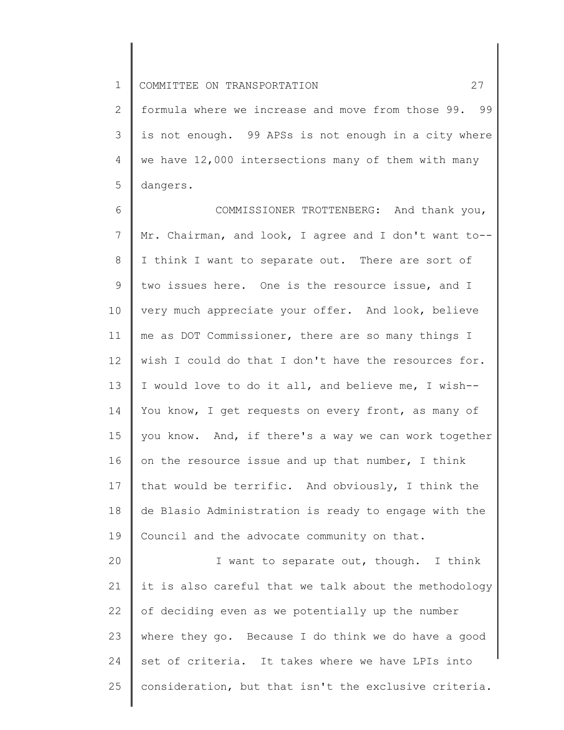formula where we increase and move from those 99. 99 is not enough. 99 APSs is not enough in a city where we have 12,000 intersections many of them with many dangers.

COMMISSIONER TROTTENBERG: And thank you, Mr. Chairman, and look, I agree and I don't want to-- I think I want to separate out. There are sort of two issues here. One is the resource issue, and I very much appreciate your offer. And look, believe me as DOT Commissioner, there are so many things I wish I could do that I don't have the resources for. I would love to do it all, and believe me, I wish-- You know, I get requests on every front, as many of you know. And, if there's a way we can work together on the resource issue and up that number, I think that would be terrific. And obviously, I think the de Blasio Administration is ready to engage with the Council and the advocate community on that.

I want to separate out, though. I think it is also careful that we talk about the methodology of deciding even as we potentially up the number where they go. Because I do think we do have a good set of criteria. It takes where we have LPIs into consideration, but that isn't the exclusive criteria.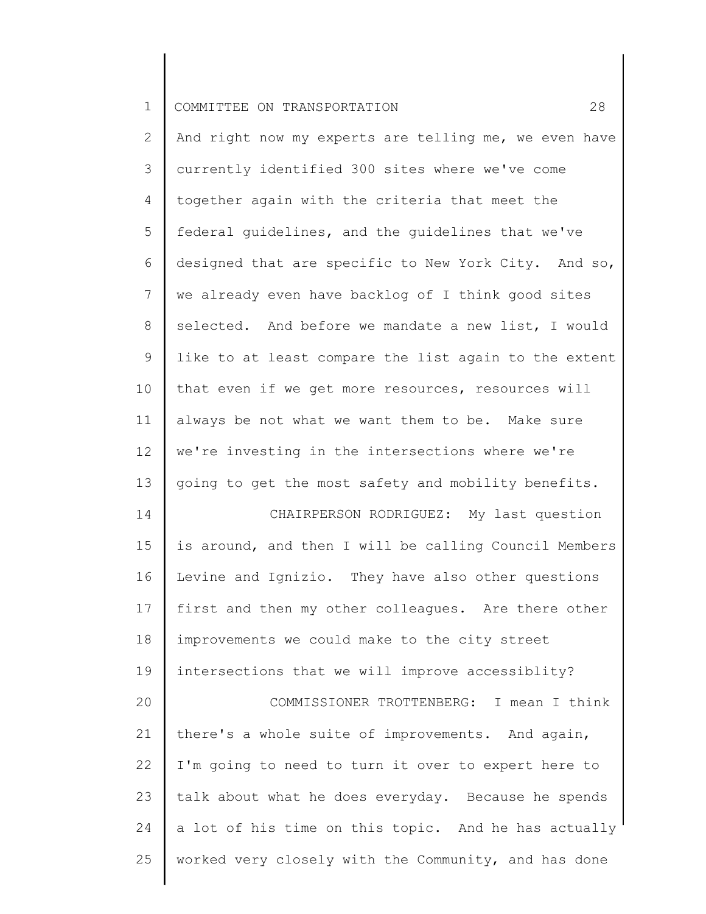And right now my experts are telling me, we even have currently identified 300 sites where we've come together again with the criteria that meet the federal guidelines, and the guidelines that we've designed that are specific to New York City. And so, we already even have backlog of I think good sites selected. And before we mandate a new list, I would like to at least compare the list again to the extent that even if we get more resources, resources will always be not what we want them to be. Make sure we're investing in the intersections where we're going to get the most safety and mobility benefits.

CHAIRPERSON RODRIGUEZ: My last question is around, and then I will be calling Council Members Levine and Ignizio. They have also other questions first and then my other colleagues. Are there other improvements we could make to the city street intersections that we will improve accessiblity?

COMMISSIONER TROTTENBERG: I mean I think there's a whole suite of improvements. And again, I'm going to need to turn it over to expert here to talk about what he does everyday. Because he spends a lot of his time on this topic. And he has actually worked very closely with the Community, and has done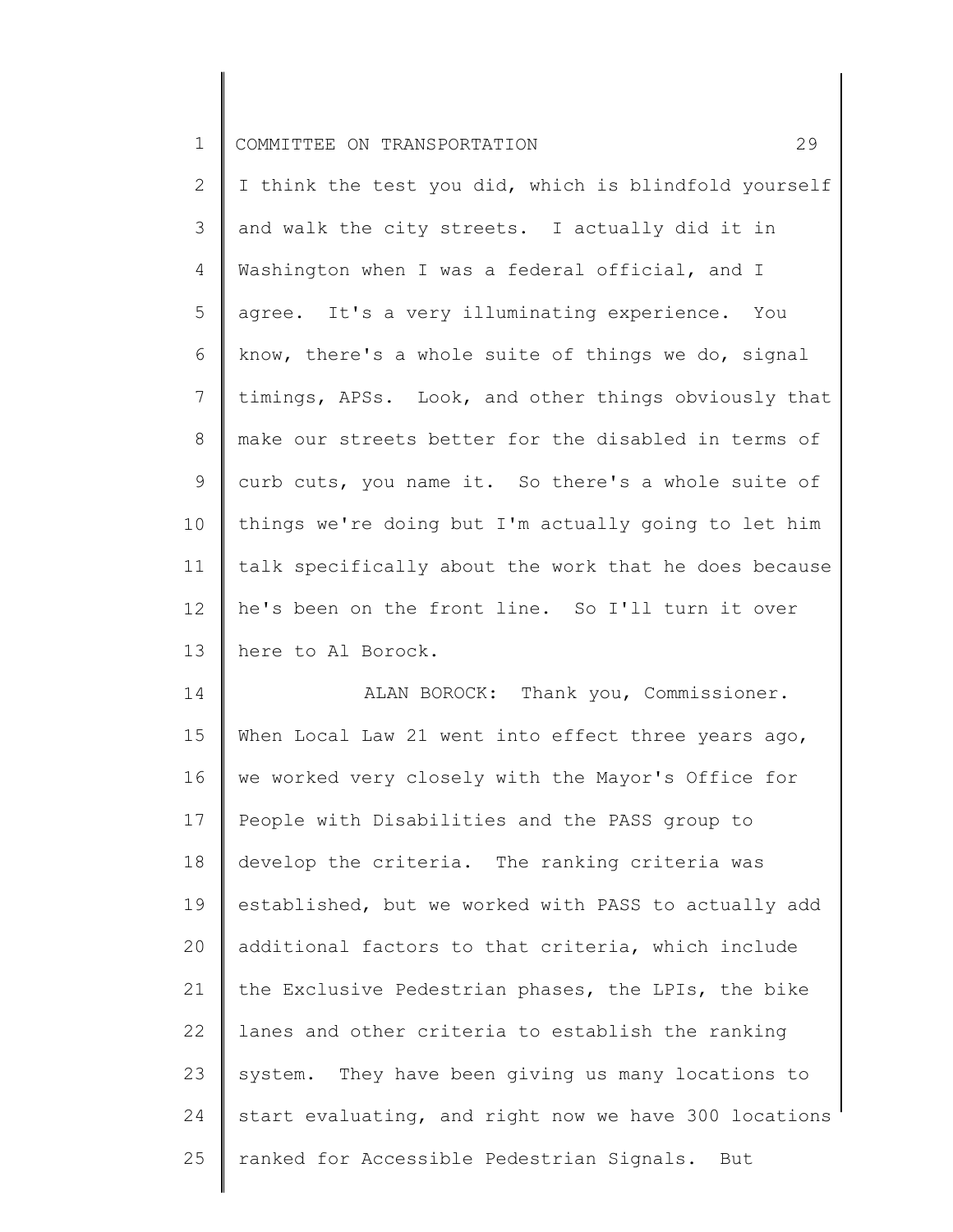I think the test you did, which is blindfold yourself and walk the city streets. I actually did it in Washington when I was a federal official, and I agree. It's a very illuminating experience. You know, there's a whole suite of things we do, signal timings, APSs. Look, and other things obviously that make our streets better for the disabled in terms of curb cuts, you name it. So there's a whole suite of things we're doing but I'm actually going to let him talk specifically about the work that he does because he's been on the front line. So I'll turn it over here to Al Borock.

ALAN BOROCK: Thank you, Commissioner. When Local Law 21 went into effect three years ago, we worked very closely with the Mayor's Office for People with Disabilities and the PASS group to develop the criteria. The ranking criteria was established, but we worked with PASS to actually add additional factors to that criteria, which include the Exclusive Pedestrian phases, the LPIs, the bike lanes and other criteria to establish the ranking system. They have been giving us many locations to start evaluating, and right now we have 300 locations ranked for Accessible Pedestrian Signals. But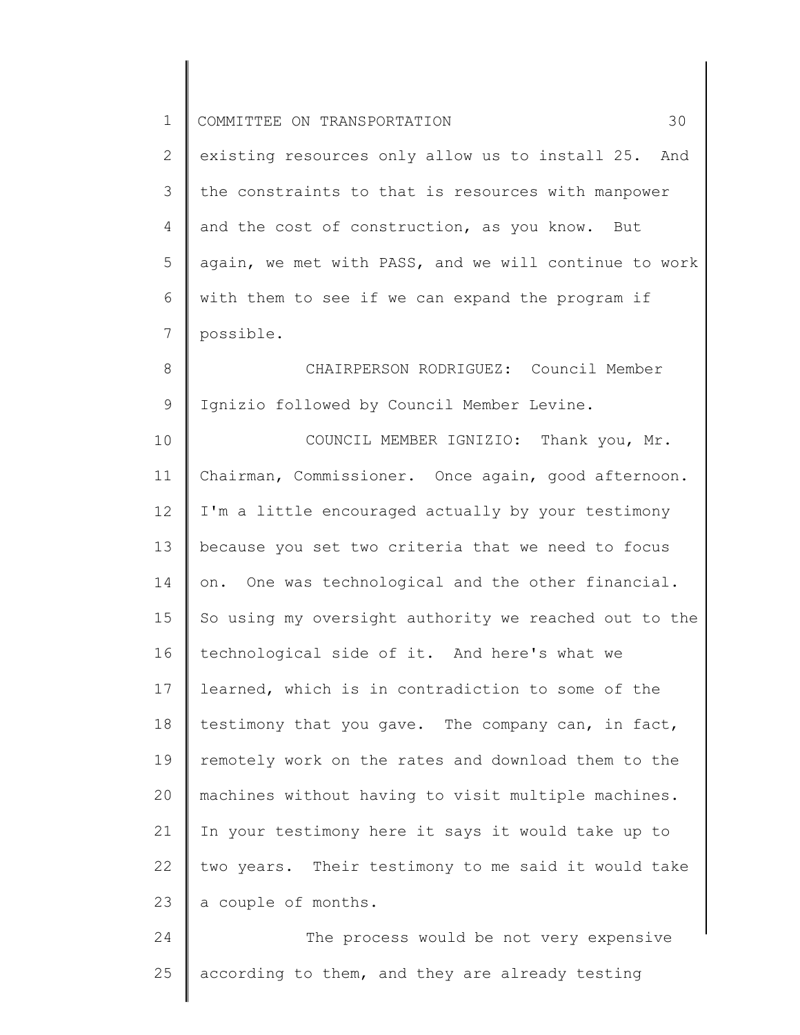existing resources only allow us to install 25. And the constraints to that is resources with manpower and the cost of construction, as you know. But again, we met with PASS, and we will continue to work with them to see if we can expand the program if possible.

CHAIRPERSON RODRIGUEZ: Council Member Ignizio followed by Council Member Levine.

COUNCIL MEMBER IGNIZIO: Thank you, Mr. Chairman, Commissioner. Once again, good afternoon. I'm a little encouraged actually by your testimony because you set two criteria that we need to focus on. One was technological and the other financial. So using my oversight authority we reached out to the technological side of it. And here's what we learned, which is in contradiction to some of the testimony that you gave. The company can, in fact, remotely work on the rates and download them to the machines without having to visit multiple machines. In your testimony here it says it would take up to two years. Their testimony to me said it would take a couple of months.

The process would be not very expensive according to them, and they are already testing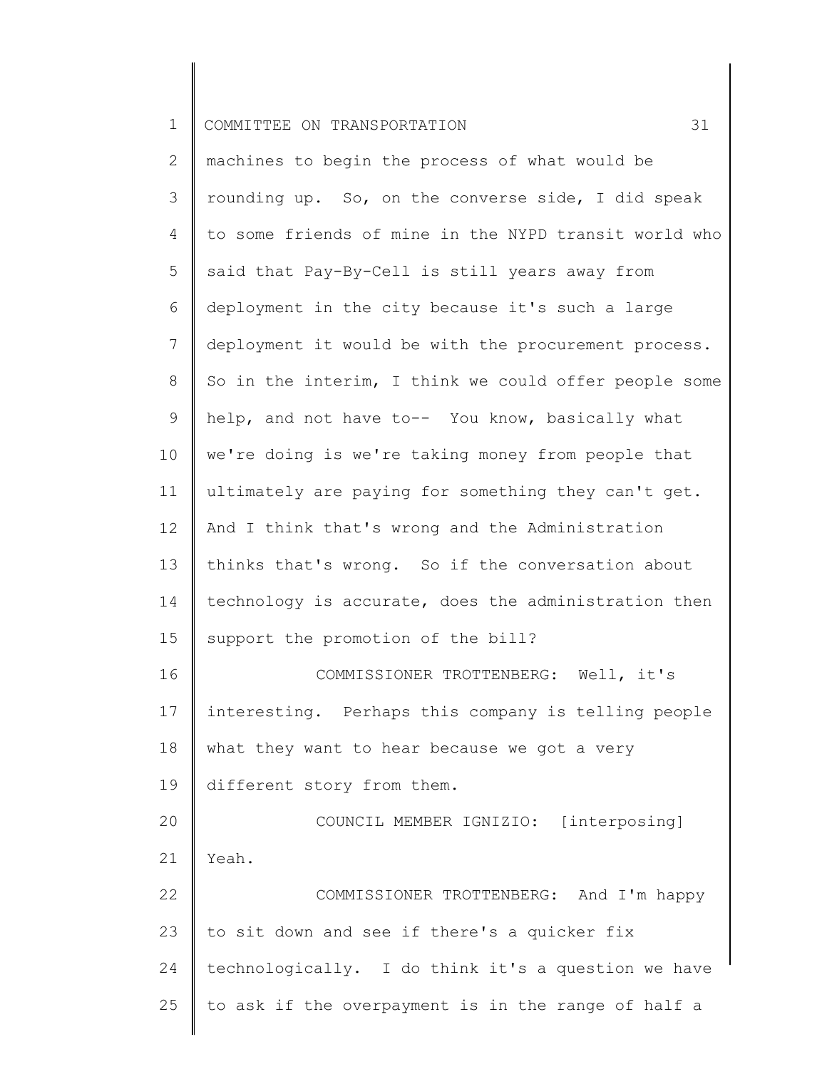machines to begin the process of what would be rounding up. So, on the converse side, I did speak to some friends of mine in the NYPD transit world who said that Pay-By-Cell is still years away from deployment in the city because it's such a large deployment it would be with the procurement process. So in the interim, I think we could offer people some help, and not have to-- You know, basically what we're doing is we're taking money from people that ultimately are paying for something they can't get. And I think that's wrong and the Administration thinks that's wrong. So if the conversation about technology is accurate, does the administration then support the promotion of the bill?

COMMISSIONER TROTTENBERG: Well, it's interesting. Perhaps this company is telling people what they want to hear because we got a very different story from them.

COUNCIL MEMBER IGNIZIO: [interposing] Yeah.

COMMISSIONER TROTTENBERG: And I'm happy to sit down and see if there's a quicker fix technologically. I do think it's a question we have to ask if the overpayment is in the range of half a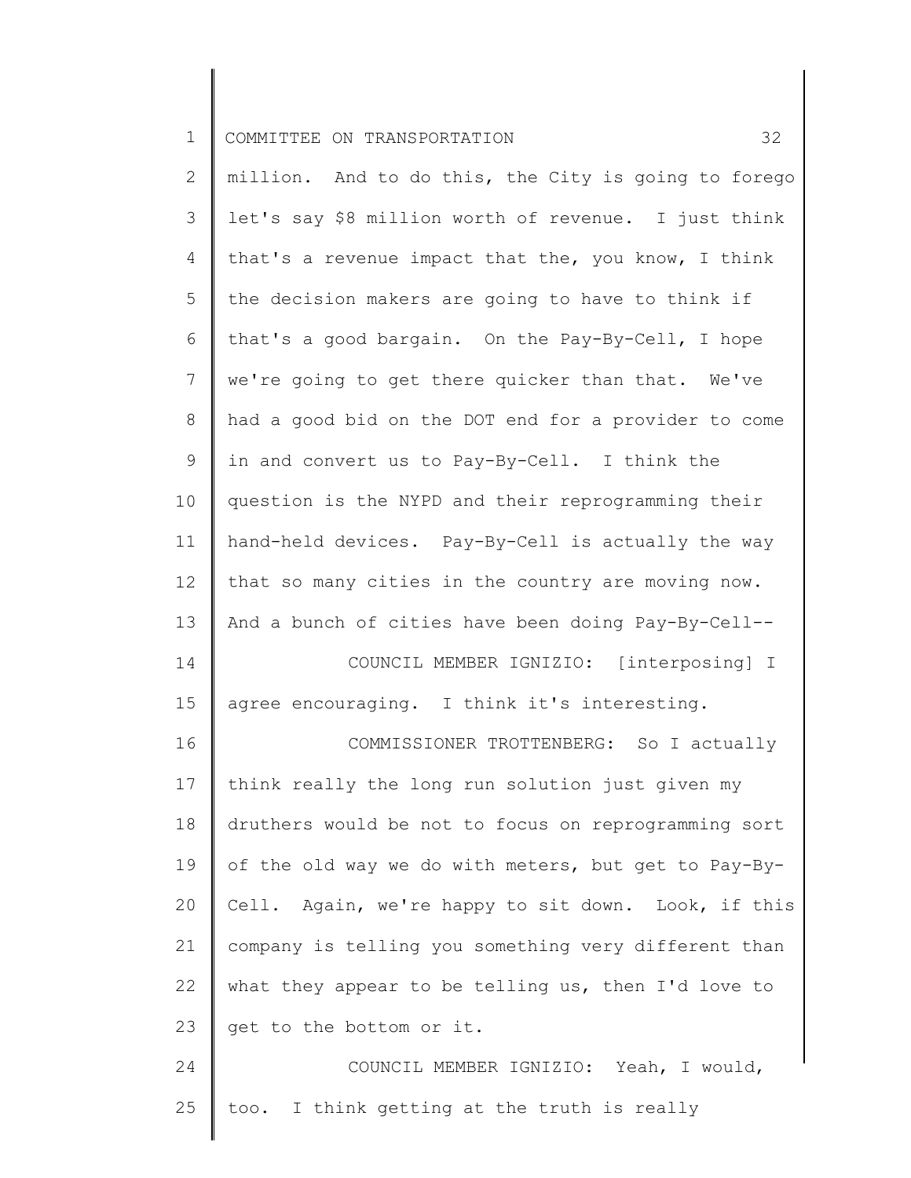million. And to do this, the City is going to forego let's say $8 million worth of revenue. I just think that's a revenue impact that the, you know, I think the decision makers are going to have to think if that's a good bargain. On the Pay-By-Cell, I hope we're going to get there quicker than that. We've had a good bid on the DOT end for a provider to come in and convert us to Pay-By-Cell. I think the question is the NYPD and their reprogramming their hand-held devices. Pay-By-Cell is actually the way that so many cities in the country are moving now. And a bunch of cities have been doing Pay-By-Cell--

COUNCIL MEMBER IGNIZIO: [interposing] I agree encouraging. I think it's interesting.

COMMISSIONER TROTTENBERG: So I actually think really the long run solution just given my druthers would be not to focus on reprogramming sort of the old way we do with meters, but get to Pay-By-Cell. Again, we're happy to sit down. Look, if this company is telling you something very different than what they appear to be telling us, then I'd love to get to the bottom or it.

COUNCIL MEMBER IGNIZIO: Yeah, I would, too. I think getting at the truth is really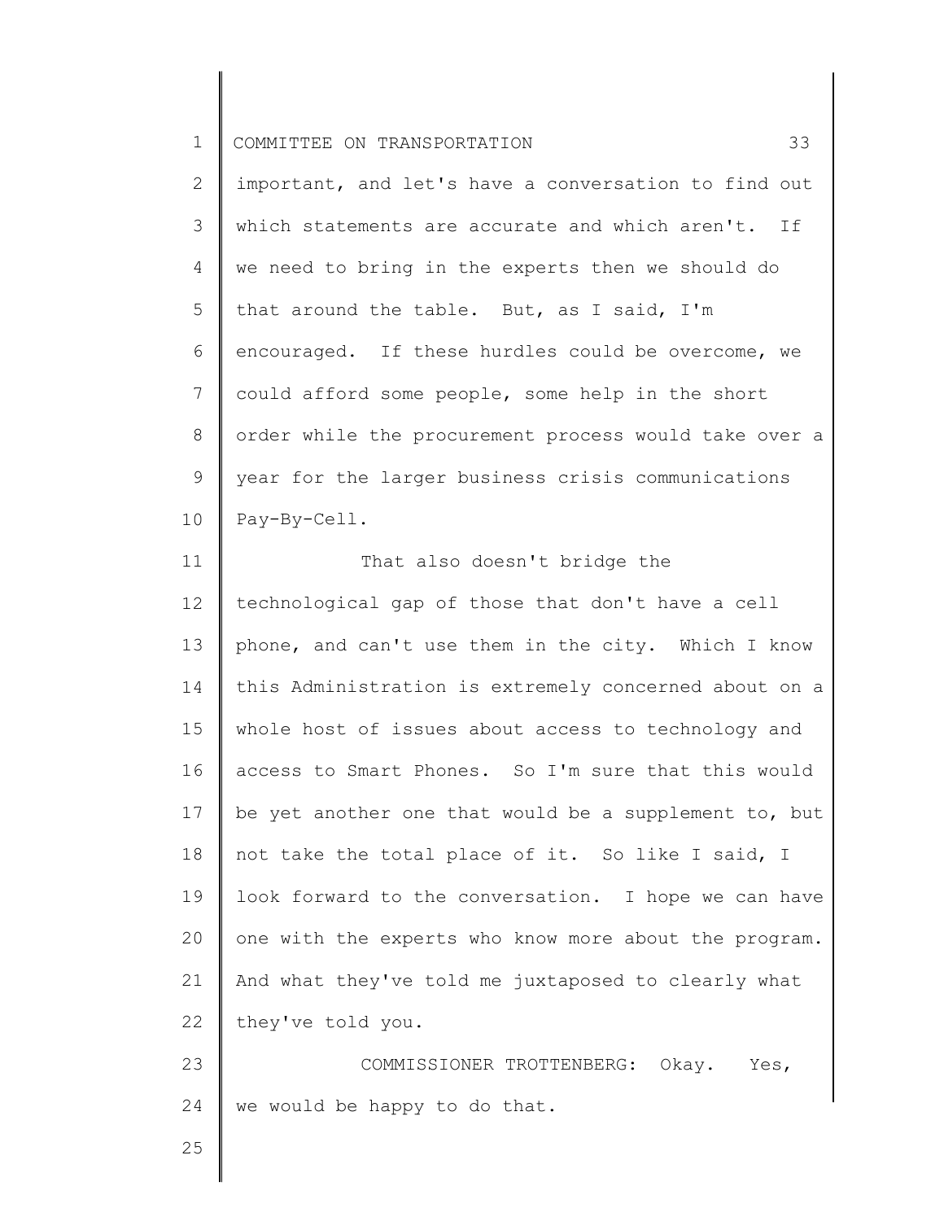important, and let's have a conversation to find out which statements are accurate and which aren't. If we need to bring in the experts then we should do that around the table. But, as I said, I'm encouraged. If these hurdles could be overcome, we could afford some people, some help in the short order while the procurement process would take over a year for the larger business crisis communications Pay-By-Cell.

That also doesn't bridge the technological gap of those that don't have a cell phone, and can't use them in the city. Which I know this Administration is extremely concerned about on a whole host of issues about access to technology and access to Smart Phones. So I'm sure that this would be yet another one that would be a supplement to, but not take the total place of it. So like I said, I look forward to the conversation. I hope we can have one with the experts who know more about the program. And what they've told me juxtaposed to clearly what they've told you.

COMMISSIONER TROTTENBERG: Okay. Yes, we would be happy to do that.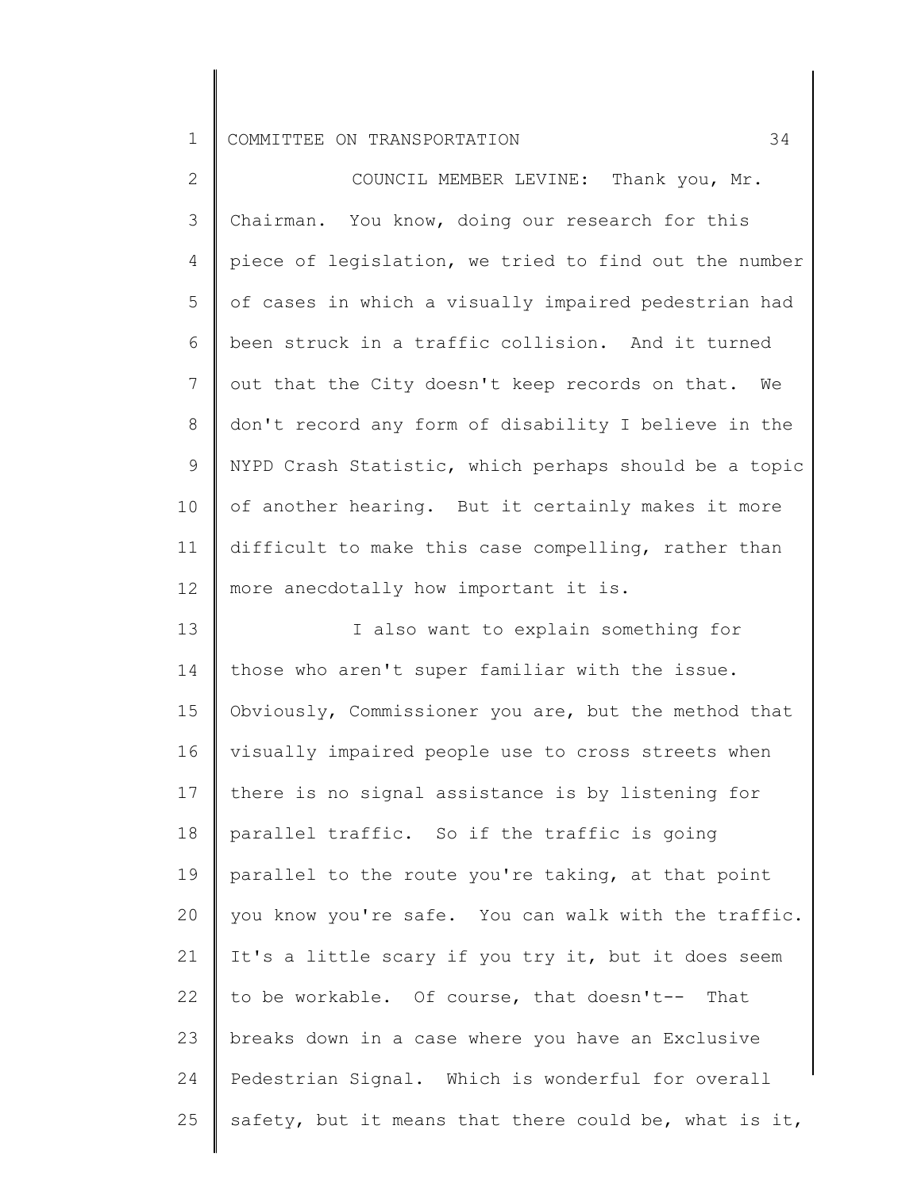COUNCIL MEMBER LEVINE: Thank you, Mr. Chairman. You know, doing our research for this piece of legislation, we tried to find out the number of cases in which a visually impaired pedestrian had been struck in a traffic collision. And it turned out that the City doesn't keep records on that. We don't record any form of disability I believe in the NYPD Crash Statistic, which perhaps should be a topic of another hearing. But it certainly makes it more difficult to make this case compelling, rather than more anecdotally how important it is.

I also want to explain something for those who aren't super familiar with the issue. Obviously, Commissioner you are, but the method that visually impaired people use to cross streets when there is no signal assistance is by listening for parallel traffic. So if the traffic is going parallel to the route you're taking, at that point you know you're safe. You can walk with the traffic. It's a little scary if you try it, but it does seem to be workable. Of course, that doesn't-- That breaks down in a case where you have an Exclusive Pedestrian Signal. Which is wonderful for overall safety, but it means that there could be, what is it,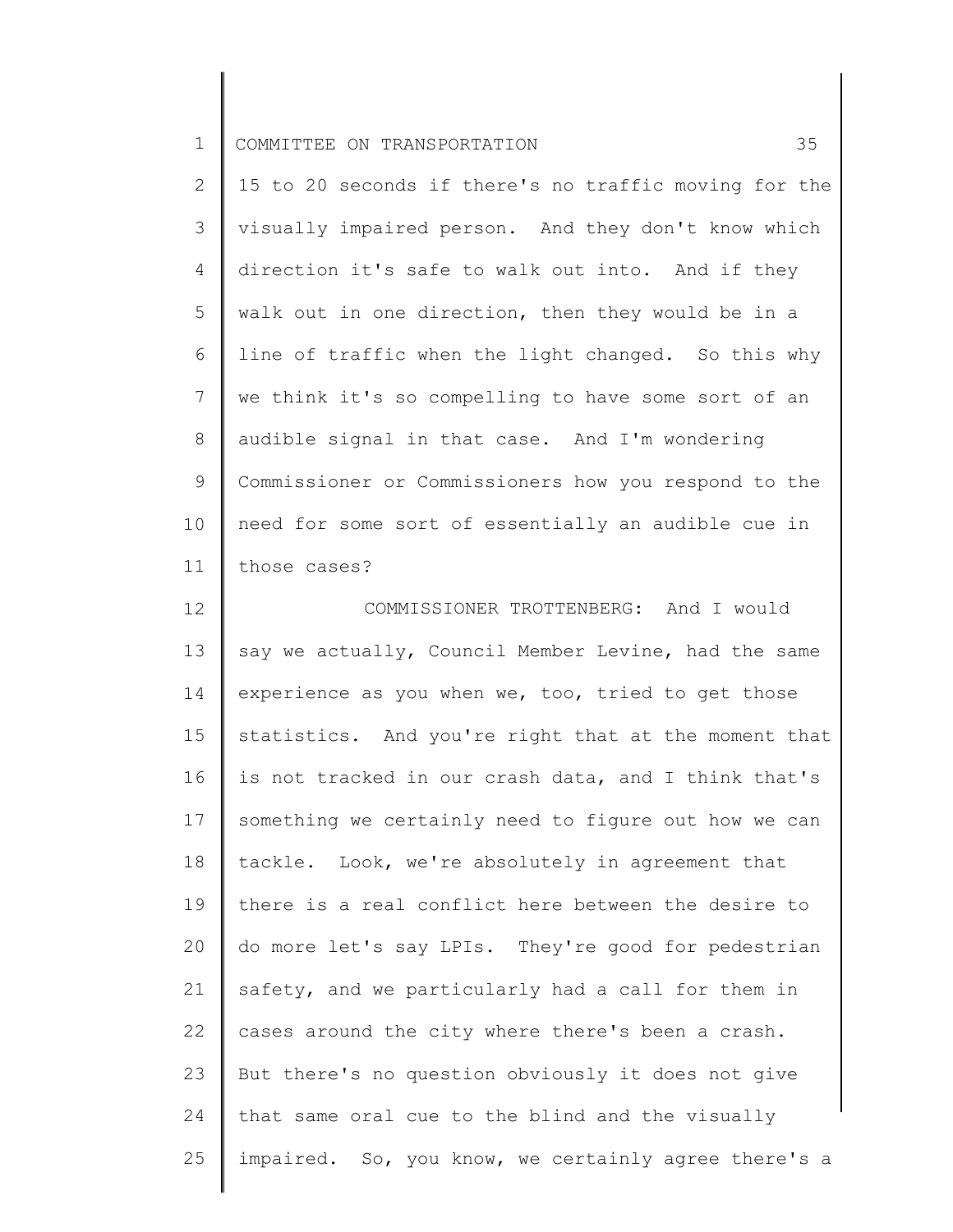15 to 20 seconds if there's no traffic moving for the visually impaired person. And they don't know which direction it's safe to walk out into. And if they walk out in one direction, then they would be in a line of traffic when the light changed. So this why we think it's so compelling to have some sort of an audible signal in that case. And I'm wondering Commissioner or Commissioners how you respond to the need for some sort of essentially an audible cue in those cases?

COMMISSIONER TROTTENBERG: And I would say we actually, Council Member Levine, had the same experience as you when we, too, tried to get those statistics. And you're right that at the moment that is not tracked in our crash data, and I think that's something we certainly need to figure out how we can tackle. Look, we're absolutely in agreement that there is a real conflict here between the desire to do more let's say LPIs. They're good for pedestrian safety, and we particularly had a call for them in cases around the city where there's been a crash. But there's no question obviously it does not give that same oral cue to the blind and the visually impaired. So, you know, we certainly agree there's a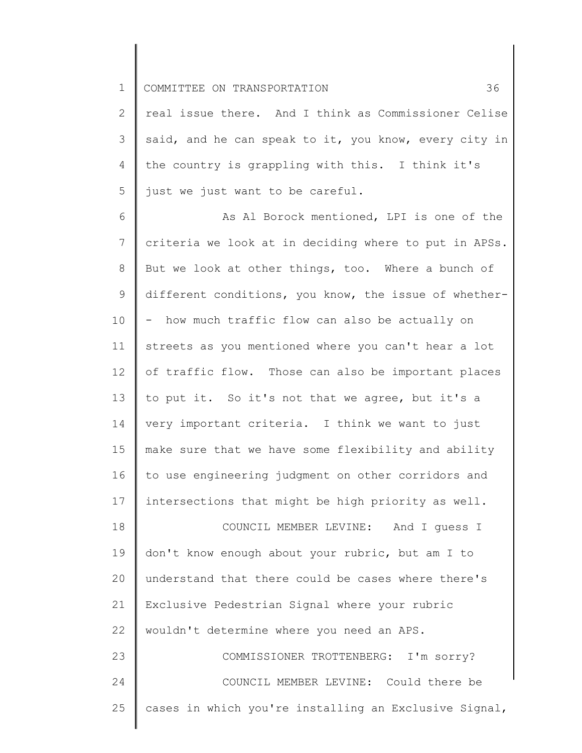real issue there. And I think as Commissioner Celise said, and he can speak to it, you know, every city in the country is grappling with this. I think it's just we just want to be careful.

As Al Borock mentioned, LPI is one of the criteria we look at in deciding where to put in APSs. But we look at other things, too. Where a bunch of different conditions, you know, the issue of whether-- how much traffic flow can also be actually on streets as you mentioned where you can't hear a lot of traffic flow. Those can also be important places to put it. So it's not that we agree, but it's a very important criteria. I think we want to just make sure that we have some flexibility and ability to use engineering judgment on other corridors and intersections that might be high priority as well.

COUNCIL MEMBER LEVINE: And I guess I don't know enough about your rubric, but am I to understand that there could be cases where there's Exclusive Pedestrian Signal where your rubric wouldn't determine where you need an APS.

COMMISSIONER TROTTENBERG: I'm sorry?

COUNCIL MEMBER LEVINE: Could there be cases in which you're installing an Exclusive Signal,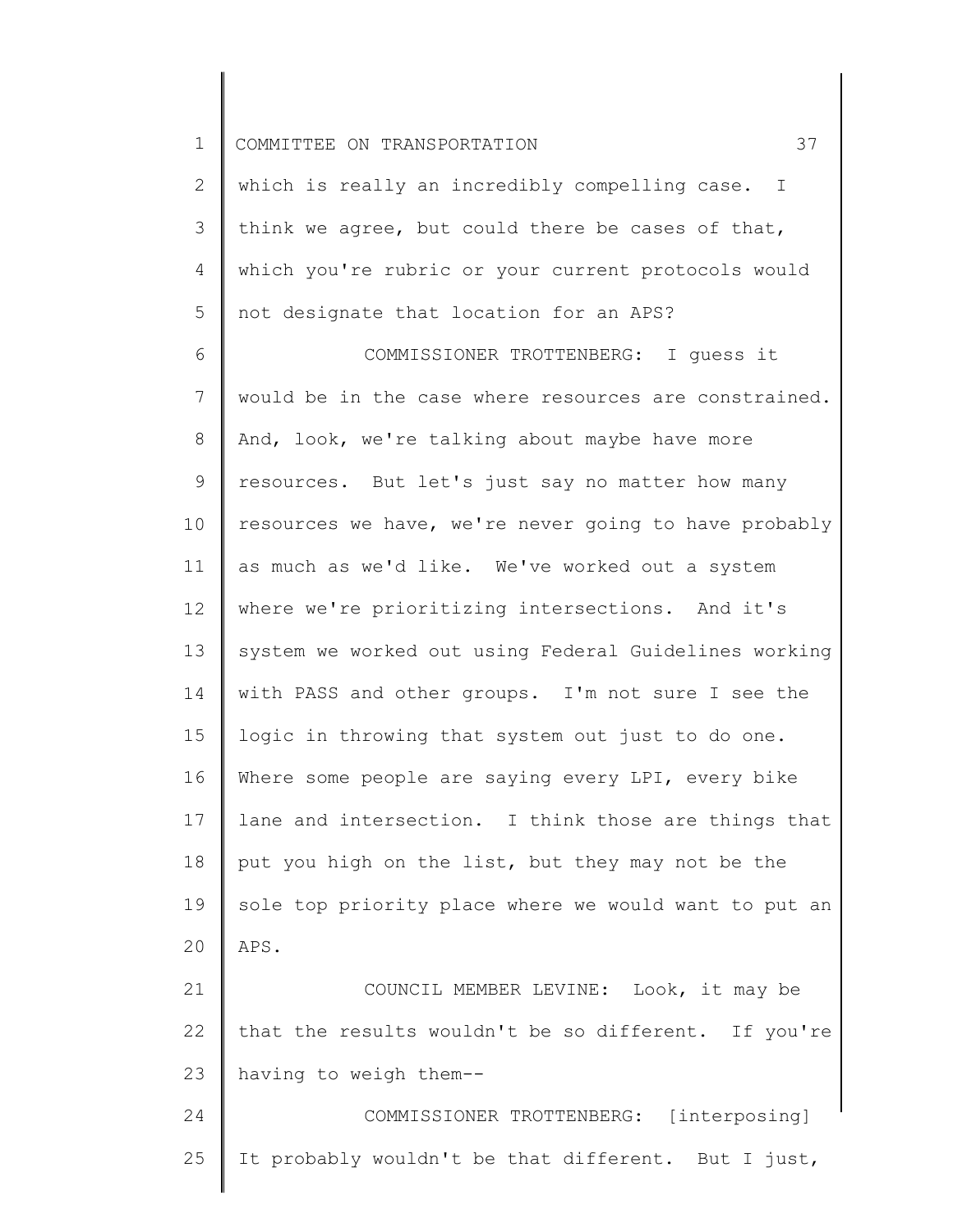which is really an incredibly compelling case. I think we agree, but could there be cases of that, which you're rubric or your current protocols would not designate that location for an APS?

COMMISSIONER TROTTENBERG: I guess it would be in the case where resources are constrained. And, look, we're talking about maybe have more resources. But let's just say no matter how many resources we have, we're never going to have probably as much as we'd like. We've worked out a system where we're prioritizing intersections. And it's system we worked out using Federal Guidelines working with PASS and other groups. I'm not sure I see the logic in throwing that system out just to do one. Where some people are saying every LPI, every bike lane and intersection. I think those are things that put you high on the list, but they may not be the sole top priority place where we would want to put an APS.

COUNCIL MEMBER LEVINE: Look, it may be that the results wouldn't be so different. If you're having to weigh them--

COMMISSIONER TROTTENBERG: [interposing] It probably wouldn't be that different. But I just,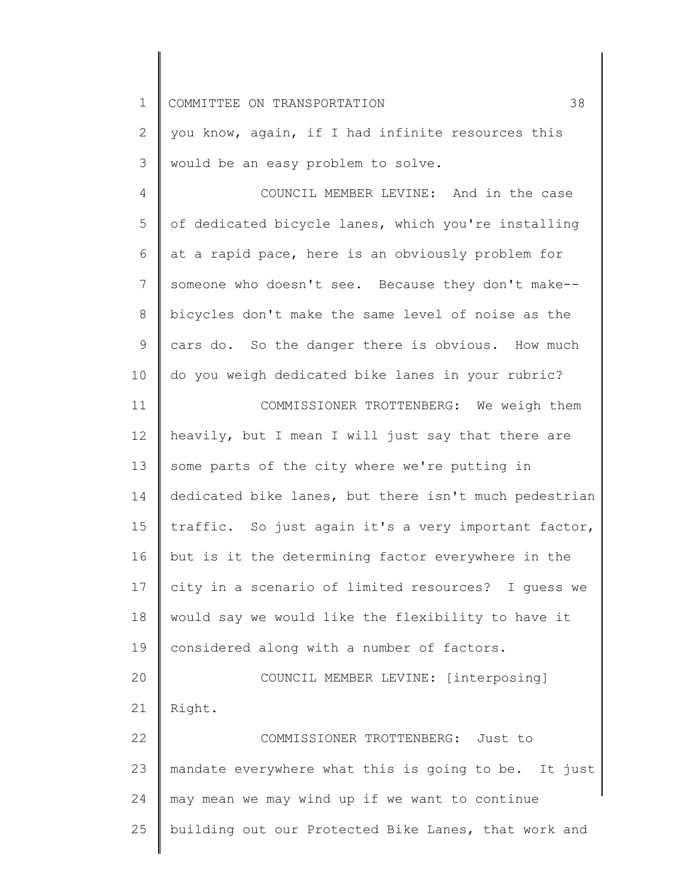you know, again, if I had infinite resources this would be an easy problem to solve.

COUNCIL MEMBER LEVINE: And in the case of dedicated bicycle lanes, which you're installing at a rapid pace, here is an obviously problem for someone who doesn't see. Because they don't make-- bicycles don't make the same level of noise as the cars do. So the danger there is obvious. How much do you weigh dedicated bike lanes in your rubric?

COMMISSIONER TROTTENBERG: We weigh them heavily, but I mean I will just say that there are some parts of the city where we're putting in dedicated bike lanes, but there isn't much pedestrian traffic. So just again it's a very important factor, but is it the determining factor everywhere in the city in a scenario of limited resources? I guess we would say we would like the flexibility to have it considered along with a number of factors.

COUNCIL MEMBER LEVINE: [interposing] Right.

COMMISSIONER TROTTENBERG: Just to mandate everywhere what this is going to be. It just may mean we may wind up if we want to continue building out our Protected Bike Lanes, that work and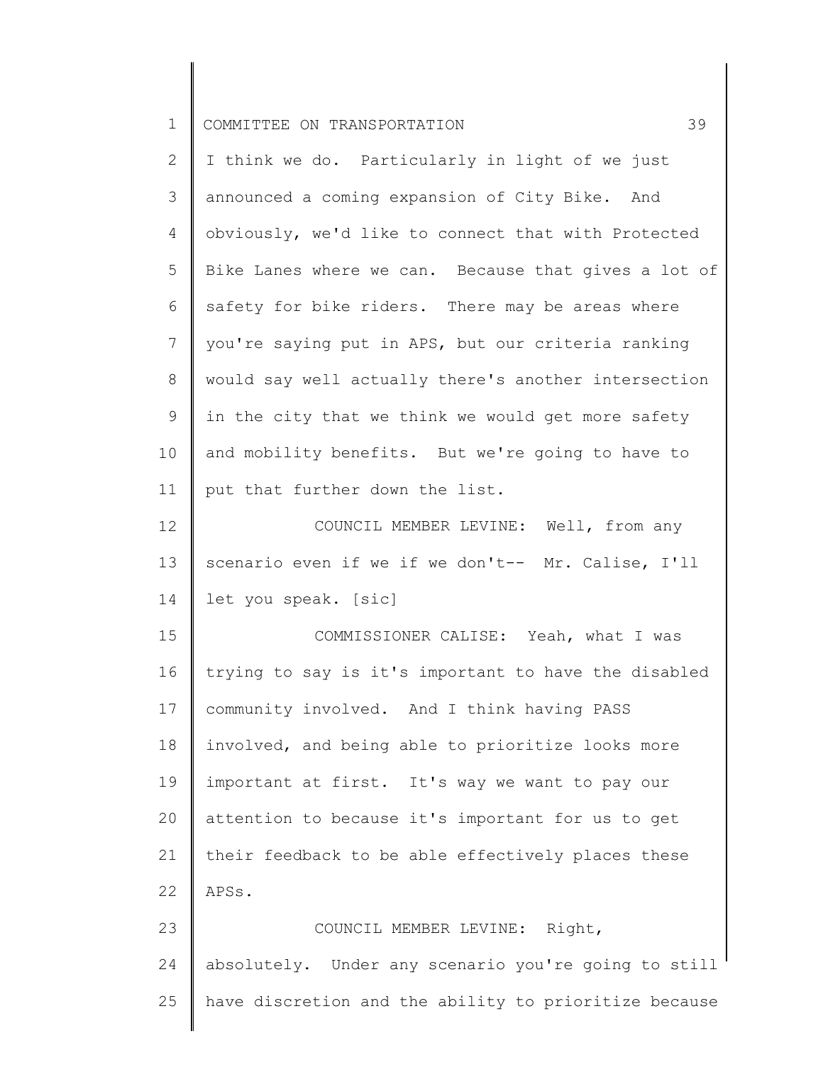I think we do. Particularly in light of we just announced a coming expansion of City Bike. And obviously, we'd like to connect that with Protected Bike Lanes where we can. Because that gives a lot of safety for bike riders. There may be areas where you're saying put in APS, but our criteria ranking would say well actually there's another intersection in the city that we think we would get more safety and mobility benefits. But we're going to have to put that further down the list.

COUNCIL MEMBER LEVINE: Well, from any scenario even if we if we don't-- Mr. Calise, I'll let you speak. [sic]

COMMISSIONER CALISE: Yeah, what I was trying to say is it's important to have the disabled community involved. And I think having PASS involved, and being able to prioritize looks more important at first. It's way we want to pay our attention to because it's important for us to get their feedback to be able effectively places these APSs.

COUNCIL MEMBER LEVINE: Right, absolutely. Under any scenario you're going to still have discretion and the ability to prioritize because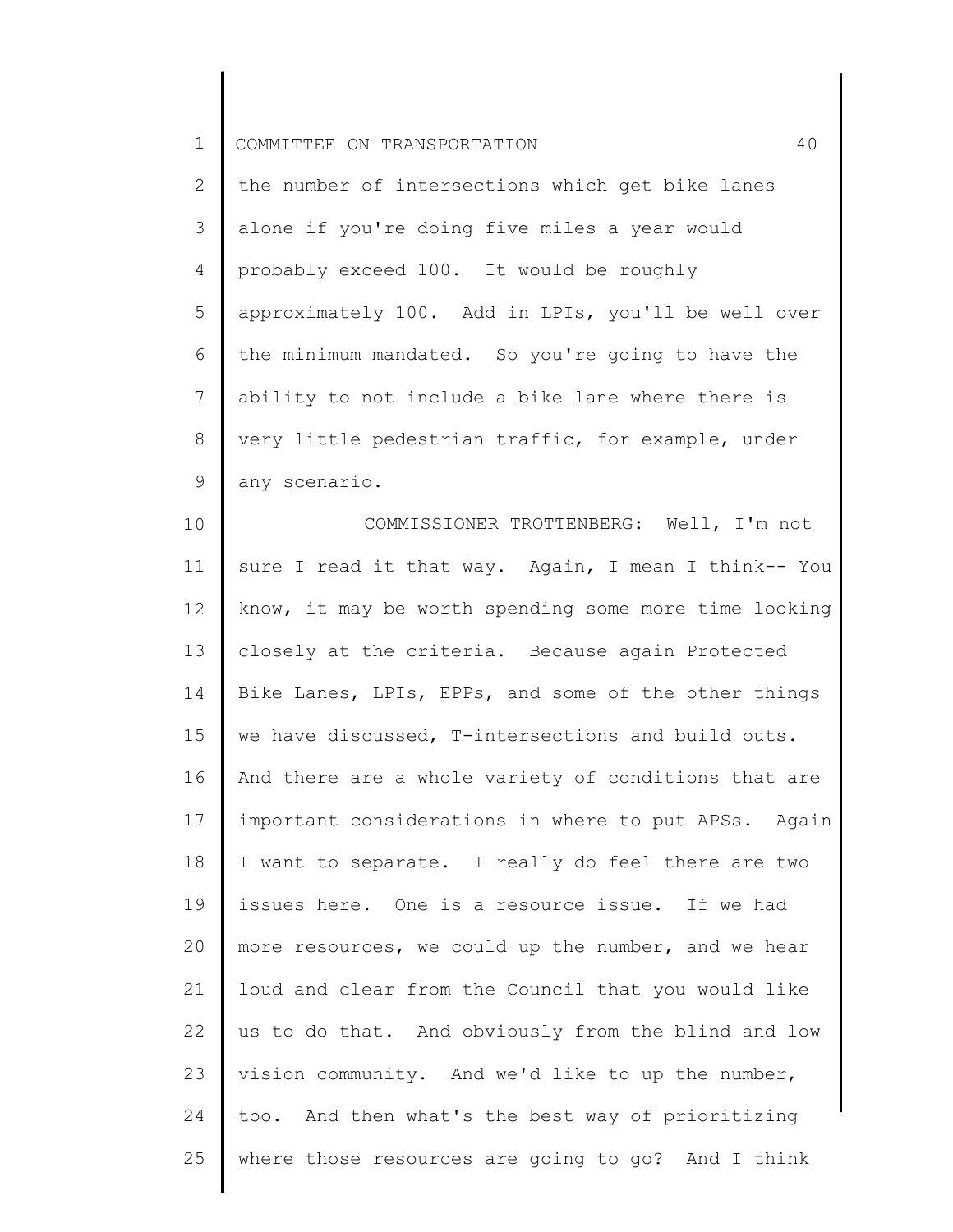the number of intersections which get bike lanes alone if you're doing five miles a year would probably exceed 100. It would be roughly approximately 100. Add in LPIs, you'll be well over the minimum mandated. So you're going to have the ability to not include a bike lane where there is very little pedestrian traffic, for example, under any scenario.

COMMISSIONER TROTTENBERG: Well, I'm not sure I read it that way. Again, I mean I think-- You know, it may be worth spending some more time looking closely at the criteria. Because again Protected Bike Lanes, LPIs, EPPs, and some of the other things we have discussed, T-intersections and build outs. And there are a whole variety of conditions that are important considerations in where to put APSs. Again I want to separate. I really do feel there are two issues here. One is a resource issue. If we had more resources, we could up the number, and we hear loud and clear from the Council that you would like us to do that. And obviously from the blind and low vision community. And we'd like to up the number, too. And then what's the best way of prioritizing where those resources are going to go? And I think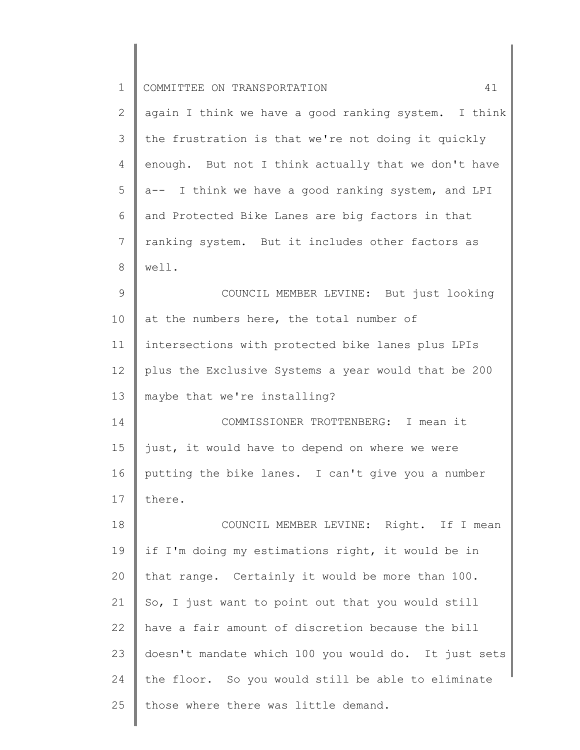again I think we have a good ranking system. I think the frustration is that we're not doing it quickly enough. But not I think actually that we don't have a-- I think we have a good ranking system, and LPI and Protected Bike Lanes are big factors in that ranking system. But it includes other factors as well.

COUNCIL MEMBER LEVINE: But just looking at the numbers here, the total number of intersections with protected bike lanes plus LPIs plus the Exclusive Systems a year would that be 200 maybe that we're installing?

COMMISSIONER TROTTENBERG: I mean it just, it would have to depend on where we were putting the bike lanes. I can't give you a number there.

COUNCIL MEMBER LEVINE: Right. If I mean if I'm doing my estimations right, it would be in that range. Certainly it would be more than 100. So, I just want to point out that you would still have a fair amount of discretion because the bill doesn't mandate which 100 you would do. It just sets the floor. So you would still be able to eliminate those where there was little demand.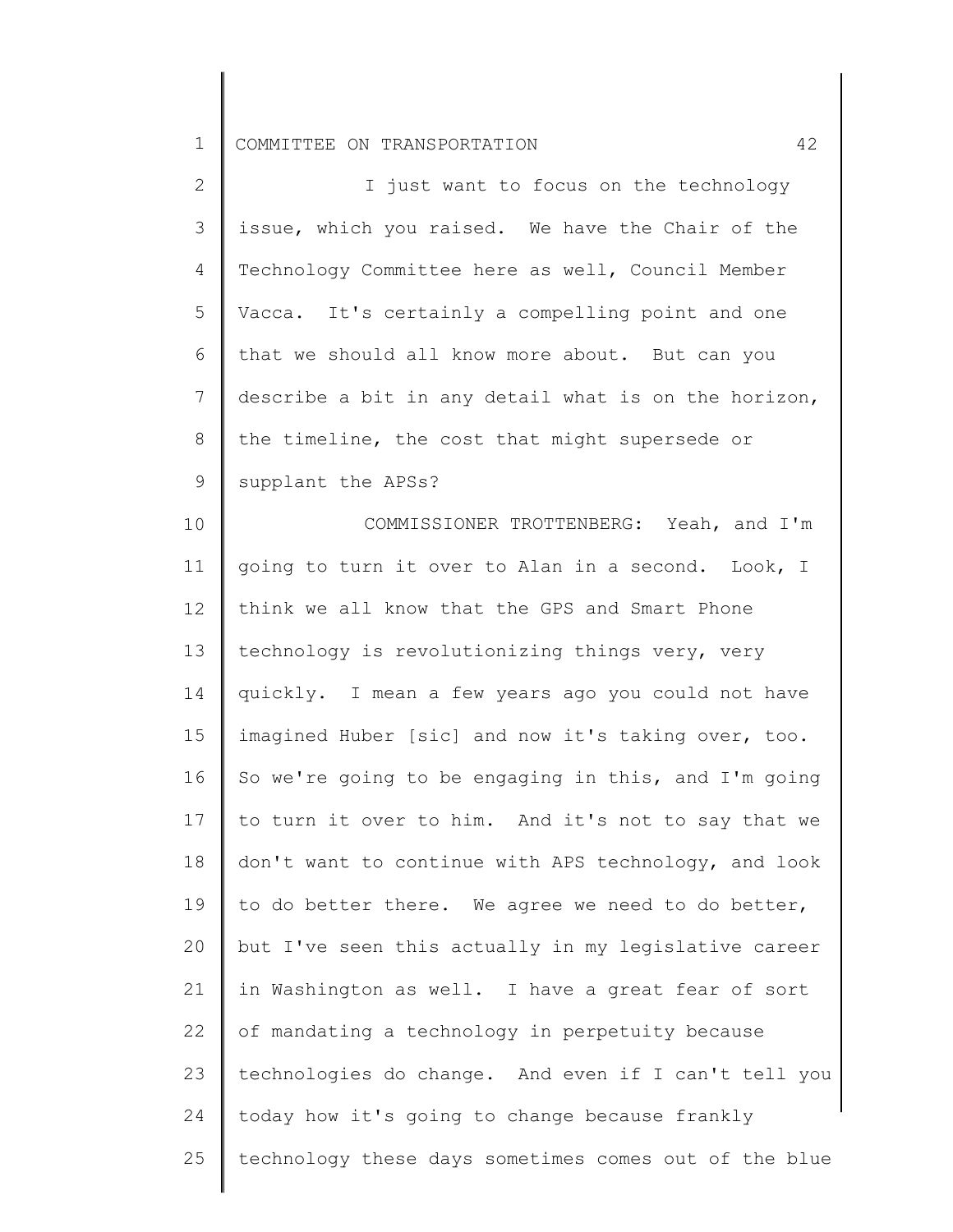I just want to focus on the technology issue, which you raised. We have the Chair of the Technology Committee here as well, Council Member Vacca. It's certainly a compelling point and one that we should all know more about. But can you describe a bit in any detail what is on the horizon, the timeline, the cost that might supersede or supplant the APSs?

COMMISSIONER TROTTENBERG: Yeah, and I'm going to turn it over to Alan in a second. Look, I think we all know that the GPS and Smart Phone technology is revolutionizing things very, very quickly. I mean a few years ago you could not have imagined Huber [sic] and now it's taking over, too. So we're going to be engaging in this, and I'm going to turn it over to him. And it's not to say that we don't want to continue with APS technology, and look to do better there. We agree we need to do better, but I've seen this actually in my legislative career in Washington as well. I have a great fear of sort of mandating a technology in perpetuity because technologies do change. And even if I can't tell you today how it's going to change because frankly technology these days sometimes comes out of the blue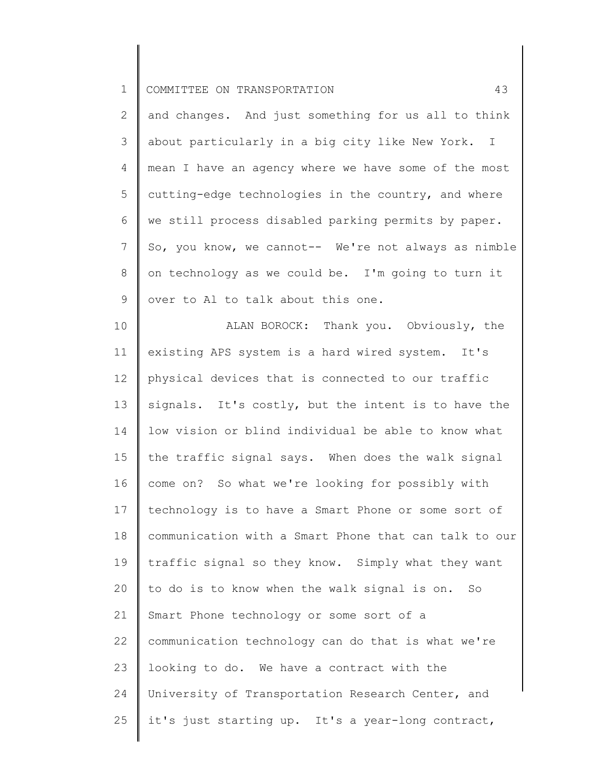and changes. And just something for us all to think about particularly in a big city like New York. I mean I have an agency where we have some of the most cutting-edge technologies in the country, and where we still process disabled parking permits by paper. So, you know, we cannot-- We're not always as nimble on technology as we could be. I'm going to turn it over to Al to talk about this one.

ALAN BOROCK: Thank you. Obviously, the existing APS system is a hard wired system. It's physical devices that is connected to our traffic signals. It's costly, but the intent is to have the low vision or blind individual be able to know what the traffic signal says. When does the walk signal come on? So what we're looking for possibly with technology is to have a Smart Phone or some sort of communication with a Smart Phone that can talk to our traffic signal so they know. Simply what they want to do is to know when the walk signal is on. So Smart Phone technology or some sort of a communication technology can do that is what we're looking to do. We have a contract with the University of Transportation Research Center, and it's just starting up. It's a year-long contract,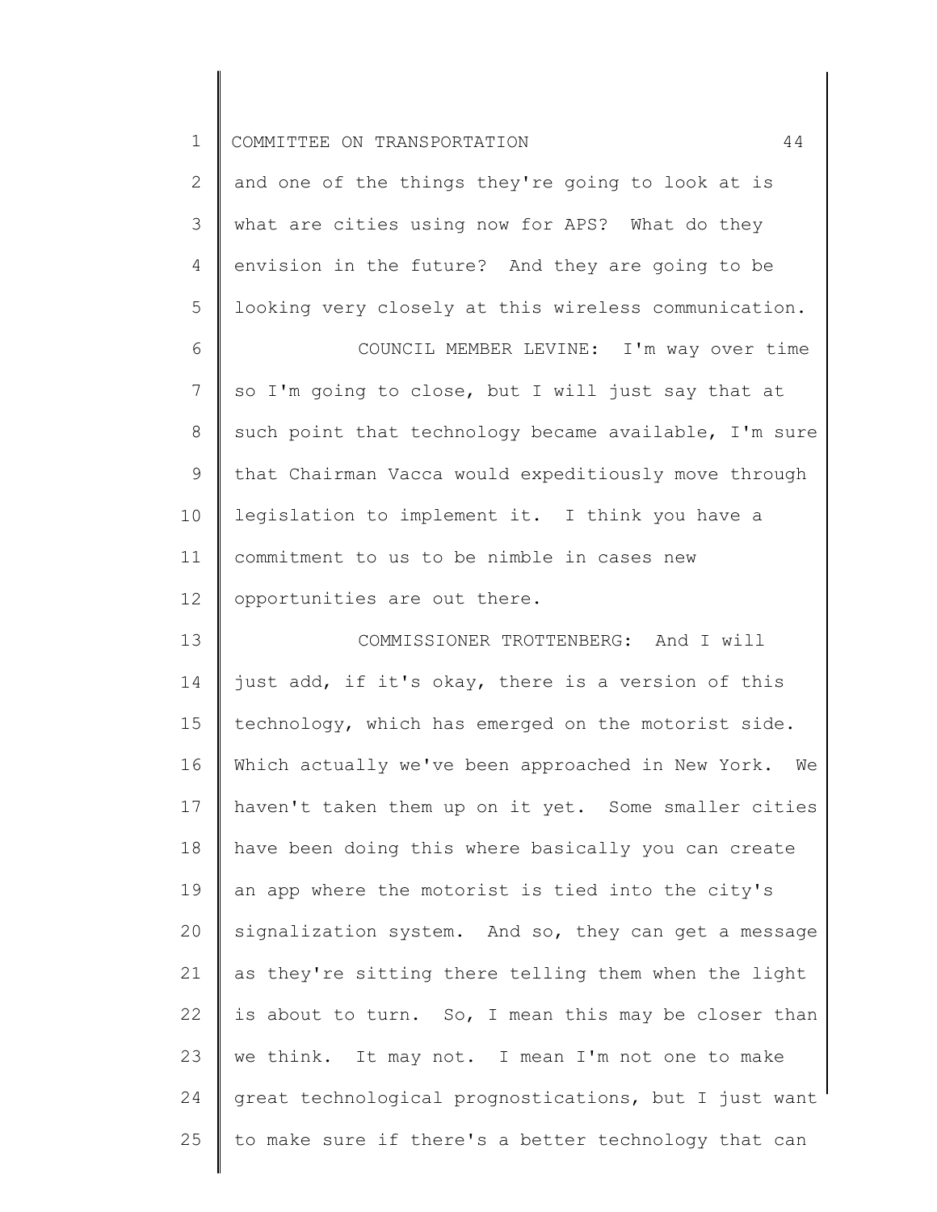and one of the things they're going to look at is what are cities using now for APS? What do they envision in the future? And they are going to be looking very closely at this wireless communication.

COUNCIL MEMBER LEVINE: I'm way over time so I'm going to close, but I will just say that at such point that technology became available, I'm sure that Chairman Vacca would expeditiously move through legislation to implement it. I think you have a commitment to us to be nimble in cases new opportunities are out there.

COMMISSIONER TROTTENBERG: And I will just add, if it's okay, there is a version of this technology, which has emerged on the motorist side. Which actually we've been approached in New York. We haven't taken them up on it yet. Some smaller cities have been doing this where basically you can create an app where the motorist is tied into the city's signalization system. And so, they can get a message as they're sitting there telling them when the light is about to turn. So, I mean this may be closer than we think. It may not. I mean I'm not one to make great technological prognostications, but I just want to make sure if there's a better technology that can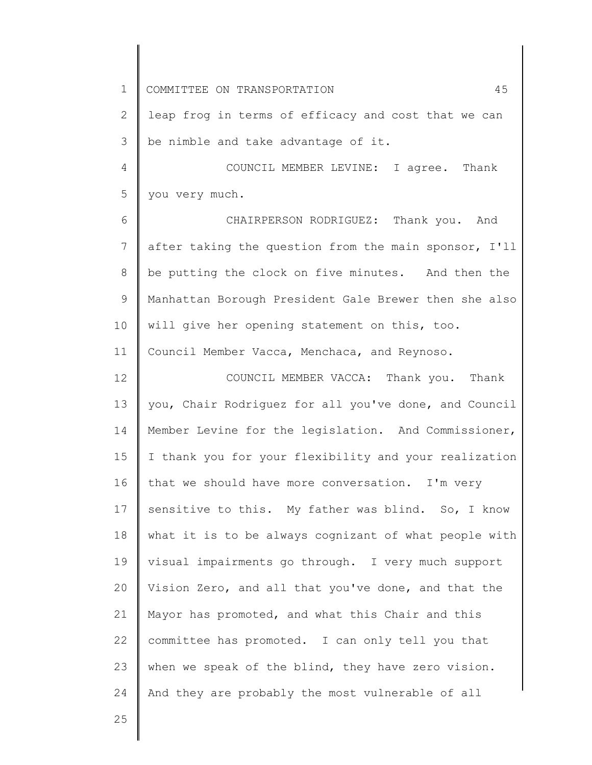leap frog in terms of efficacy and cost that we can be nimble and take advantage of it.

COUNCIL MEMBER LEVINE: I agree. Thank you very much.

CHAIRPERSON RODRIGUEZ: Thank you. And after taking the question from the main sponsor, I'll be putting the clock on five minutes. And then the Manhattan Borough President Gale Brewer then she also will give her opening statement on this, too. Council Member Vacca, Menchaca, and Reynoso.

COUNCIL MEMBER VACCA: Thank you. Thank you, Chair Rodriguez for all you've done, and Council Member Levine for the legislation. And Commissioner, I thank you for your flexibility and your realization that we should have more conversation. I'm very sensitive to this. My father was blind. So, I know what it is to be always cognizant of what people with visual impairments go through. I very much support Vision Zero, and all that you've done, and that the Mayor has promoted, and what this Chair and this committee has promoted. I can only tell you that when we speak of the blind, they have zero vision. And they are probably the most vulnerable of all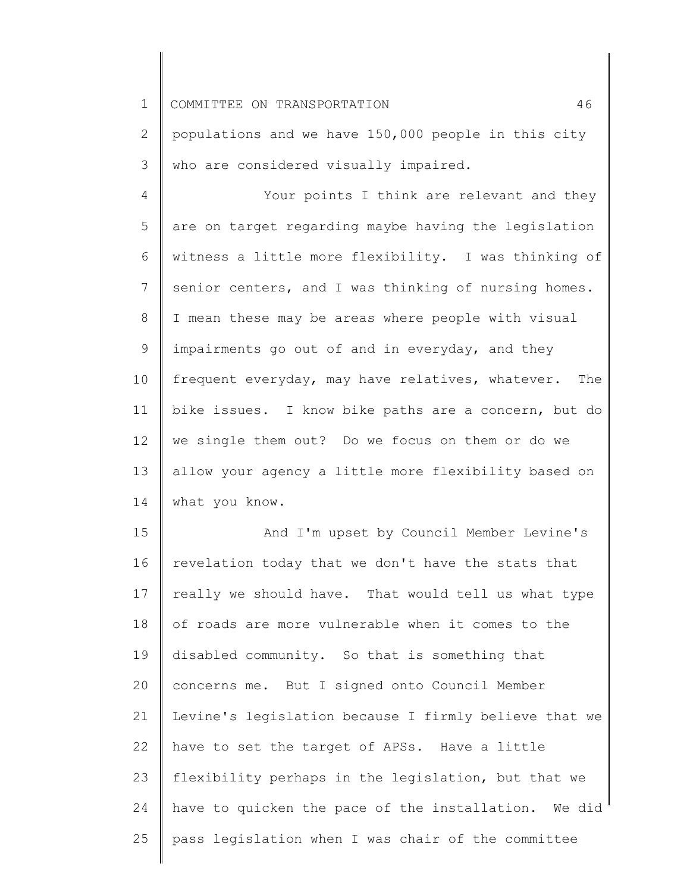populations and we have 150,000 people in this city who are considered visually impaired.

Your points I think are relevant and they are on target regarding maybe having the legislation witness a little more flexibility. I was thinking of senior centers, and I was thinking of nursing homes. I mean these may be areas where people with visual impairments go out of and in everyday, and they frequent everyday, may have relatives, whatever. The bike issues. I know bike paths are a concern, but do we single them out? Do we focus on them or do we allow your agency a little more flexibility based on what you know.

And I'm upset by Council Member Levine's revelation today that we don't have the stats that really we should have. That would tell us what type of roads are more vulnerable when it comes to the disabled community. So that is something that concerns me. But I signed onto Council Member Levine's legislation because I firmly believe that we have to set the target of APSs. Have a little flexibility perhaps in the legislation, but that we have to quicken the pace of the installation. We did pass legislation when I was chair of the committee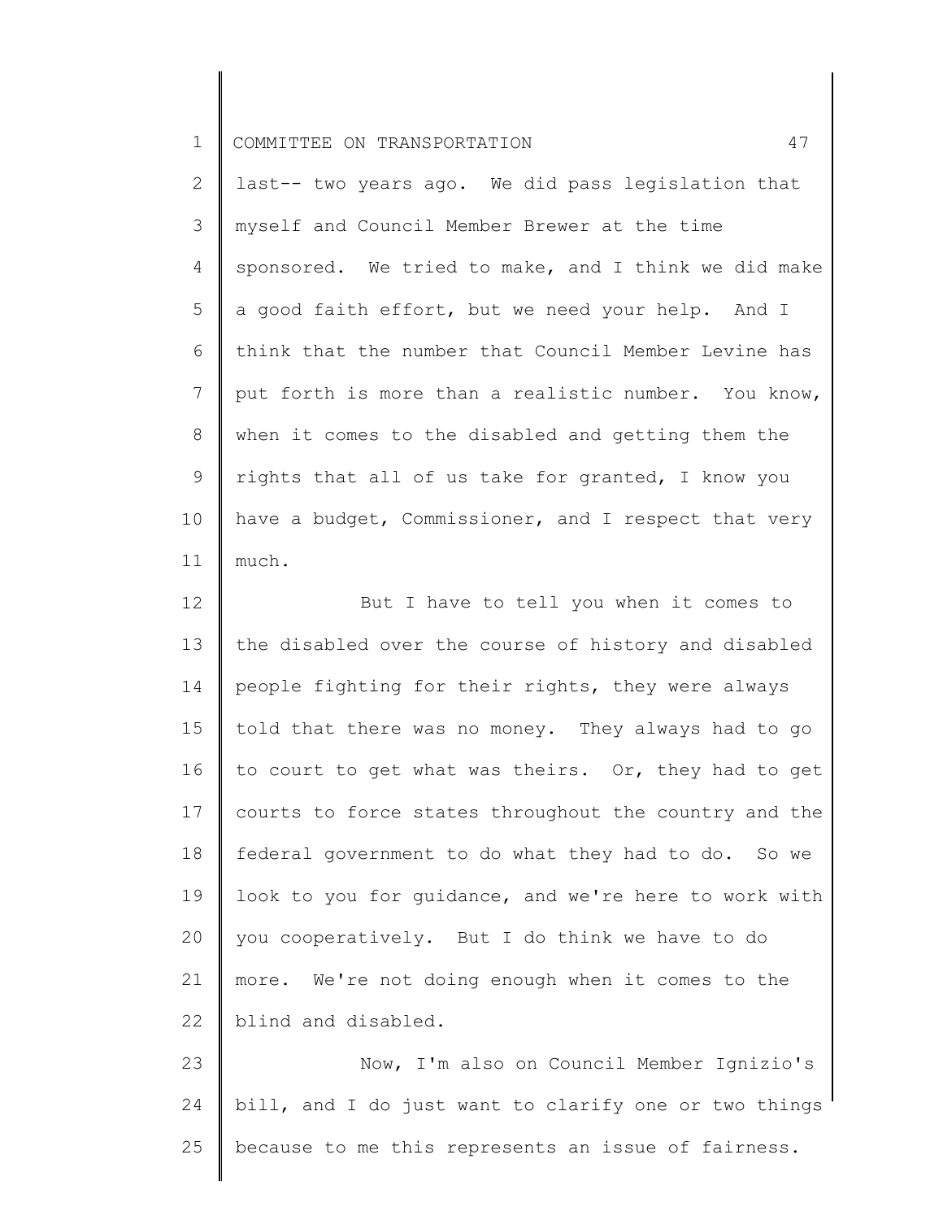last-- two years ago. We did pass legislation that myself and Council Member Brewer at the time sponsored. We tried to make, and I think we did make a good faith effort, but we need your help. And I think that the number that Council Member Levine has put forth is more than a realistic number. You know, when it comes to the disabled and getting them the rights that all of us take for granted, I know you have a budget, Commissioner, and I respect that very much.

But I have to tell you when it comes to the disabled over the course of history and disabled people fighting for their rights, they were always told that there was no money. They always had to go to court to get what was theirs. Or, they had to get courts to force states throughout the country and the federal government to do what they had to do. So we look to you for guidance, and we're here to work with you cooperatively. But I do think we have to do more. We're not doing enough when it comes to the blind and disabled.

Now, I'm also on Council Member Ignizio's bill, and I do just want to clarify one or two things because to me this represents an issue of fairness.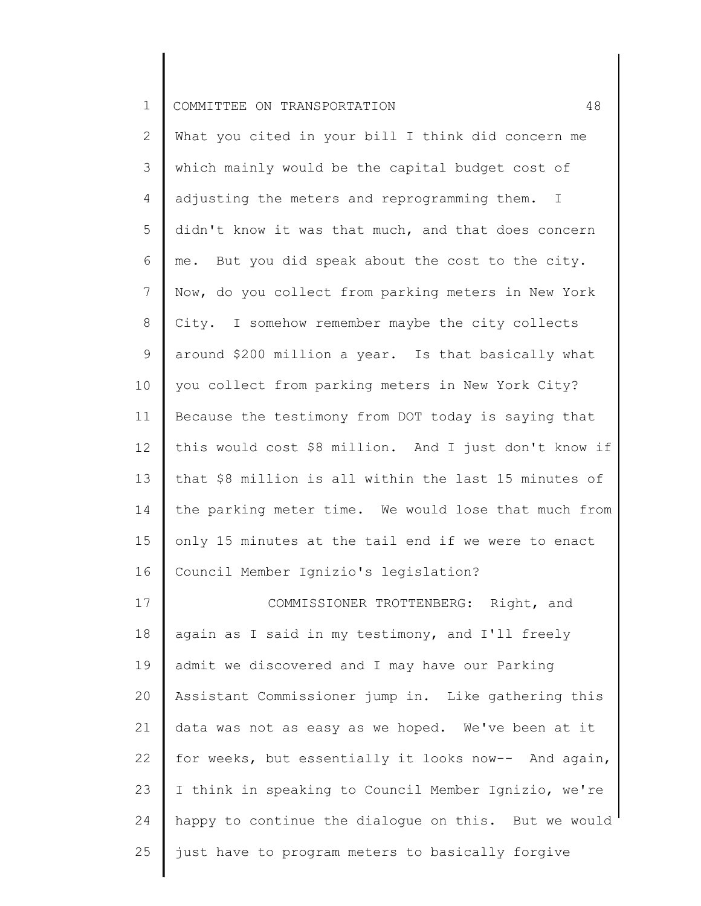What you cited in your bill I think did concern me which mainly would be the capital budget cost of adjusting the meters and reprogramming them. I didn't know it was that much, and that does concern me. But you did speak about the cost to the city. Now, do you collect from parking meters in New York City. I somehow remember maybe the city collects around $200 million a year. Is that basically what you collect from parking meters in New York City? Because the testimony from DOT today is saying that this would cost $8 million. And I just don't know if that $8 million is all within the last 15 minutes of the parking meter time. We would lose that much from only 15 minutes at the tail end if we were to enact Council Member Ignizio's legislation?

COMMISSIONER TROTTENBERG: Right, and again as I said in my testimony, and I'll freely admit we discovered and I may have our Parking Assistant Commissioner jump in. Like gathering this data was not as easy as we hoped. We've been at it for weeks, but essentially it looks now-- And again, I think in speaking to Council Member Ignizio, we're happy to continue the dialogue on this. But we would just have to program meters to basically forgive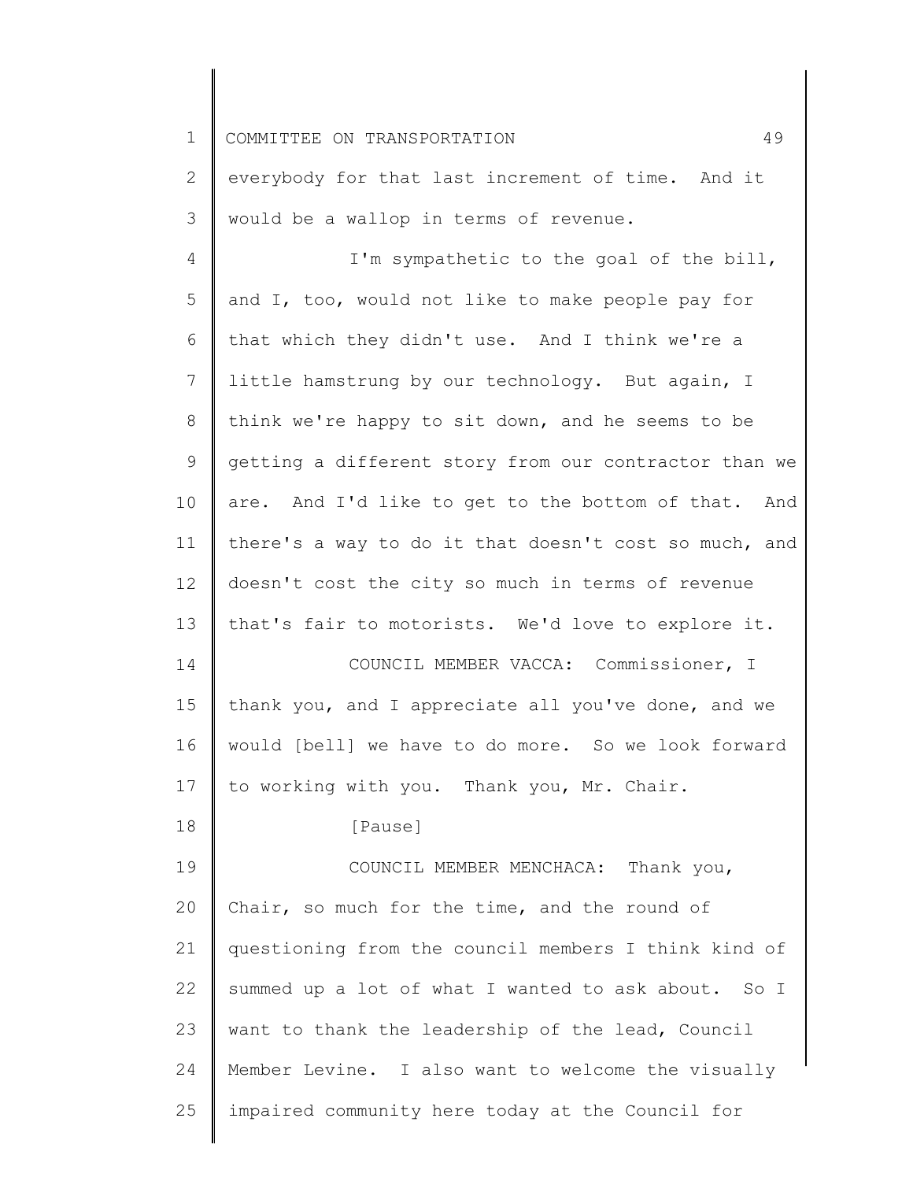everybody for that last increment of time. And it would be a wallop in terms of revenue.

I'm sympathetic to the goal of the bill, and I, too, would not like to make people pay for that which they didn't use. And I think we're a little hamstrung by our technology. But again, I think we're happy to sit down, and he seems to be getting a different story from our contractor than we are. And I'd like to get to the bottom of that. And there's a way to do it that doesn't cost so much, and doesn't cost the city so much in terms of revenue that's fair to motorists. We'd love to explore it.

COUNCIL MEMBER VACCA: Commissioner, I thank you, and I appreciate all you've done, and we would [bell] we have to do more. So we look forward to working with you. Thank you, Mr. Chair.

[Pause]

COUNCIL MEMBER MENCHACA: Thank you, Chair, so much for the time, and the round of questioning from the council members I think kind of summed up a lot of what I wanted to ask about. So I want to thank the leadership of the lead, Council Member Levine. I also want to welcome the visually impaired community here today at the Council for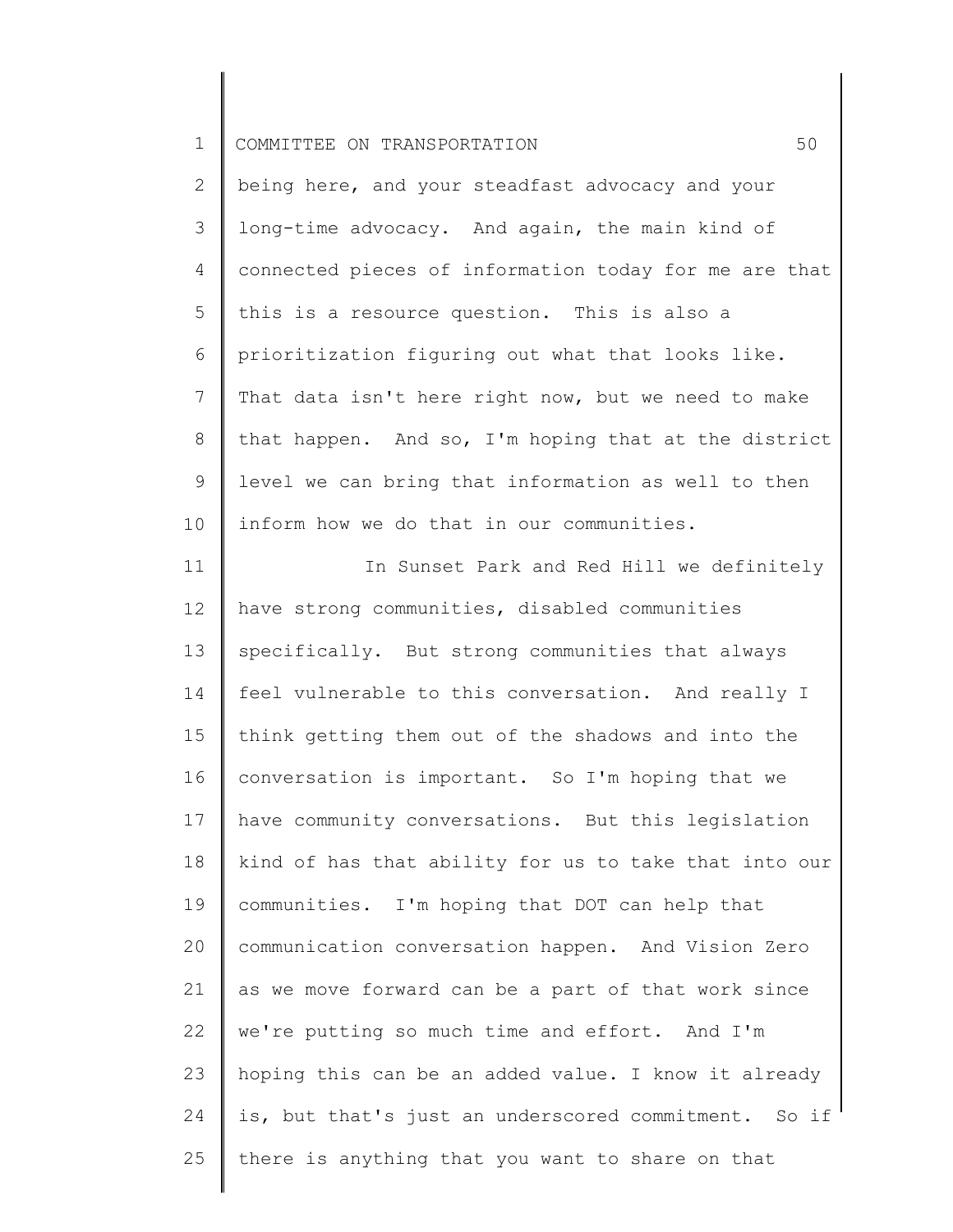being here, and your steadfast advocacy and your long-time advocacy. And again, the main kind of connected pieces of information today for me are that this is a resource question. This is also a prioritization figuring out what that looks like. That data isn't here right now, but we need to make that happen. And so, I'm hoping that at the district level we can bring that information as well to then inform how we do that in our communities.

In Sunset Park and Red Hill we definitely have strong communities, disabled communities specifically. But strong communities that always feel vulnerable to this conversation. And really I think getting them out of the shadows and into the conversation is important. So I'm hoping that we have community conversations. But this legislation kind of has that ability for us to take that into our communities. I'm hoping that DOT can help that communication conversation happen. And Vision Zero as we move forward can be a part of that work since we're putting so much time and effort. And I'm hoping this can be an added value. I know it already is, but that's just an underscored commitment. So if there is anything that you want to share on that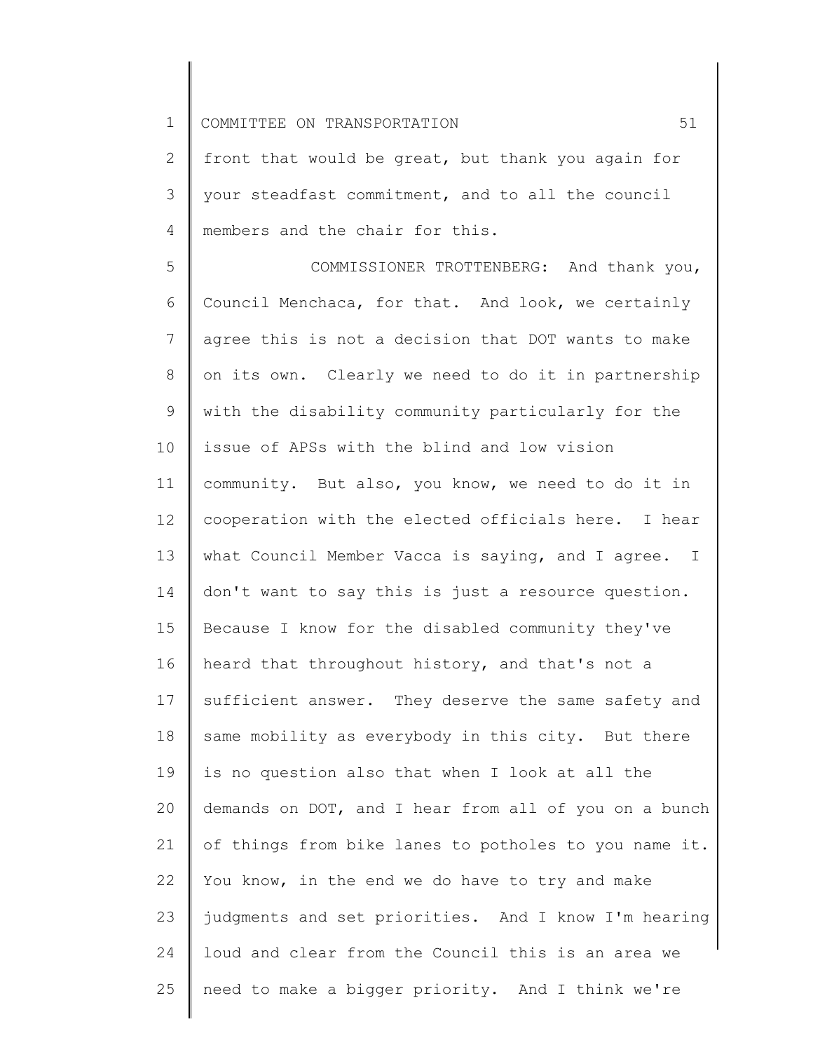front that would be great, but thank you again for your steadfast commitment, and to all the council members and the chair for this.

COMMISSIONER TROTTENBERG: And thank you, Council Menchaca, for that. And look, we certainly agree this is not a decision that DOT wants to make on its own. Clearly we need to do it in partnership with the disability community particularly for the issue of APSs with the blind and low vision community. But also, you know, we need to do it in cooperation with the elected officials here. I hear what Council Member Vacca is saying, and I agree. I don't want to say this is just a resource question. Because I know for the disabled community they've heard that throughout history, and that's not a sufficient answer. They deserve the same safety and same mobility as everybody in this city. But there is no question also that when I look at all the demands on DOT, and I hear from all of you on a bunch of things from bike lanes to potholes to you name it. You know, in the end we do have to try and make judgments and set priorities. And I know I'm hearing loud and clear from the Council this is an area we need to make a bigger priority. And I think we're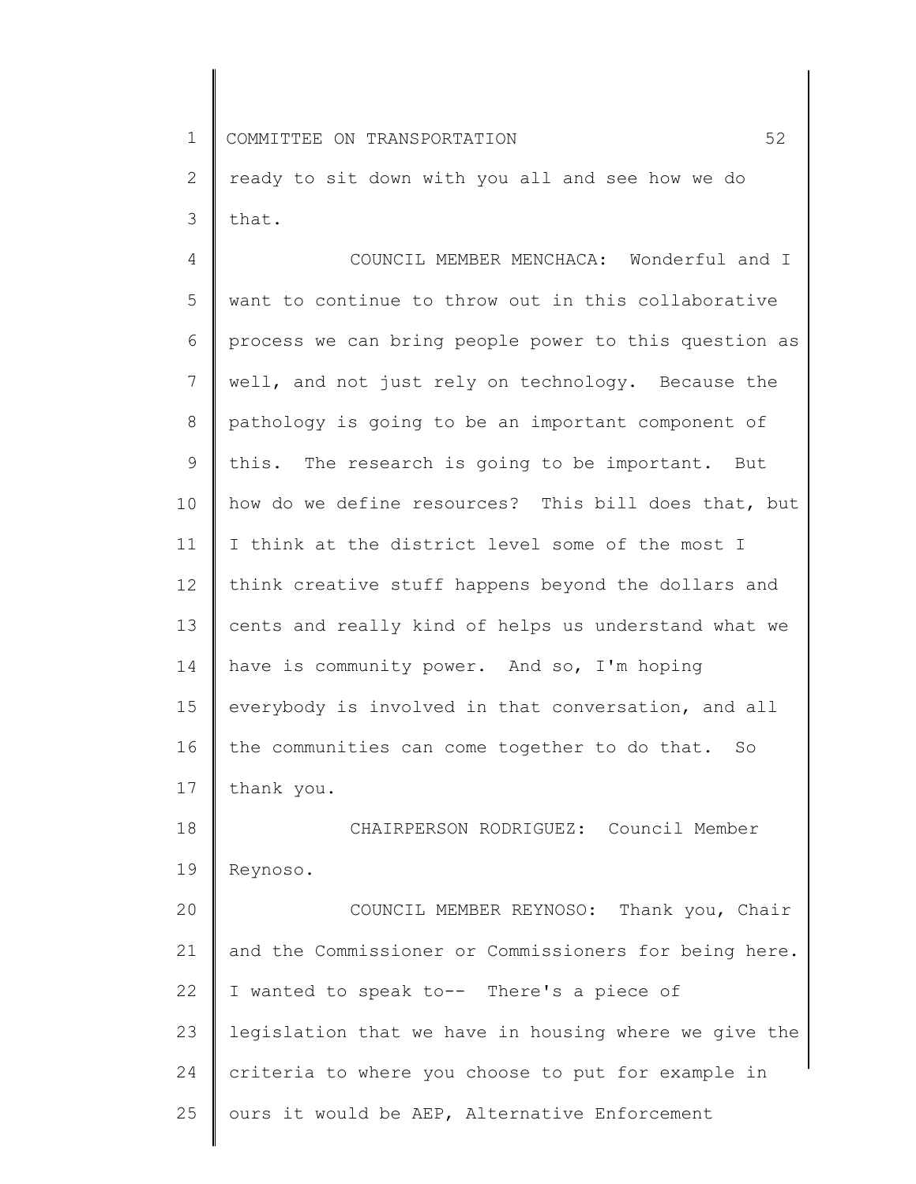ready to sit down with you all and see how we do that.

COUNCIL MEMBER MENCHACA: Wonderful and I want to continue to throw out in this collaborative process we can bring people power to this question as well, and not just rely on technology. Because the pathology is going to be an important component of this. The research is going to be important. But how do we define resources? This bill does that, but I think at the district level some of the most I think creative stuff happens beyond the dollars and cents and really kind of helps us understand what we have is community power. And so, I'm hoping everybody is involved in that conversation, and all the communities can come together to do that. So thank you.

CHAIRPERSON RODRIGUEZ: Council Member Reynoso.

COUNCIL MEMBER REYNOSO: Thank you, Chair and the Commissioner or Commissioners for being here. I wanted to speak to-- There's a piece of legislation that we have in housing where we give the criteria to where you choose to put for example in ours it would be AEP, Alternative Enforcement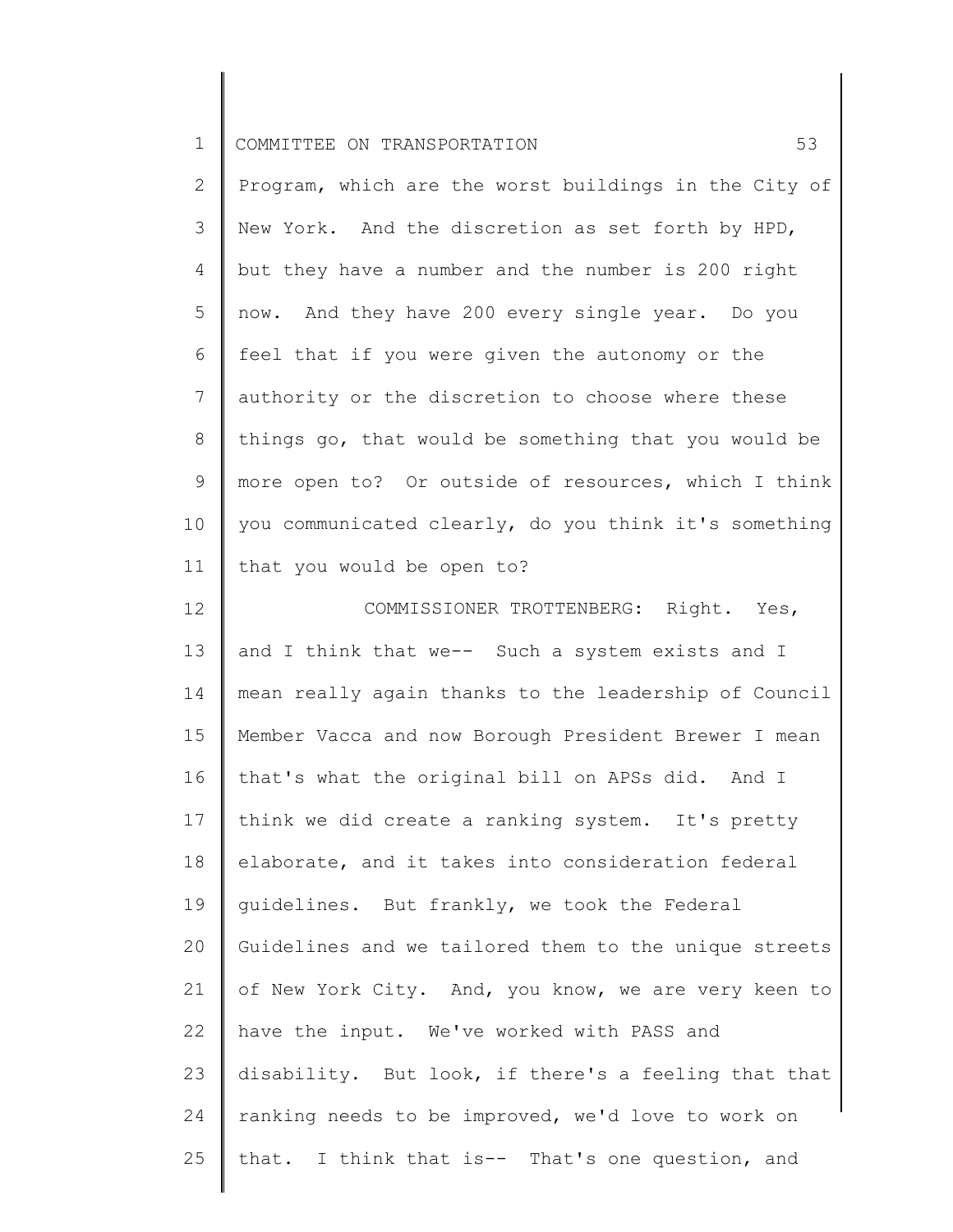Program, which are the worst buildings in the City of New York. And the discretion as set forth by HPD, but they have a number and the number is 200 right now. And they have 200 every single year. Do you feel that if you were given the autonomy or the authority or the discretion to choose where these things go, that would be something that you would be more open to? Or outside of resources, which I think you communicated clearly, do you think it's something that you would be open to?

COMMISSIONER TROTTENBERG: Right. Yes, and I think that we-- Such a system exists and I mean really again thanks to the leadership of Council Member Vacca and now Borough President Brewer I mean that's what the original bill on APSs did. And I think we did create a ranking system. It's pretty elaborate, and it takes into consideration federal guidelines. But frankly, we took the Federal Guidelines and we tailored them to the unique streets of New York City. And, you know, we are very keen to have the input. We've worked with PASS and disability. But look, if there's a feeling that that ranking needs to be improved, we'd love to work on that. I think that is-- That's one question, and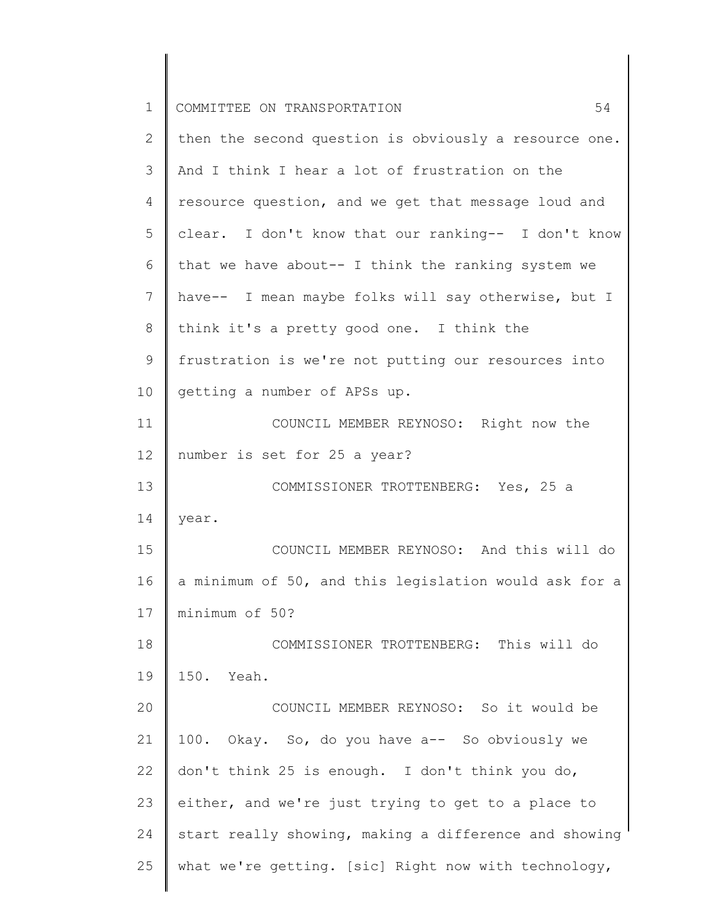then the second question is obviously a resource one. And I think I hear a lot of frustration on the resource question, and we get that message loud and clear. I don't know that our ranking-- I don't know that we have about-- I think the ranking system we have-- I mean maybe folks will say otherwise, but I think it's a pretty good one. I think the frustration is we're not putting our resources into getting a number of APSs up.

COUNCIL MEMBER REYNOSO: Right now the number is set for 25 a year?

COMMISSIONER TROTTENBERG: Yes, 25 a year.

COUNCIL MEMBER REYNOSO: And this will do a minimum of 50, and this legislation would ask for a minimum of 50?

COMMISSIONER TROTTENBERG: This will do 150. Yeah.

COUNCIL MEMBER REYNOSO: So it would be 100. Okay. So, do you have a-- So obviously we don't think 25 is enough. I don't think you do, either, and we're just trying to get to a place to start really showing, making a difference and showing what we're getting. [sic] Right now with technology,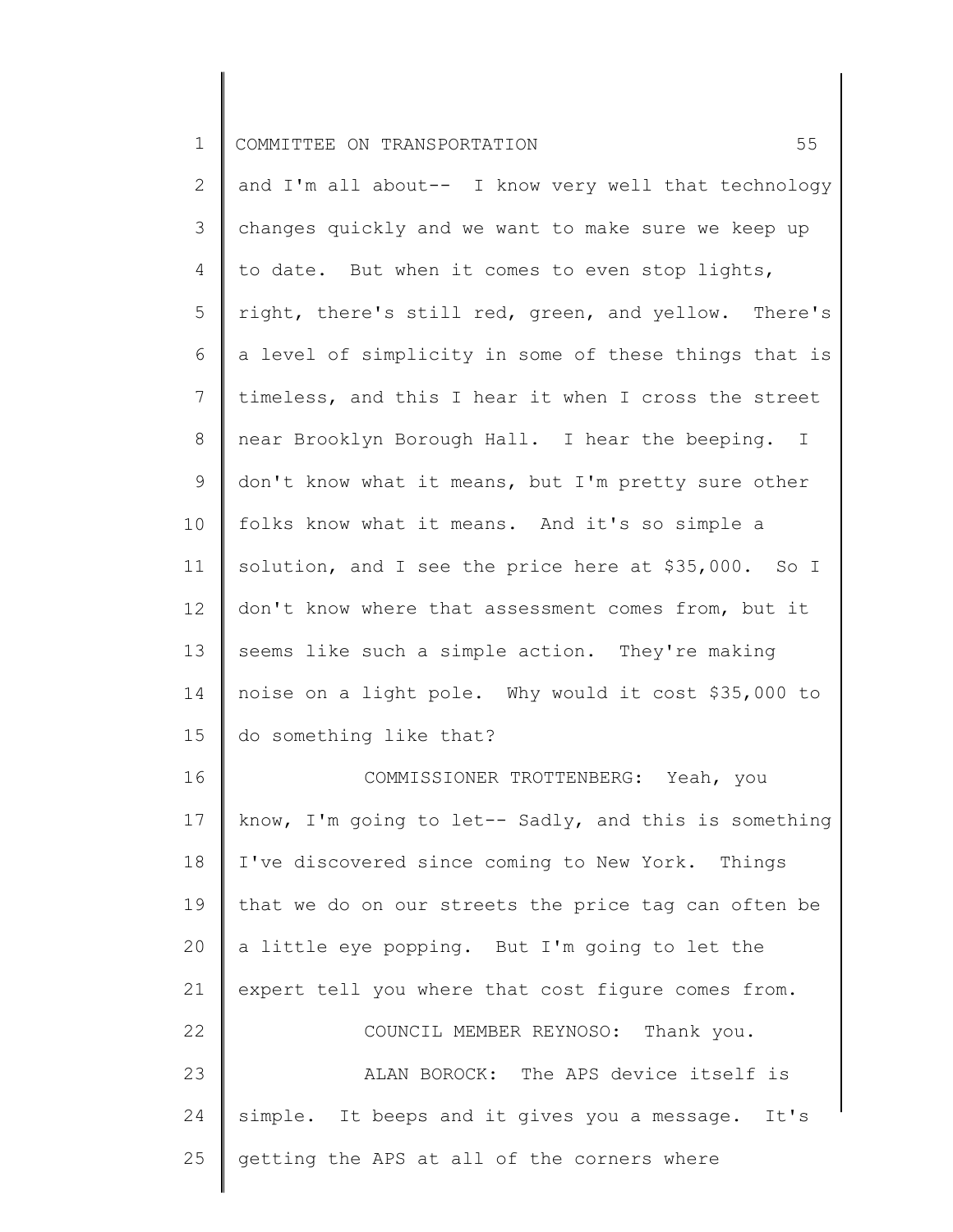and I'm all about-- I know very well that technology changes quickly and we want to make sure we keep up to date. But when it comes to even stop lights, right, there's still red, green, and yellow. There's a level of simplicity in some of these things that is timeless, and this I hear it when I cross the street near Brooklyn Borough Hall. I hear the beeping. I don't know what it means, but I'm pretty sure other folks know what it means. And it's so simple a solution, and I see the price here at $35,000. So I don't know where that assessment comes from, but it seems like such a simple action. They're making noise on a light pole. Why would it cost $35,000 to do something like that?

COMMISSIONER TROTTENBERG: Yeah, you know, I'm going to let-- Sadly, and this is something I've discovered since coming to New York. Things that we do on our streets the price tag can often be a little eye popping. But I'm going to let the expert tell you where that cost figure comes from.

COUNCIL MEMBER REYNOSO: Thank you.

ALAN BOROCK: The APS device itself is simple. It beeps and it gives you a message. It's getting the APS at all of the corners where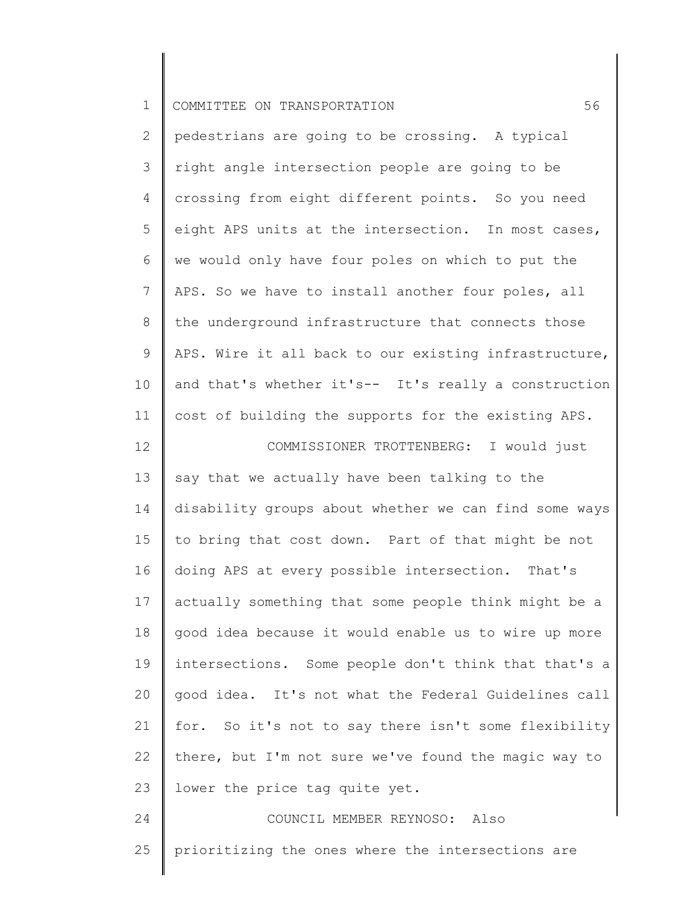pedestrians are going to be crossing. A typical right angle intersection people are going to be crossing from eight different points. So you need eight APS units at the intersection. In most cases, we would only have four poles on which to put the APS. So we have to install another four poles, all the underground infrastructure that connects those APS. Wire it all back to our existing infrastructure, and that's whether it's-- It's really a construction cost of building the supports for the existing APS.

COMMISSIONER TROTTENBERG: I would just say that we actually have been talking to the disability groups about whether we can find some ways to bring that cost down. Part of that might be not doing APS at every possible intersection. That's actually something that some people think might be a good idea because it would enable us to wire up more intersections. Some people don't think that that's a good idea. It's not what the Federal Guidelines call for. So it's not to say there isn't some flexibility there, but I'm not sure we've found the magic way to lower the price tag quite yet.

COUNCIL MEMBER REYNOSO: Also prioritizing the ones where the intersections are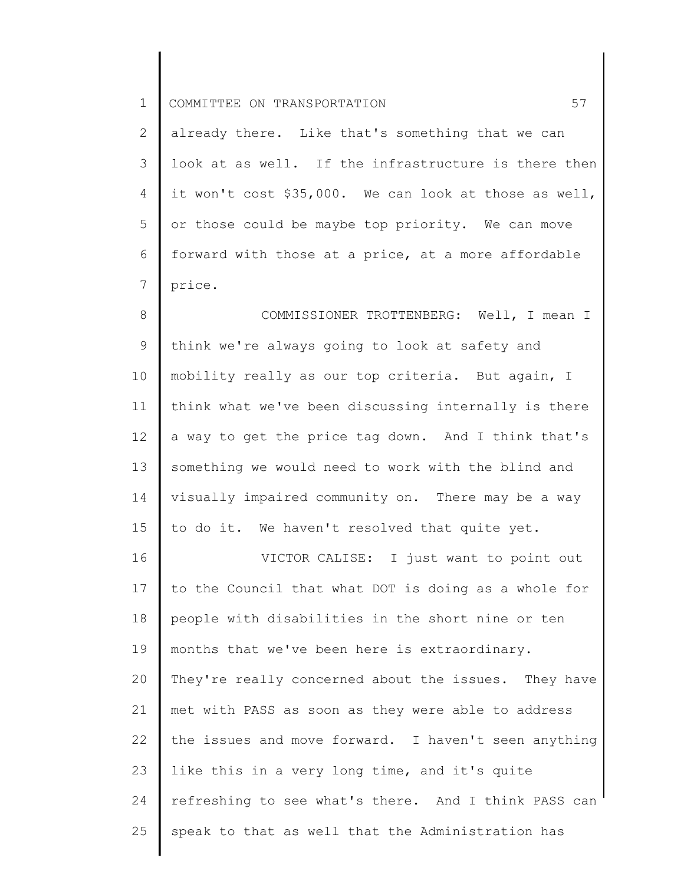already there. Like that's something that we can look at as well. If the infrastructure is there then it won't cost $35,000. We can look at those as well, or those could be maybe top priority. We can move forward with those at a price, at a more affordable price.

COMMISSIONER TROTTENBERG: Well, I mean I think we're always going to look at safety and mobility really as our top criteria. But again, I think what we've been discussing internally is there a way to get the price tag down. And I think that's something we would need to work with the blind and visually impaired community on. There may be a way to do it. We haven't resolved that quite yet.

VICTOR CALISE: I just want to point out to the Council that what DOT is doing as a whole for people with disabilities in the short nine or ten months that we've been here is extraordinary. They're really concerned about the issues. They have met with PASS as soon as they were able to address the issues and move forward. I haven't seen anything like this in a very long time, and it's quite refreshing to see what's there. And I think PASS can speak to that as well that the Administration has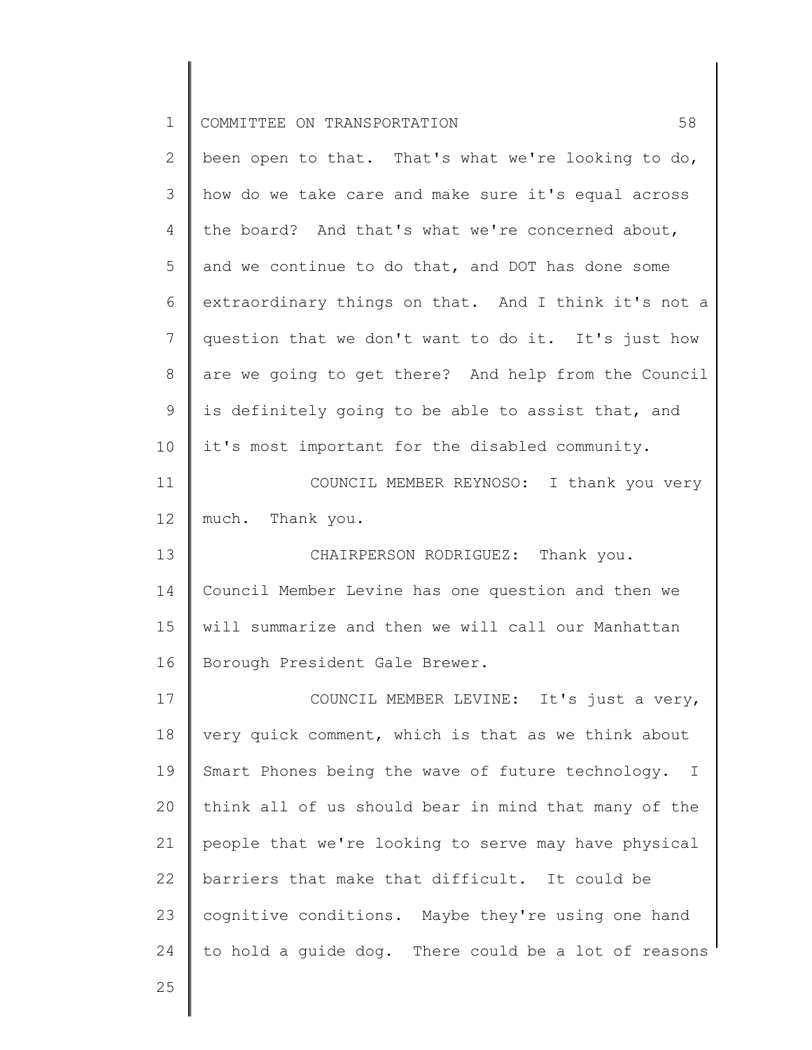been open to that. That's what we're looking to do, how do we take care and make sure it's equal across the board? And that's what we're concerned about, and we continue to do that, and DOT has done some extraordinary things on that. And I think it's not a question that we don't want to do it. It's just how are we going to get there? And help from the Council is definitely going to be able to assist that, and it's most important for the disabled community.

COUNCIL MEMBER REYNOSO: I thank you very much. Thank you.

CHAIRPERSON RODRIGUEZ: Thank you. Council Member Levine has one question and then we will summarize and then we will call our Manhattan Borough President Gale Brewer.

COUNCIL MEMBER LEVINE: It's just a very, very quick comment, which is that as we think about Smart Phones being the wave of future technology. I think all of us should bear in mind that many of the people that we're looking to serve may have physical barriers that make that difficult. It could be cognitive conditions. Maybe they're using one hand to hold a guide dog. There could be a lot of reasons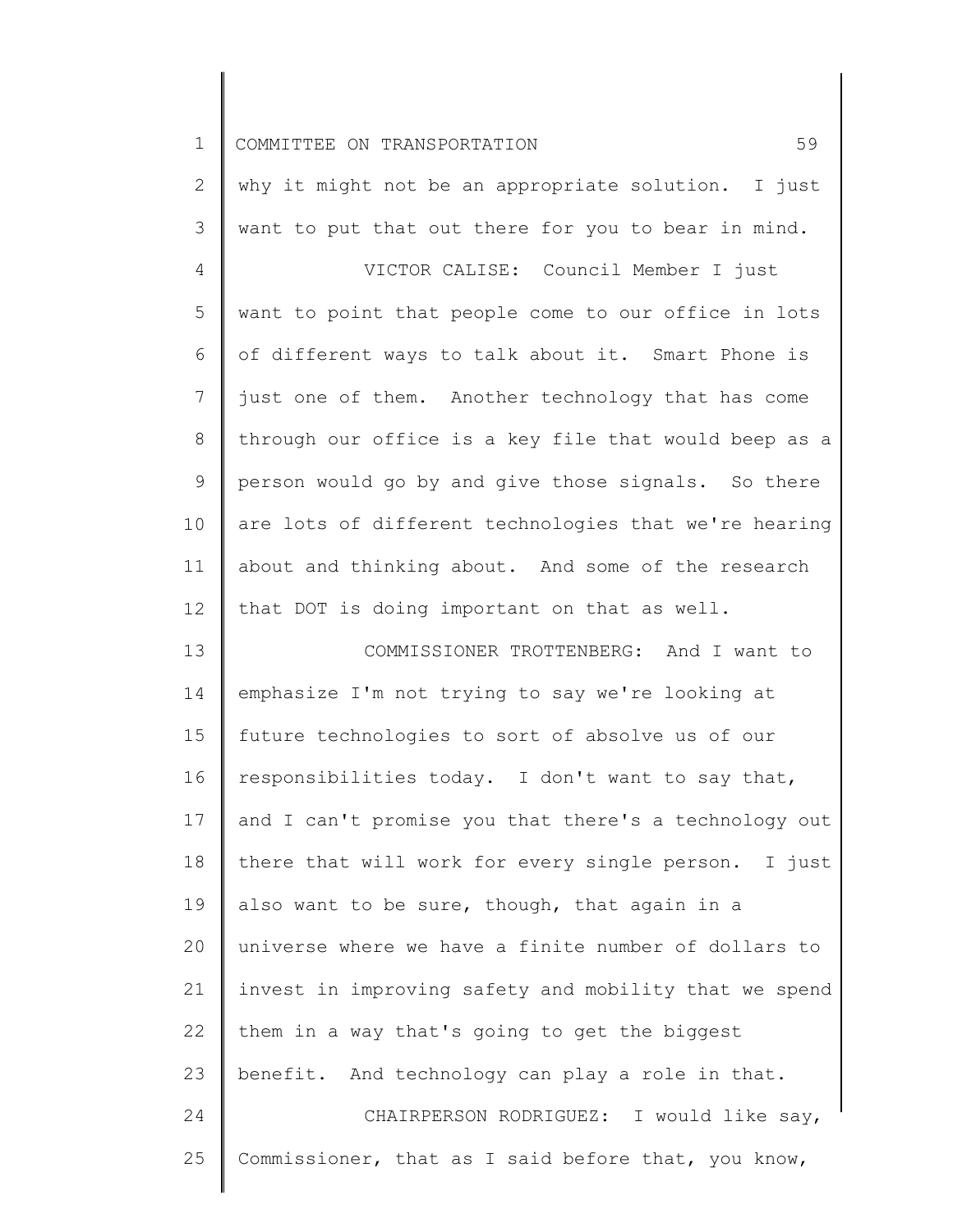why it might not be an appropriate solution. I just want to put that out there for you to bear in mind.

VICTOR CALISE: Council Member I just want to point that people come to our office in lots of different ways to talk about it. Smart Phone is just one of them. Another technology that has come through our office is a key file that would beep as a person would go by and give those signals. So there are lots of different technologies that we're hearing about and thinking about. And some of the research that DOT is doing important on that as well.

COMMISSIONER TROTTENBERG: And I want to emphasize I'm not trying to say we're looking at future technologies to sort of absolve us of our responsibilities today. I don't want to say that, and I can't promise you that there's a technology out there that will work for every single person. I just also want to be sure, though, that again in a universe where we have a finite number of dollars to invest in improving safety and mobility that we spend them in a way that's going to get the biggest benefit. And technology can play a role in that.

CHAIRPERSON RODRIGUEZ: I would like say, Commissioner, that as I said before that, you know,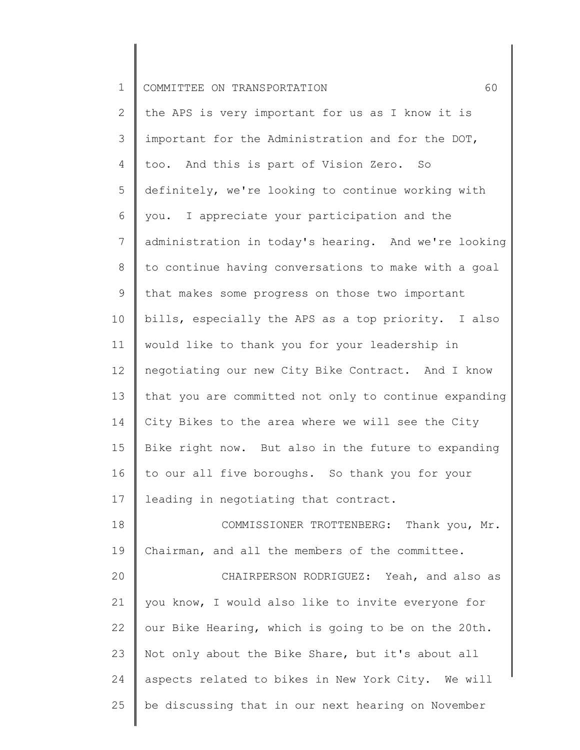the APS is very important for us as I know it is important for the Administration and for the DOT, too. And this is part of Vision Zero. So definitely, we're looking to continue working with you. I appreciate your participation and the administration in today's hearing. And we're looking to continue having conversations to make with a goal that makes some progress on those two important bills, especially the APS as a top priority. I also would like to thank you for your leadership in negotiating our new City Bike Contract. And I know that you are committed not only to continue expanding City Bikes to the area where we will see the City Bike right now. But also in the future to expanding to our all five boroughs. So thank you for your leading in negotiating that contract.

COMMISSIONER TROTTENBERG: Thank you, Mr. Chairman, and all the members of the committee.

CHAIRPERSON RODRIGUEZ: Yeah, and also as you know, I would also like to invite everyone for our Bike Hearing, which is going to be on the 20th. Not only about the Bike Share, but it's about all aspects related to bikes in New York City. We will be discussing that in our next hearing on November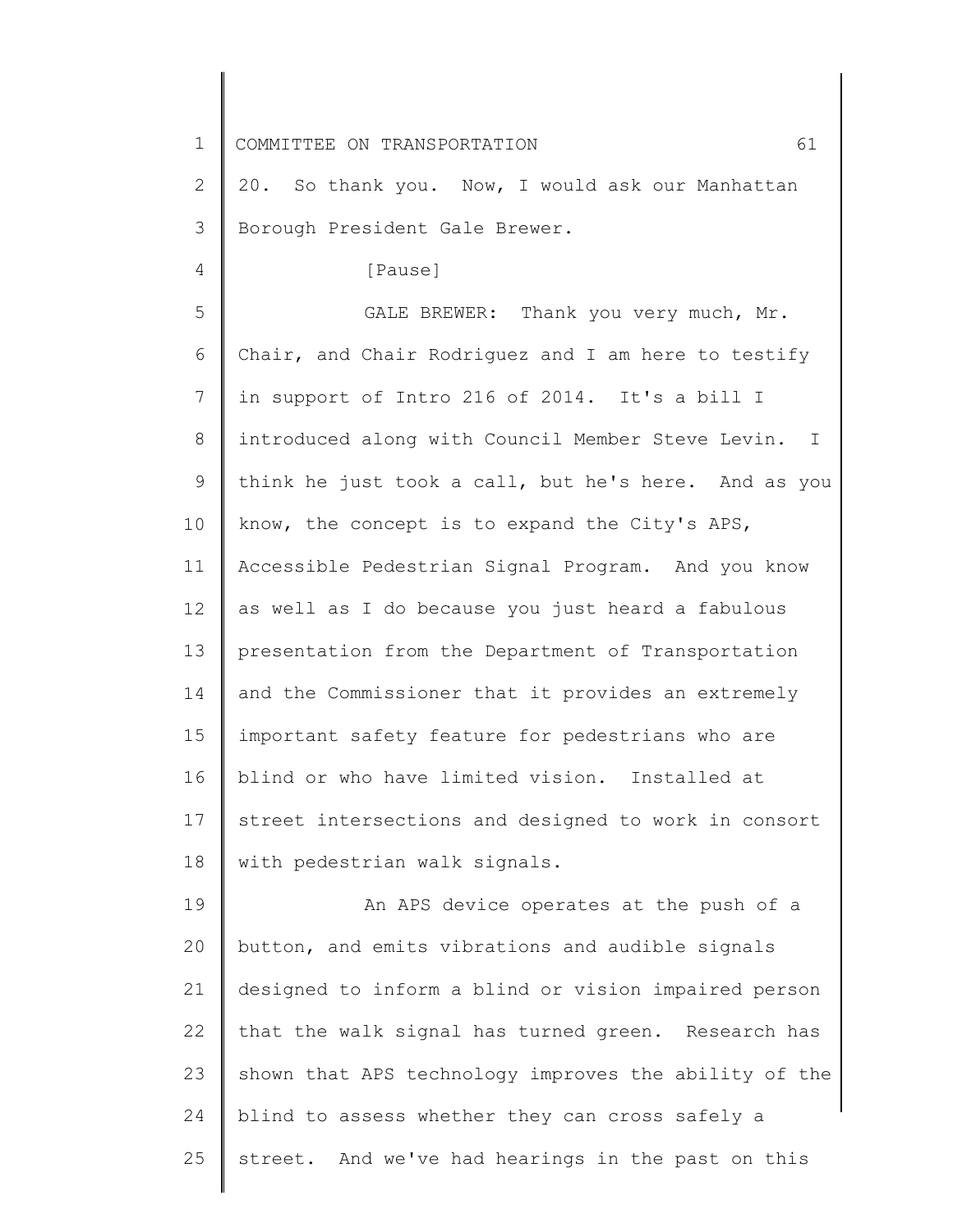20. So thank you. Now, I would ask our Manhattan Borough President Gale Brewer.

[Pause]

GALE BREWER: Thank you very much, Mr. Chair, and Chair Rodriguez and I am here to testify in support of Intro 216 of 2014. It's a bill I introduced along with Council Member Steve Levin. I think he just took a call, but he's here. And as you know, the concept is to expand the City's APS, Accessible Pedestrian Signal Program. And you know as well as I do because you just heard a fabulous presentation from the Department of Transportation and the Commissioner that it provides an extremely important safety feature for pedestrians who are blind or who have limited vision. Installed at street intersections and designed to work in consort with pedestrian walk signals.

An APS device operates at the push of a button, and emits vibrations and audible signals designed to inform a blind or vision impaired person that the walk signal has turned green. Research has shown that APS technology improves the ability of the blind to assess whether they can cross safely a street. And we've had hearings in the past on this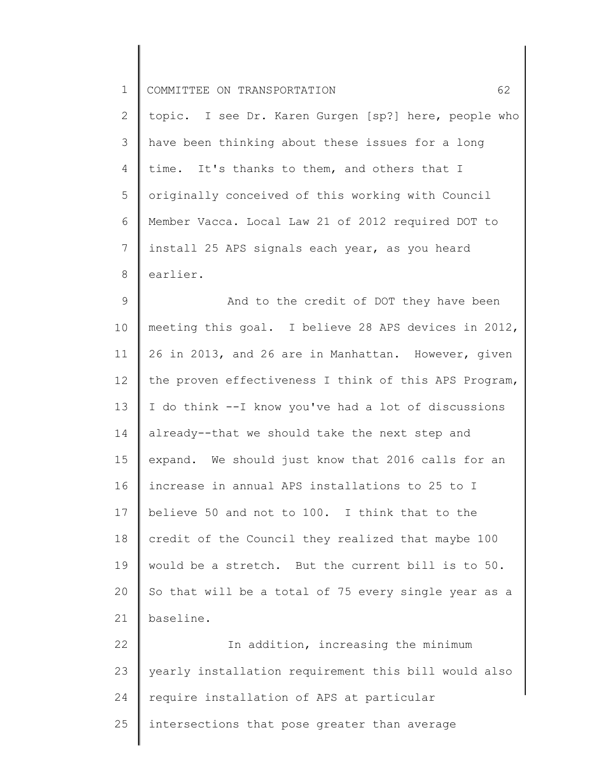topic. I see Dr. Karen Gurgen [sp?] here, people who have been thinking about these issues for a long time. It's thanks to them, and others that I originally conceived of this working with Council Member Vacca. Local Law 21 of 2012 required DOT to install 25 APS signals each year, as you heard earlier.

And to the credit of DOT they have been meeting this goal. I believe 28 APS devices in 2012, 26 in 2013, and 26 are in Manhattan. However, given the proven effectiveness I think of this APS Program, I do think --I know you've had a lot of discussions already--that we should take the next step and expand. We should just know that 2016 calls for an increase in annual APS installations to 25 to I believe 50 and not to 100. I think that to the credit of the Council they realized that maybe 100 would be a stretch. But the current bill is to 50. So that will be a total of 75 every single year as a baseline.

In addition, increasing the minimum yearly installation requirement this bill would also require installation of APS at particular intersections that pose greater than average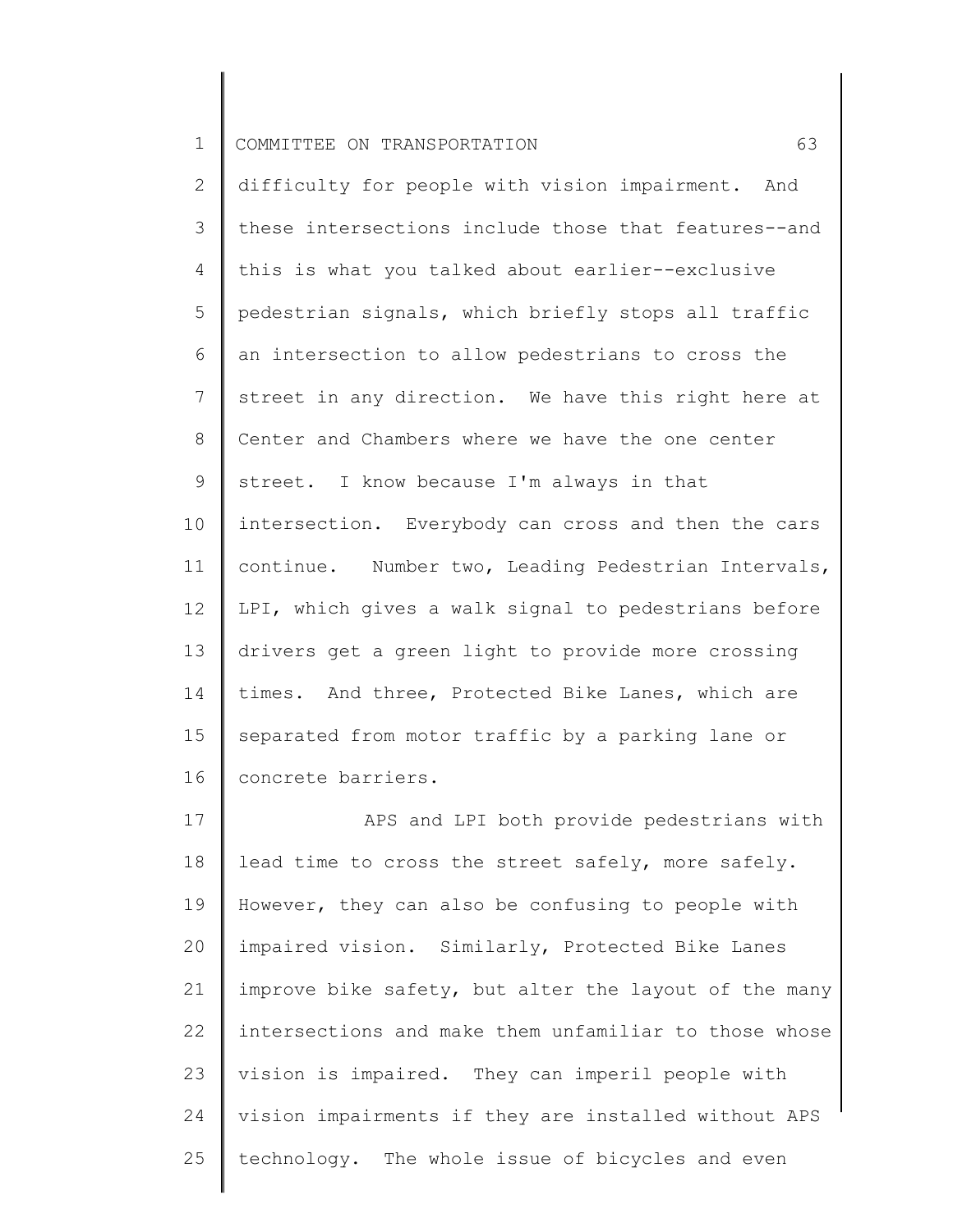difficulty for people with vision impairment. And these intersections include those that features--and this is what you talked about earlier--exclusive pedestrian signals, which briefly stops all traffic an intersection to allow pedestrians to cross the street in any direction. We have this right here at Center and Chambers where we have the one center street. I know because I'm always in that intersection. Everybody can cross and then the cars continue. Number two, Leading Pedestrian Intervals, LPI, which gives a walk signal to pedestrians before drivers get a green light to provide more crossing times. And three, Protected Bike Lanes, which are separated from motor traffic by a parking lane or concrete barriers.

APS and LPI both provide pedestrians with lead time to cross the street safely, more safely. However, they can also be confusing to people with impaired vision. Similarly, Protected Bike Lanes improve bike safety, but alter the layout of the many intersections and make them unfamiliar to those whose vision is impaired. They can imperil people with vision impairments if they are installed without APS technology. The whole issue of bicycles and even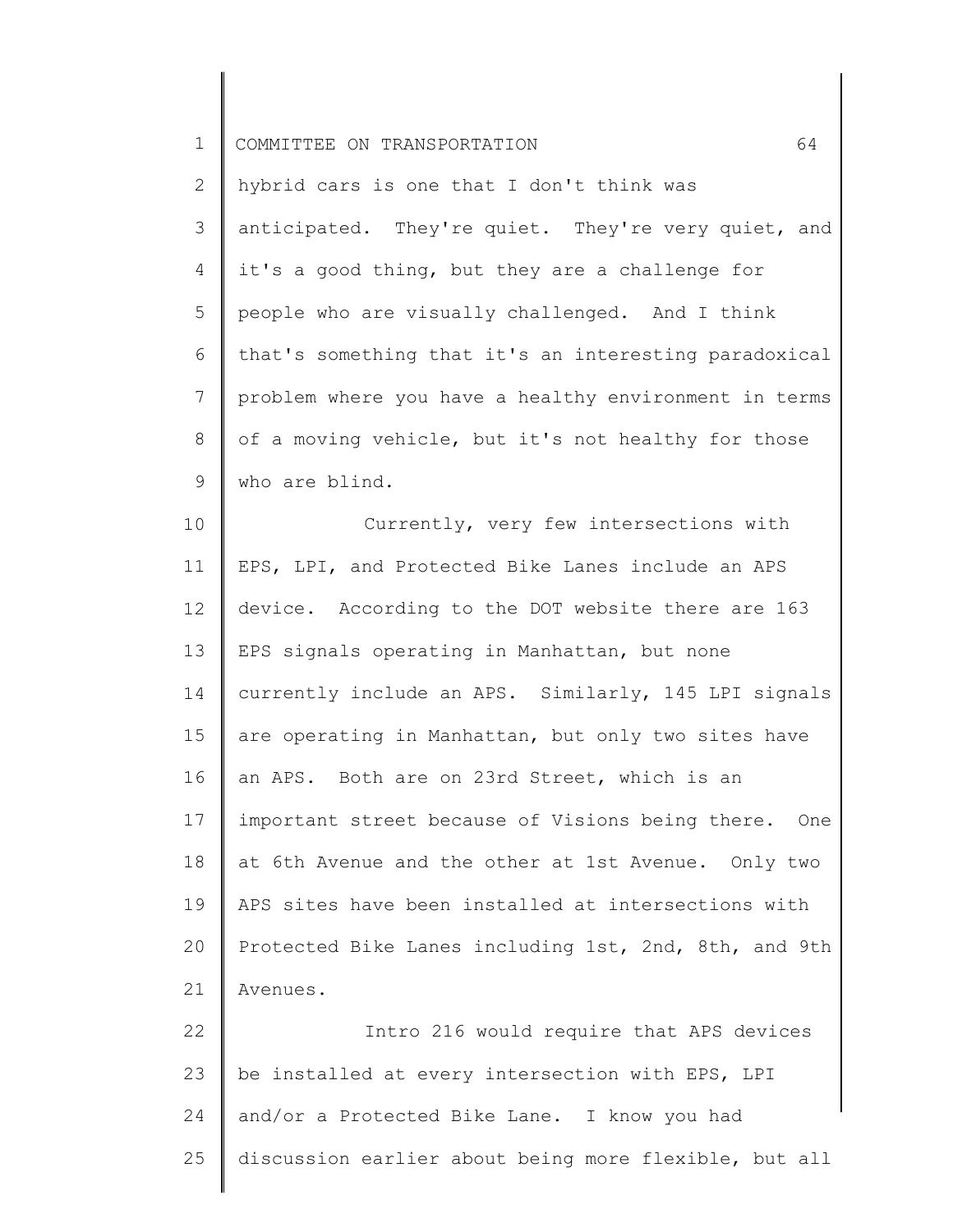hybrid cars is one that I don't think was anticipated. They're quiet. They're very quiet, and it's a good thing, but they are a challenge for people who are visually challenged. And I think that's something that it's an interesting paradoxical problem where you have a healthy environment in terms of a moving vehicle, but it's not healthy for those who are blind.

Currently, very few intersections with EPS, LPI, and Protected Bike Lanes include an APS device. According to the DOT website there are 163 EPS signals operating in Manhattan, but none currently include an APS. Similarly, 145 LPI signals are operating in Manhattan, but only two sites have an APS. Both are on 23rd Street, which is an important street because of Visions being there. One at 6th Avenue and the other at 1st Avenue. Only two APS sites have been installed at intersections with Protected Bike Lanes including 1st, 2nd, 8th, and 9th Avenues.

Intro 216 would require that APS devices be installed at every intersection with EPS, LPI and/or a Protected Bike Lane. I know you had discussion earlier about being more flexible, but all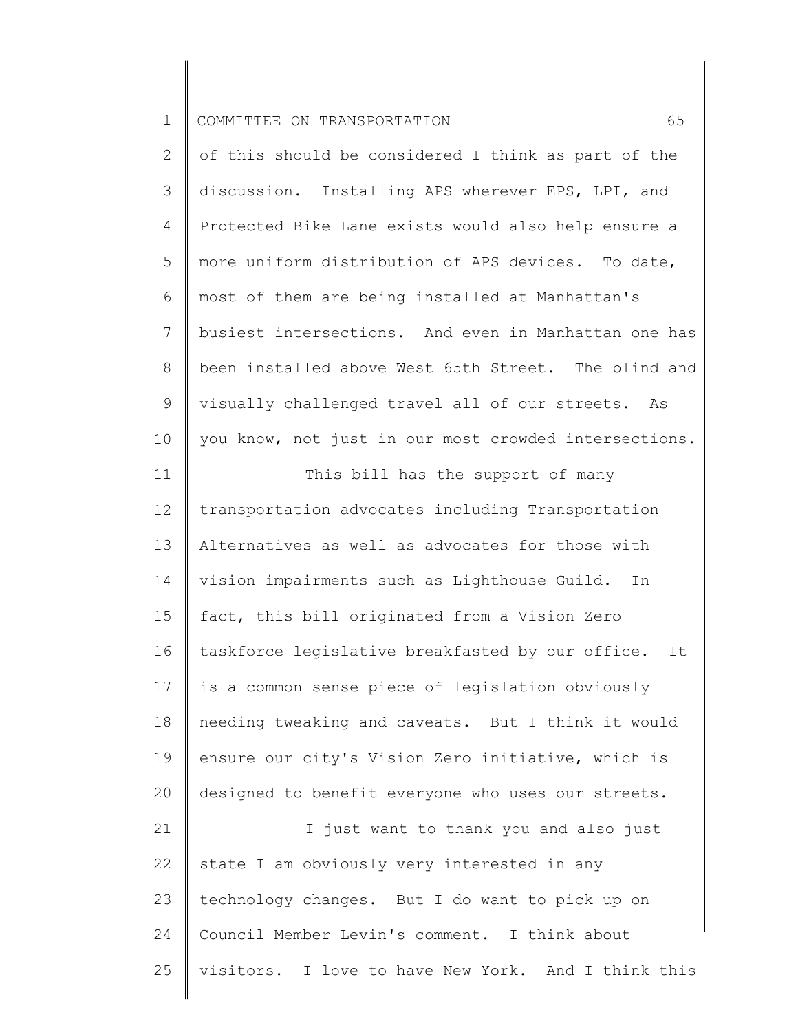of this should be considered I think as part of the discussion. Installing APS wherever EPS, LPI, and Protected Bike Lane exists would also help ensure a more uniform distribution of APS devices. To date, most of them are being installed at Manhattan's busiest intersections. And even in Manhattan one has been installed above West 65th Street. The blind and visually challenged travel all of our streets. As you know, not just in our most crowded intersections.

This bill has the support of many transportation advocates including Transportation Alternatives as well as advocates for those with vision impairments such as Lighthouse Guild. In fact, this bill originated from a Vision Zero taskforce legislative breakfasted by our office. It is a common sense piece of legislation obviously needing tweaking and caveats. But I think it would ensure our city's Vision Zero initiative, which is designed to benefit everyone who uses our streets.

I just want to thank you and also just state I am obviously very interested in any technology changes. But I do want to pick up on Council Member Levin's comment. I think about visitors. I love to have New York. And I think this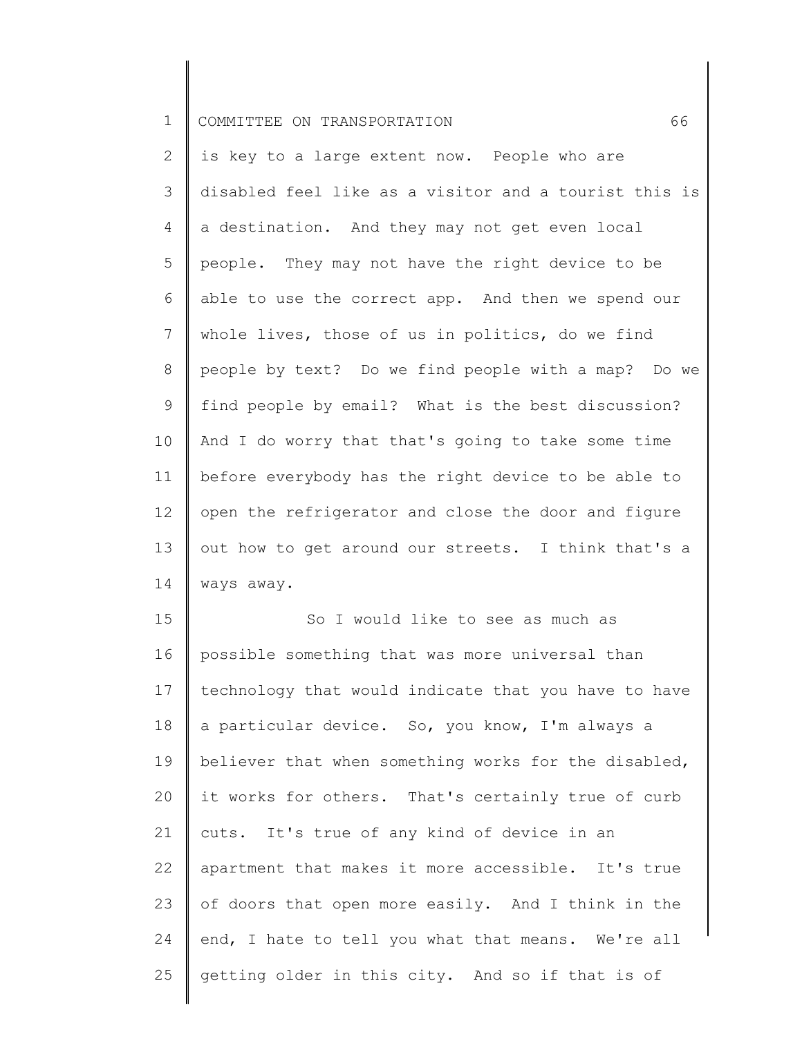is key to a large extent now. People who are disabled feel like as a visitor and a tourist this is a destination. And they may not get even local people. They may not have the right device to be able to use the correct app. And then we spend our whole lives, those of us in politics, do we find people by text? Do we find people with a map? Do we find people by email? What is the best discussion? And I do worry that that's going to take some time before everybody has the right device to be able to open the refrigerator and close the door and figure out how to get around our streets. I think that's a ways away.

So I would like to see as much as possible something that was more universal than technology that would indicate that you have to have a particular device. So, you know, I'm always a believer that when something works for the disabled, it works for others. That's certainly true of curb cuts. It's true of any kind of device in an apartment that makes it more accessible. It's true of doors that open more easily. And I think in the end, I hate to tell you what that means. We're all getting older in this city. And so if that is of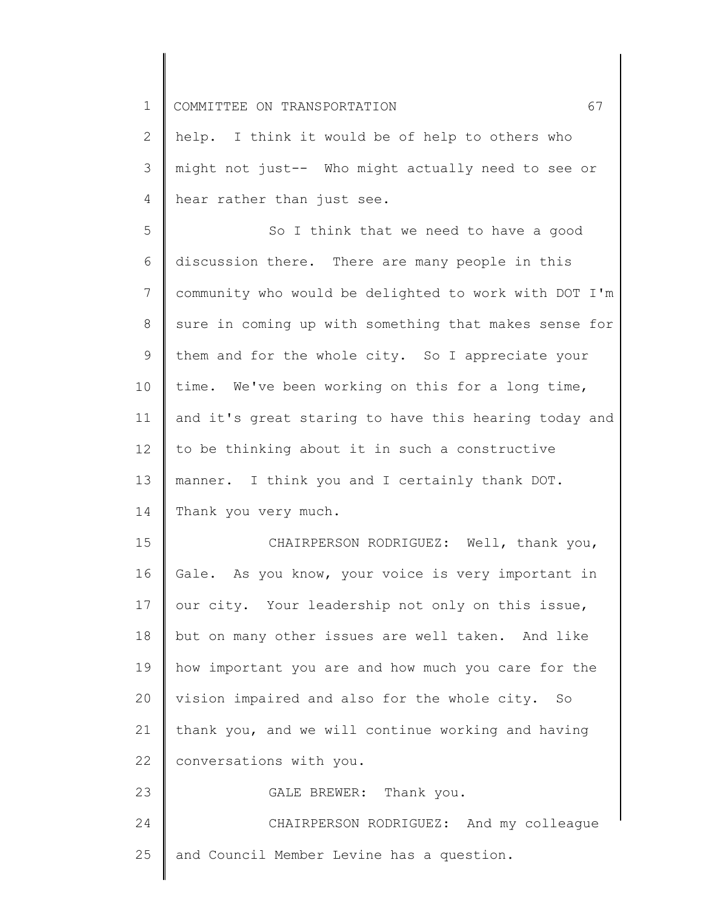help. I think it would be of help to others who might not just-- Who might actually need to see or hear rather than just see.

So I think that we need to have a good discussion there. There are many people in this community who would be delighted to work with DOT I'm sure in coming up with something that makes sense for them and for the whole city. So I appreciate your time. We've been working on this for a long time, and it's great staring to have this hearing today and to be thinking about it in such a constructive manner. I think you and I certainly thank DOT. Thank you very much.

CHAIRPERSON RODRIGUEZ: Well, thank you, Gale. As you know, your voice is very important in our city. Your leadership not only on this issue, but on many other issues are well taken. And like how important you are and how much you care for the vision impaired and also for the whole city. So thank you, and we will continue working and having conversations with you.

GALE BREWER: Thank you.

CHAIRPERSON RODRIGUEZ: And my colleague and Council Member Levine has a question.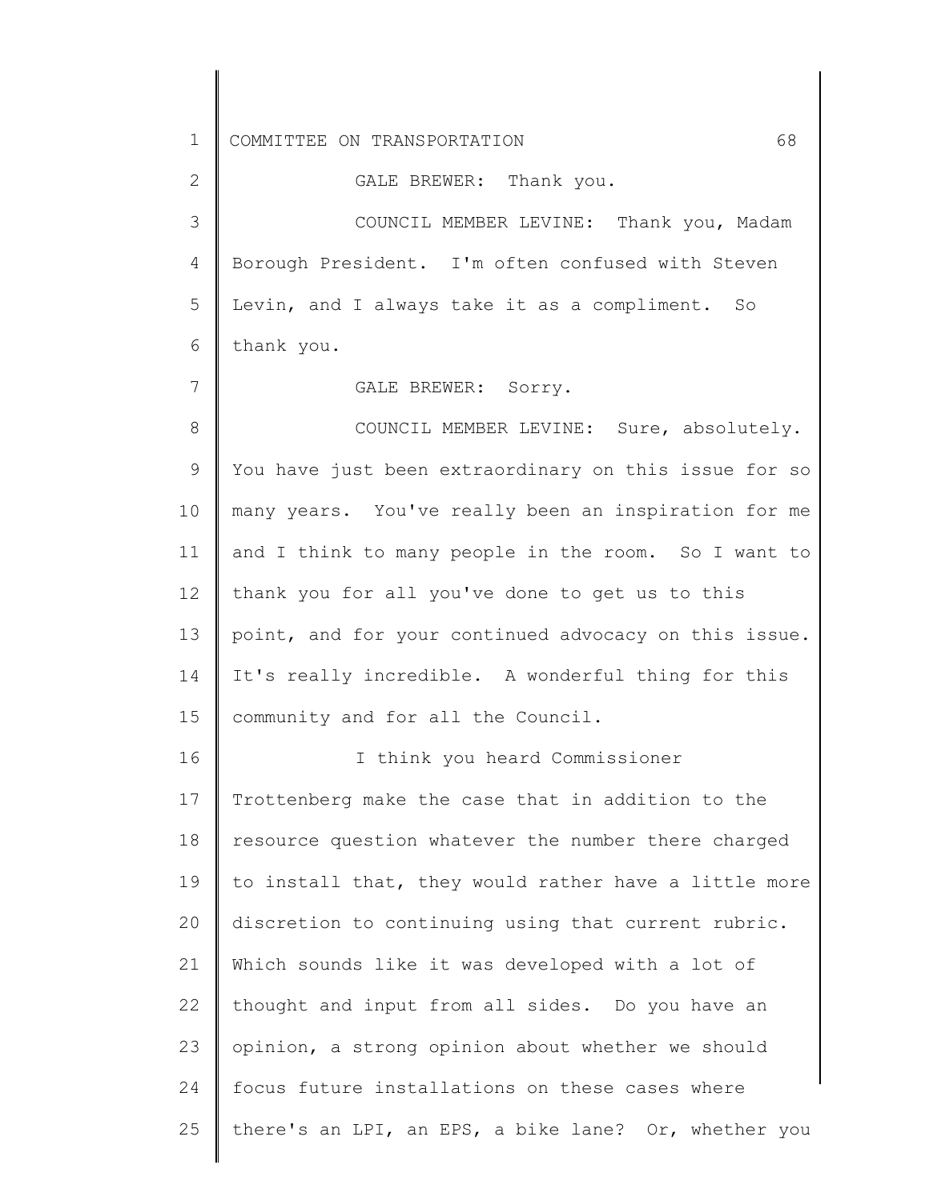GALE BREWER: Thank you.

COUNCIL MEMBER LEVINE: Thank you, Madam Borough President. I'm often confused with Steven Levin, and I always take it as a compliment. So thank you.

GALE BREWER: Sorry.

COUNCIL MEMBER LEVINE: Sure, absolutely. You have just been extraordinary on this issue for so many years. You've really been an inspiration for me and I think to many people in the room. So I want to thank you for all you've done to get us to this point, and for your continued advocacy on this issue. It's really incredible. A wonderful thing for this community and for all the Council.

I think you heard Commissioner Trottenberg make the case that in addition to the resource question whatever the number there charged to install that, they would rather have a little more discretion to continuing using that current rubric. Which sounds like it was developed with a lot of thought and input from all sides. Do you have an opinion, a strong opinion about whether we should focus future installations on these cases where there's an LPI, an EPS, a bike lane? Or, whether you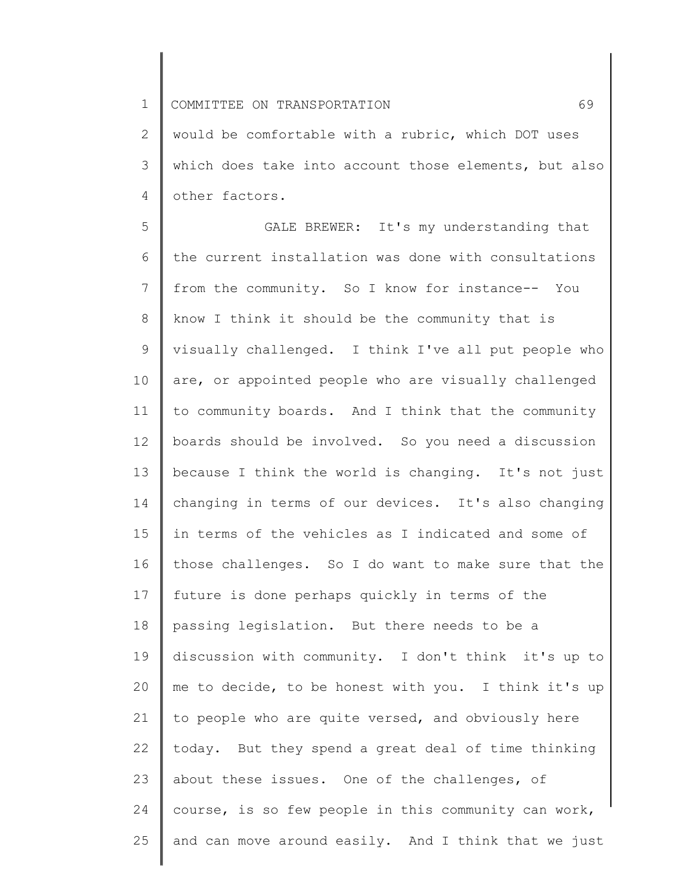would be comfortable with a rubric, which DOT uses which does take into account those elements, but also other factors.

GALE BREWER: It's my understanding that the current installation was done with consultations from the community. So I know for instance-- You know I think it should be the community that is visually challenged. I think I've all put people who are, or appointed people who are visually challenged to community boards. And I think that the community boards should be involved. So you need a discussion because I think the world is changing. It's not just changing in terms of our devices. It's also changing in terms of the vehicles as I indicated and some of those challenges. So I do want to make sure that the future is done perhaps quickly in terms of the passing legislation. But there needs to be a discussion with community. I don't think it's up to me to decide, to be honest with you. I think it's up to people who are quite versed, and obviously here today. But they spend a great deal of time thinking about these issues. One of the challenges, of course, is so few people in this community can work, and can move around easily. And I think that we just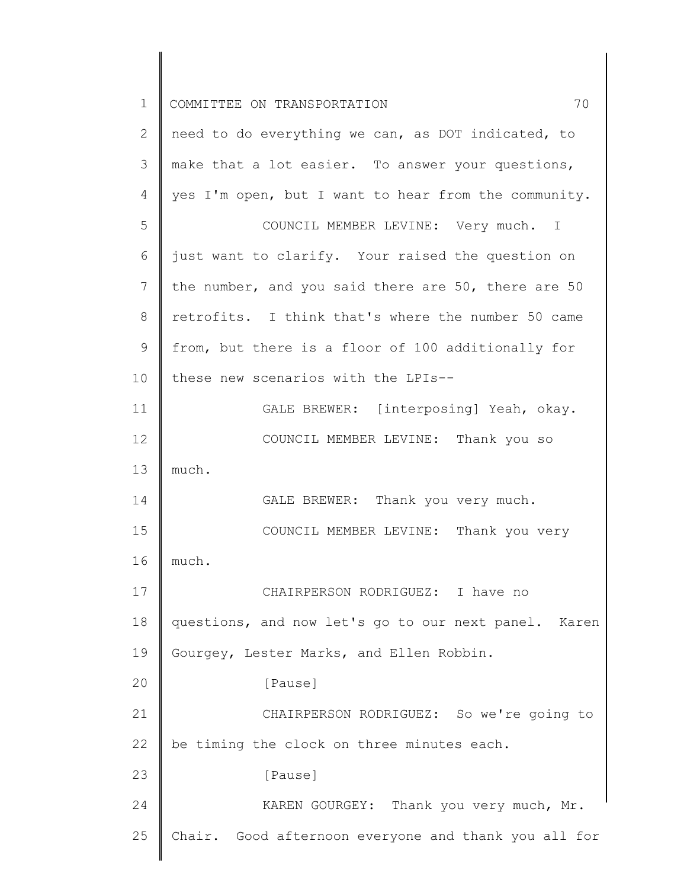need to do everything we can, as DOT indicated, to make that a lot easier. To answer your questions, yes I'm open, but I want to hear from the community.

COUNCIL MEMBER LEVINE: Very much. I just want to clarify. Your raised the question on the number, and you said there are 50, there are 50 retrofits. I think that's where the number 50 came from, but there is a floor of 100 additionally for these new scenarios with the LPIs--

GALE BREWER: [interposing] Yeah, okay.

COUNCIL MEMBER LEVINE: Thank you so much.

GALE BREWER: Thank you very much.

COUNCIL MEMBER LEVINE: Thank you very much.

CHAIRPERSON RODRIGUEZ: I have no questions, and now let's go to our next panel. Karen Gourgey, Lester Marks, and Ellen Robbin.

[Pause]

CHAIRPERSON RODRIGUEZ: So we're going to be timing the clock on three minutes each.

[Pause]

KAREN GOURGEY: Thank you very much, Mr. Chair. Good afternoon everyone and thank you all for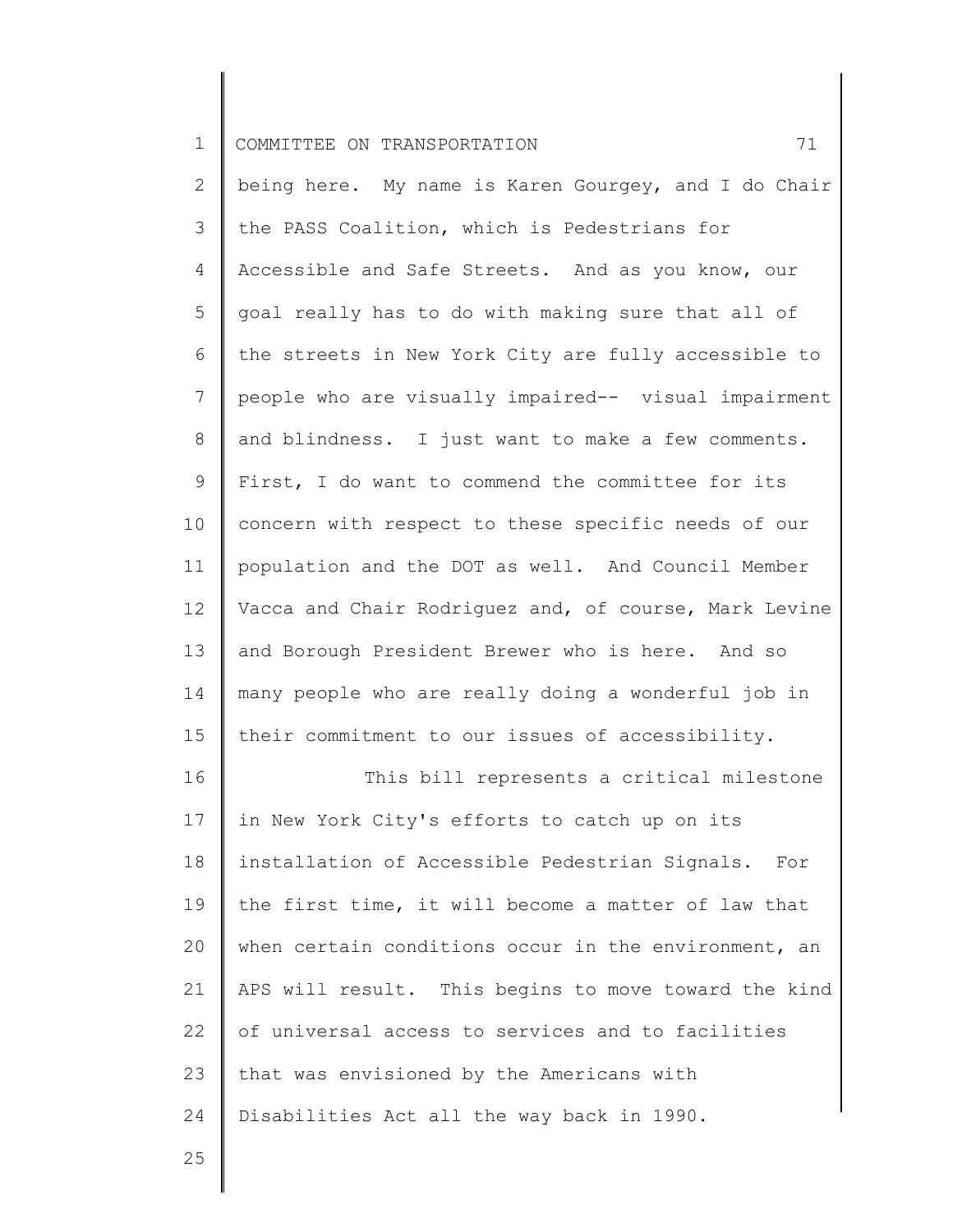being here. My name is Karen Gourgey, and I do Chair the PASS Coalition, which is Pedestrians for Accessible and Safe Streets. And as you know, our goal really has to do with making sure that all of the streets in New York City are fully accessible to people who are visually impaired-- visual impairment and blindness. I just want to make a few comments. First, I do want to commend the committee for its concern with respect to these specific needs of our population and the DOT as well. And Council Member Vacca and Chair Rodriguez and, of course, Mark Levine and Borough President Brewer who is here. And so many people who are really doing a wonderful job in their commitment to our issues of accessibility.

This bill represents a critical milestone in New York City's efforts to catch up on its installation of Accessible Pedestrian Signals. For the first time, it will become a matter of law that when certain conditions occur in the environment, an APS will result. This begins to move toward the kind of universal access to services and to facilities that was envisioned by the Americans with Disabilities Act all the way back in 1990.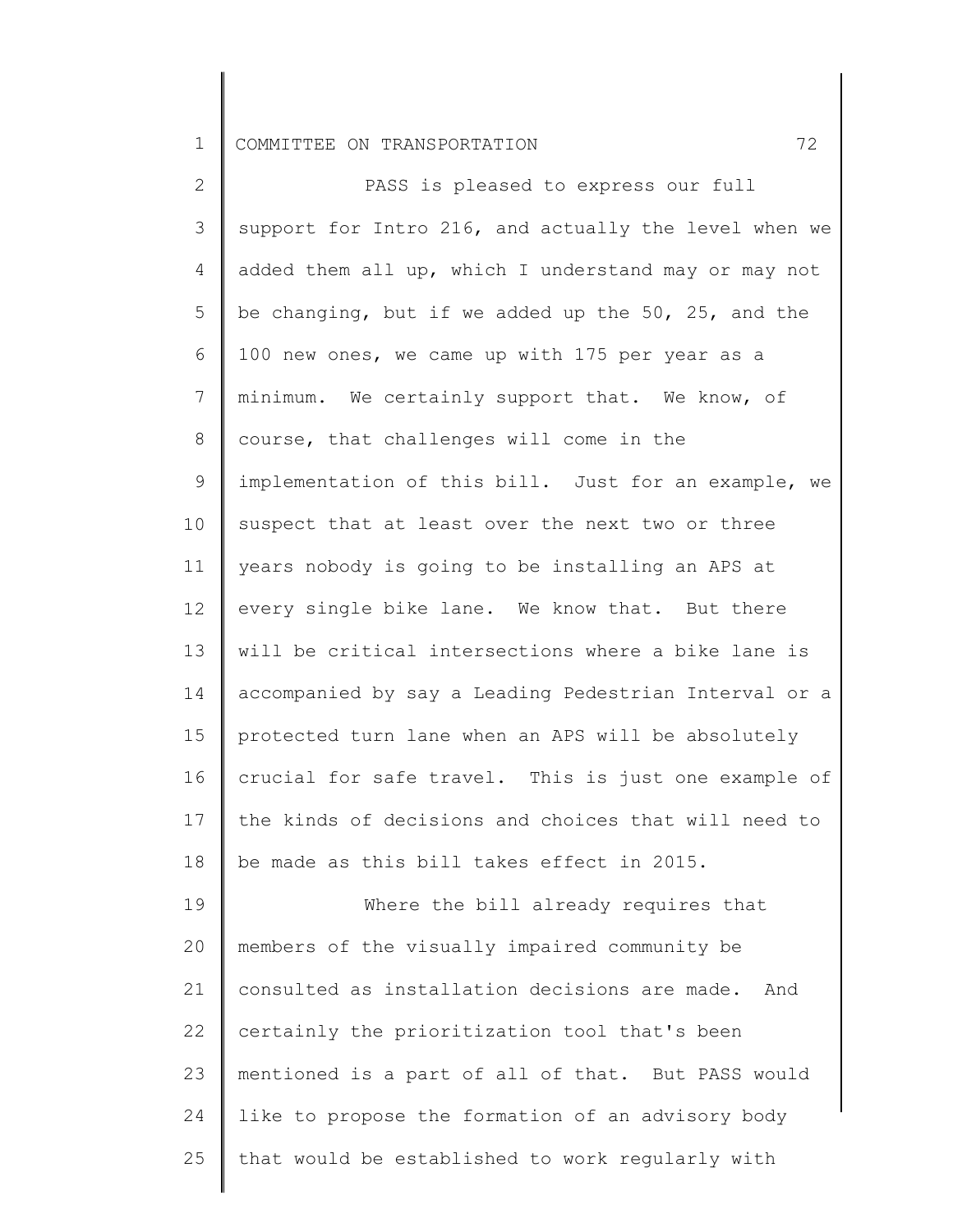PASS is pleased to express our full support for Intro 216, and actually the level when we added them all up, which I understand may or may not be changing, but if we added up the 50, 25, and the 100 new ones, we came up with 175 per year as a minimum. We certainly support that. We know, of course, that challenges will come in the implementation of this bill. Just for an example, we suspect that at least over the next two or three years nobody is going to be installing an APS at every single bike lane. We know that. But there will be critical intersections where a bike lane is accompanied by say a Leading Pedestrian Interval or a protected turn lane when an APS will be absolutely crucial for safe travel. This is just one example of the kinds of decisions and choices that will need to be made as this bill takes effect in 2015.

Where the bill already requires that members of the visually impaired community be consulted as installation decisions are made. And certainly the prioritization tool that's been mentioned is a part of all of that. But PASS would like to propose the formation of an advisory body that would be established to work regularly with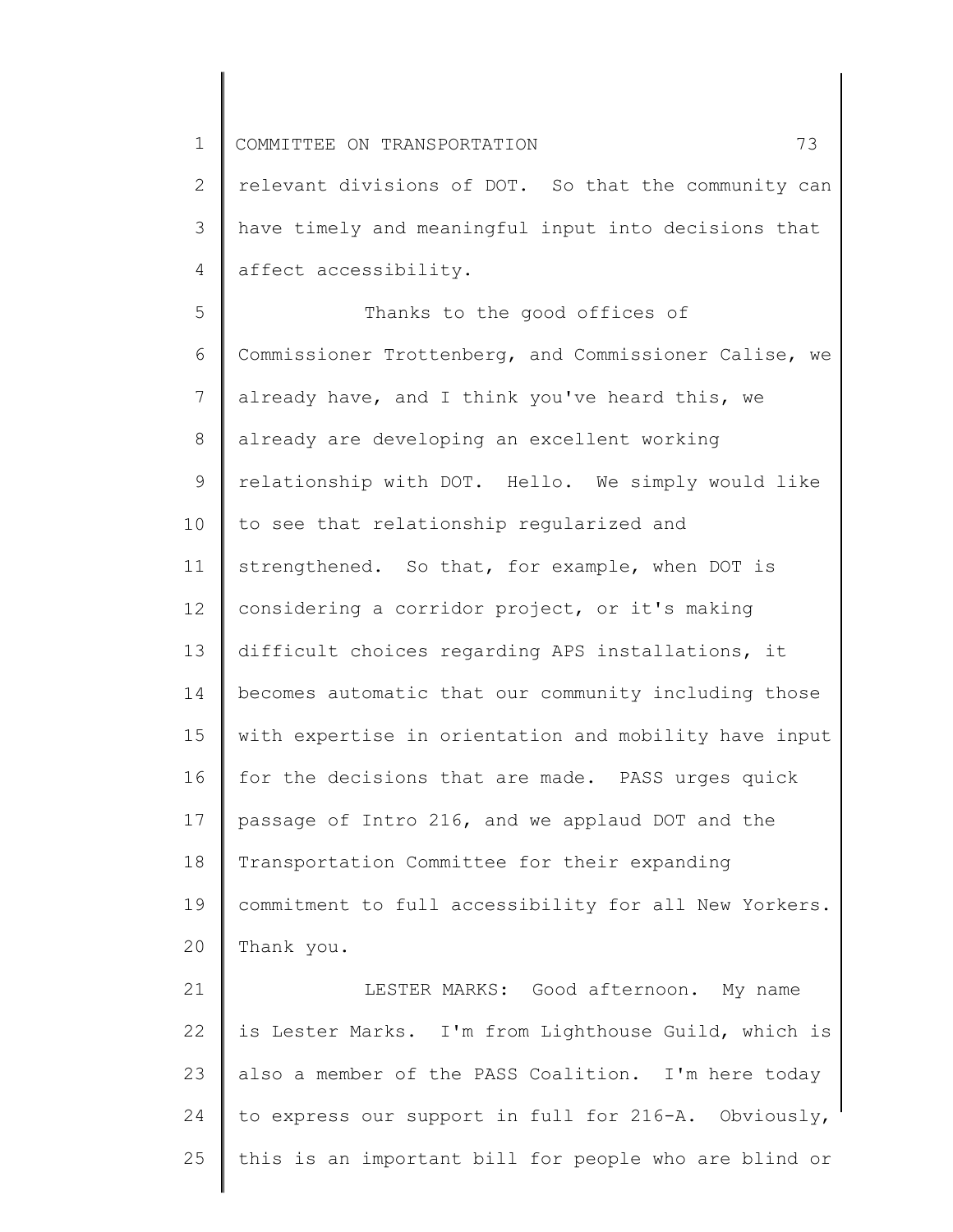relevant divisions of DOT. So that the community can have timely and meaningful input into decisions that affect accessibility.

Thanks to the good offices of Commissioner Trottenberg, and Commissioner Calise, we already have, and I think you've heard this, we already are developing an excellent working relationship with DOT. Hello. We simply would like to see that relationship regularized and strengthened. So that, for example, when DOT is considering a corridor project, or it's making difficult choices regarding APS installations, it becomes automatic that our community including those with expertise in orientation and mobility have input for the decisions that are made. PASS urges quick passage of Intro 216, and we applaud DOT and the Transportation Committee for their expanding commitment to full accessibility for all New Yorkers. Thank you.

LESTER MARKS: Good afternoon. My name is Lester Marks. I'm from Lighthouse Guild, which is also a member of the PASS Coalition. I'm here today to express our support in full for 216-A. Obviously, this is an important bill for people who are blind or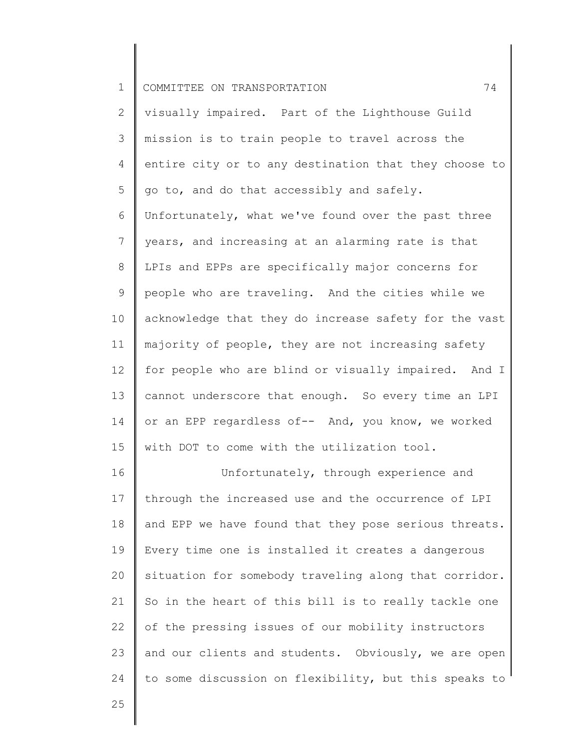visually impaired. Part of the Lighthouse Guild mission is to train people to travel across the entire city or to any destination that they choose to go to, and do that accessibly and safely. Unfortunately, what we've found over the past three years, and increasing at an alarming rate is that LPIs and EPPs are specifically major concerns for people who are traveling. And the cities while we acknowledge that they do increase safety for the vast majority of people, they are not increasing safety for people who are blind or visually impaired. And I cannot underscore that enough. So every time an LPI or an EPP regardless of-- And, you know, we worked with DOT to come with the utilization tool.

Unfortunately, through experience and through the increased use and the occurrence of LPI and EPP we have found that they pose serious threats. Every time one is installed it creates a dangerous situation for somebody traveling along that corridor. So in the heart of this bill is to really tackle one of the pressing issues of our mobility instructors and our clients and students. Obviously, we are open to some discussion on flexibility, but this speaks to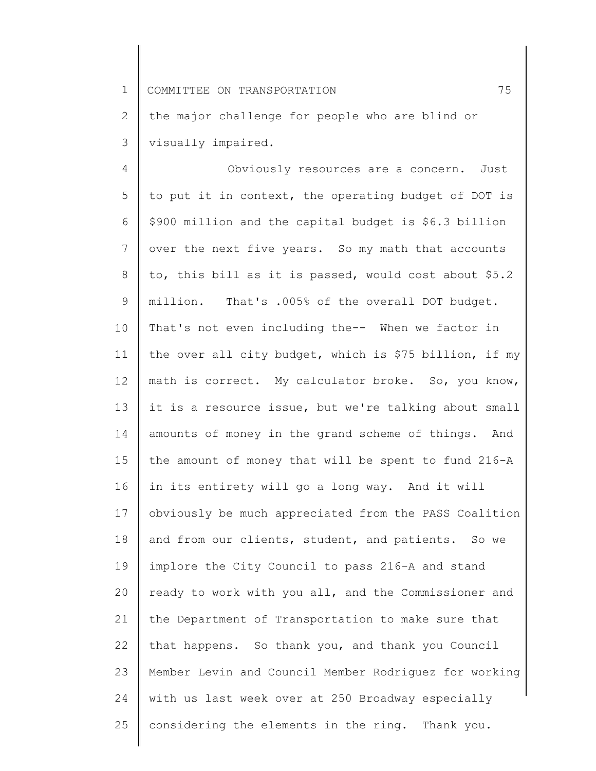the major challenge for people who are blind or visually impaired.

Obviously resources are a concern. Just to put it in context, the operating budget of DOT is $900 million and the capital budget is $6.3 billion over the next five years. So my math that accounts to, this bill as it is passed, would cost about $5.2 million. That's .005% of the overall DOT budget. That's not even including the-- When we factor in the over all city budget, which is $75 billion, if my math is correct. My calculator broke. So, you know, it is a resource issue, but we're talking about small amounts of money in the grand scheme of things. And the amount of money that will be spent to fund 216-A in its entirety will go a long way. And it will obviously be much appreciated from the PASS Coalition and from our clients, student, and patients. So we implore the City Council to pass 216-A and stand ready to work with you all, and the Commissioner and the Department of Transportation to make sure that that happens. So thank you, and thank you Council Member Levin and Council Member Rodriguez for working with us last week over at 250 Broadway especially considering the elements in the ring. Thank you.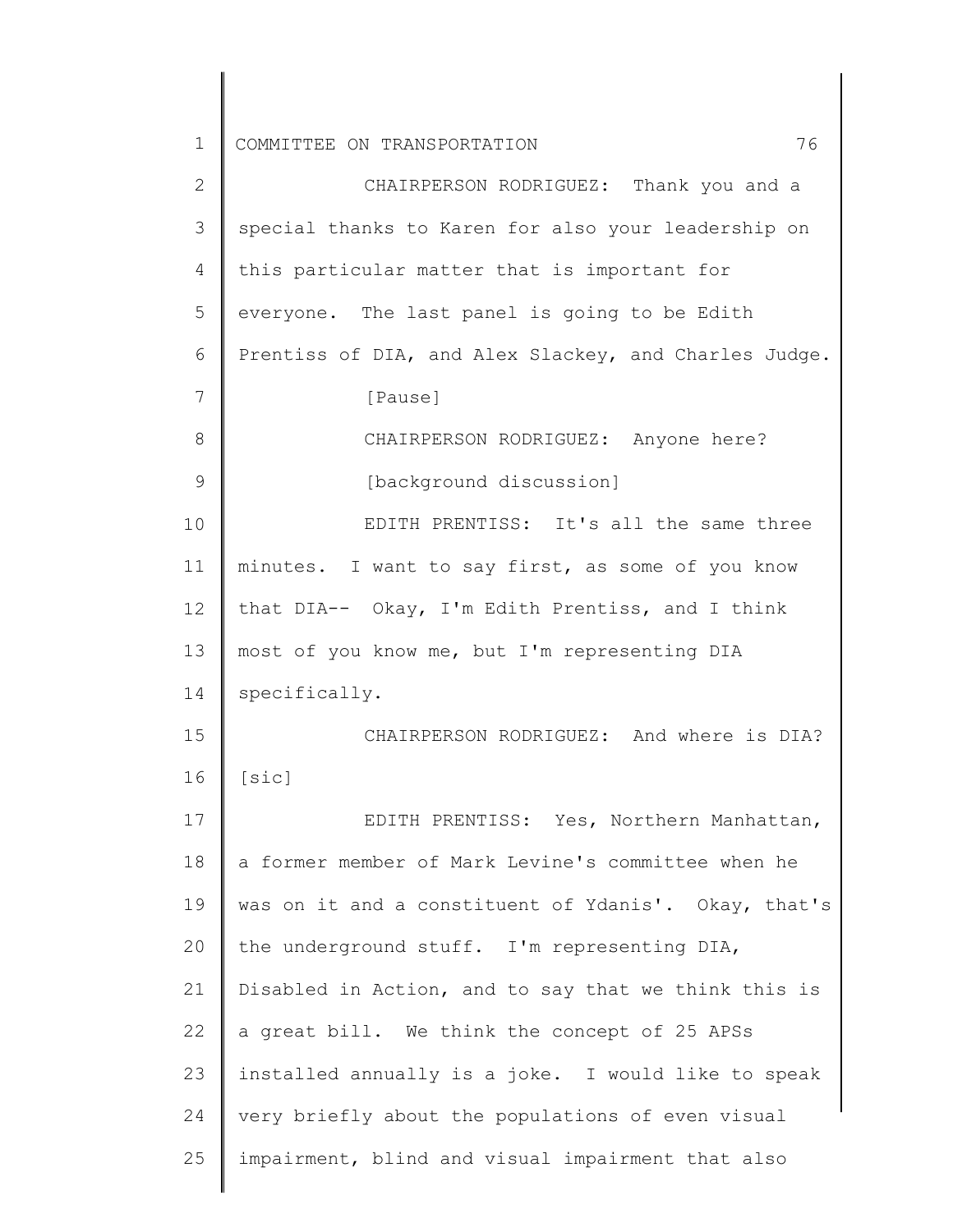CHAIRPERSON RODRIGUEZ: Thank you and a special thanks to Karen for also your leadership on this particular matter that is important for everyone. The last panel is going to be Edith Prentiss of DIA, and Alex Slackey, and Charles Judge.

[Pause]

CHAIRPERSON RODRIGUEZ: Anyone here?

[background discussion]

EDITH PRENTISS: It's all the same three minutes. I want to say first, as some of you know that DIA-- Okay, I'm Edith Prentiss, and I think most of you know me, but I'm representing DIA specifically.

CHAIRPERSON RODRIGUEZ: And where is DIA? [sic]

EDITH PRENTISS: Yes, Northern Manhattan, a former member of Mark Levine's committee when he was on it and a constituent of Ydanis'. Okay, that's the underground stuff. I'm representing DIA, Disabled in Action, and to say that we think this is a great bill. We think the concept of 25 APSs installed annually is a joke. I would like to speak very briefly about the populations of even visual impairment, blind and visual impairment that also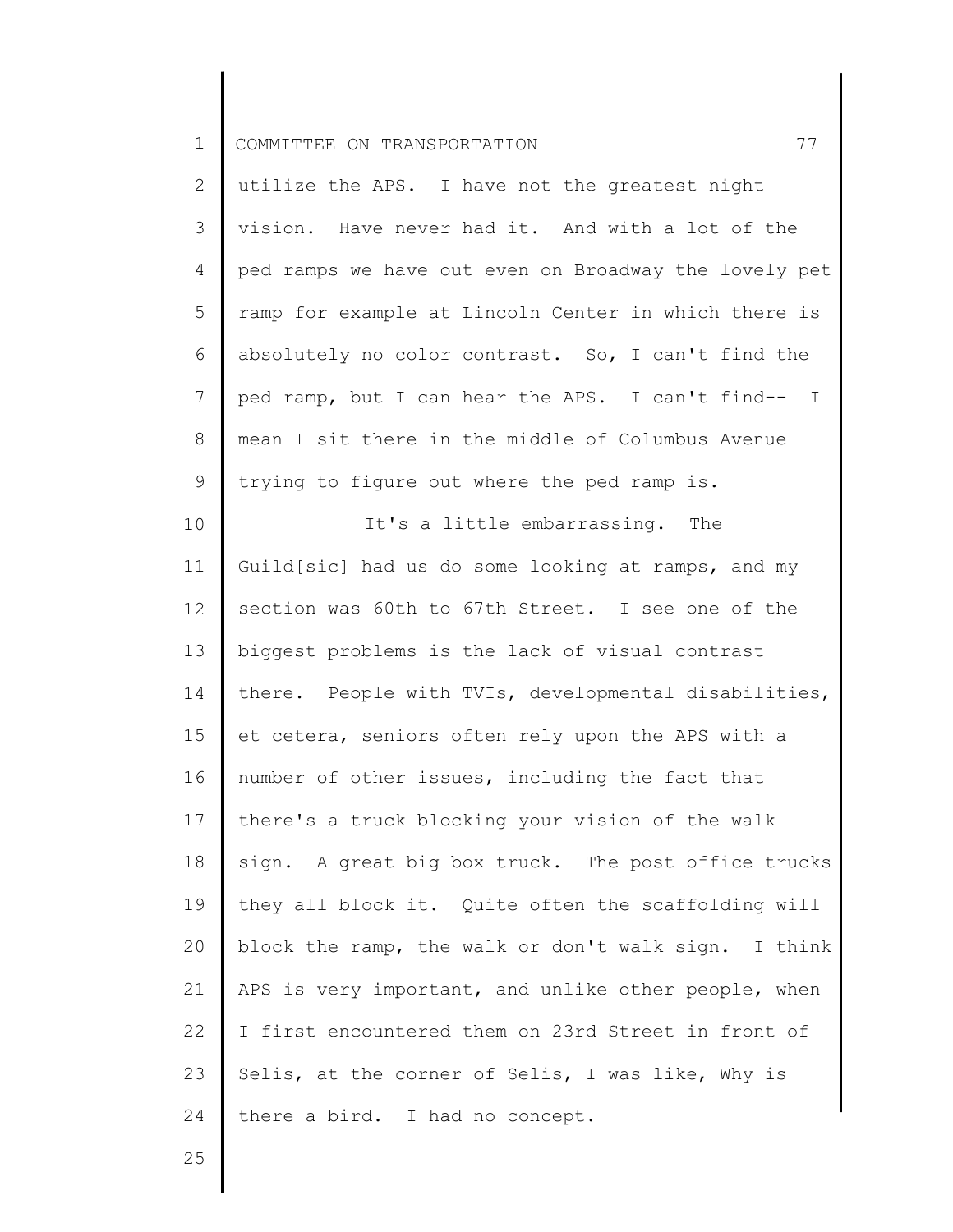utilize the APS. I have not the greatest night vision. Have never had it. And with a lot of the ped ramps we have out even on Broadway the lovely pet ramp for example at Lincoln Center in which there is absolutely no color contrast. So, I can't find the ped ramp, but I can hear the APS. I can't find-- I mean I sit there in the middle of Columbus Avenue trying to figure out where the ped ramp is.

It's a little embarrassing. The Guild[sic] had us do some looking at ramps, and my section was 60th to 67th Street. I see one of the biggest problems is the lack of visual contrast there. People with TVIs, developmental disabilities, et cetera, seniors often rely upon the APS with a number of other issues, including the fact that there's a truck blocking your vision of the walk sign. A great big box truck. The post office trucks they all block it. Quite often the scaffolding will block the ramp, the walk or don't walk sign. I think APS is very important, and unlike other people, when I first encountered them on 23rd Street in front of Selis, at the corner of Selis, I was like, Why is there a bird. I had no concept.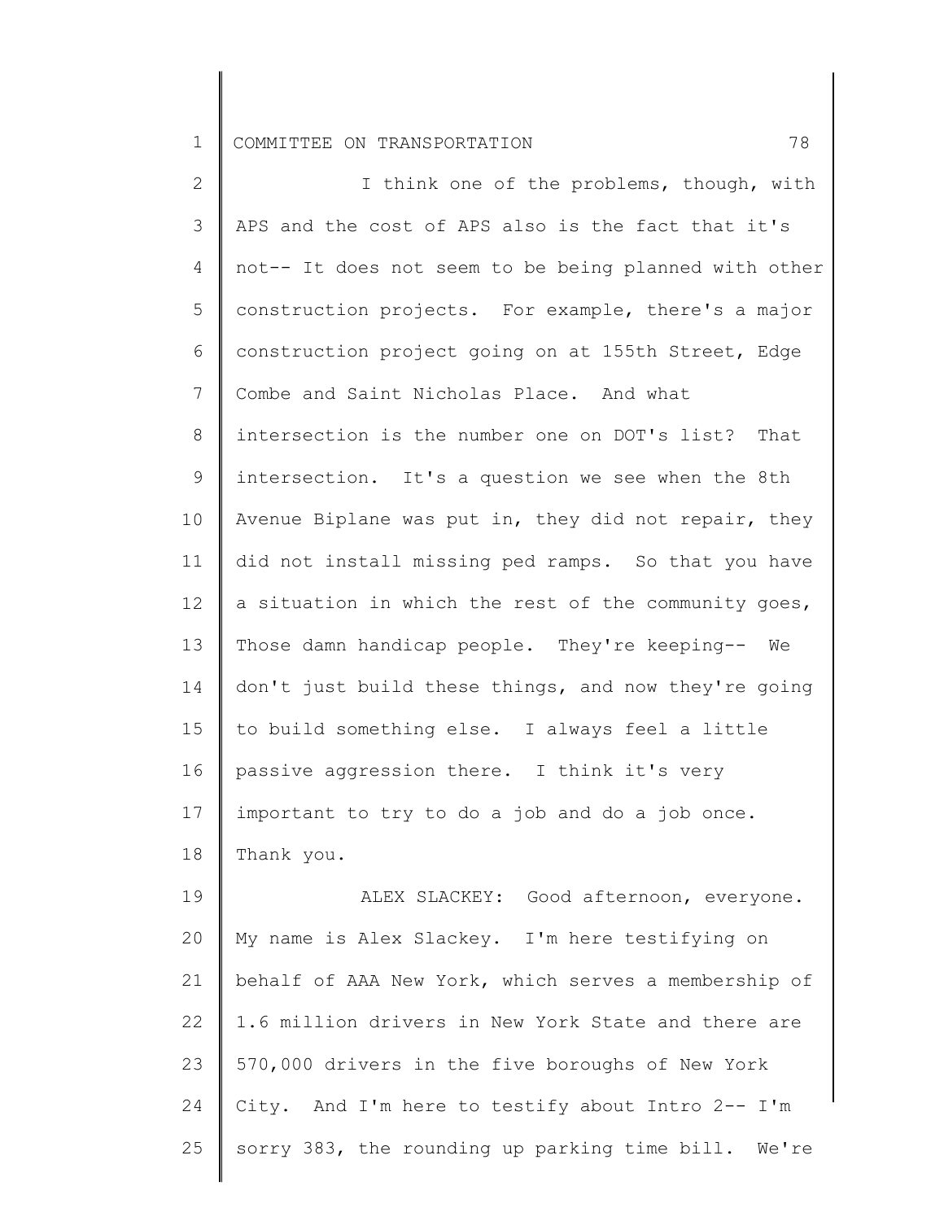I think one of the problems, though, with APS and the cost of APS also is the fact that it's not-- It does not seem to be being planned with other construction projects. For example, there's a major construction project going on at 155th Street, Edge Combe and Saint Nicholas Place. And what intersection is the number one on DOT's list? That intersection. It's a question we see when the 8th Avenue Biplane was put in, they did not repair, they did not install missing ped ramps. So that you have a situation in which the rest of the community goes, Those damn handicap people. They're keeping-- We don't just build these things, and now they're going to build something else. I always feel a little passive aggression there. I think it's very important to try to do a job and do a job once. Thank you.

ALEX SLACKEY: Good afternoon, everyone. My name is Alex Slackey. I'm here testifying on behalf of AAA New York, which serves a membership of 1.6 million drivers in New York State and there are 570,000 drivers in the five boroughs of New York City. And I'm here to testify about Intro 2-- I'm sorry 383, the rounding up parking time bill. We're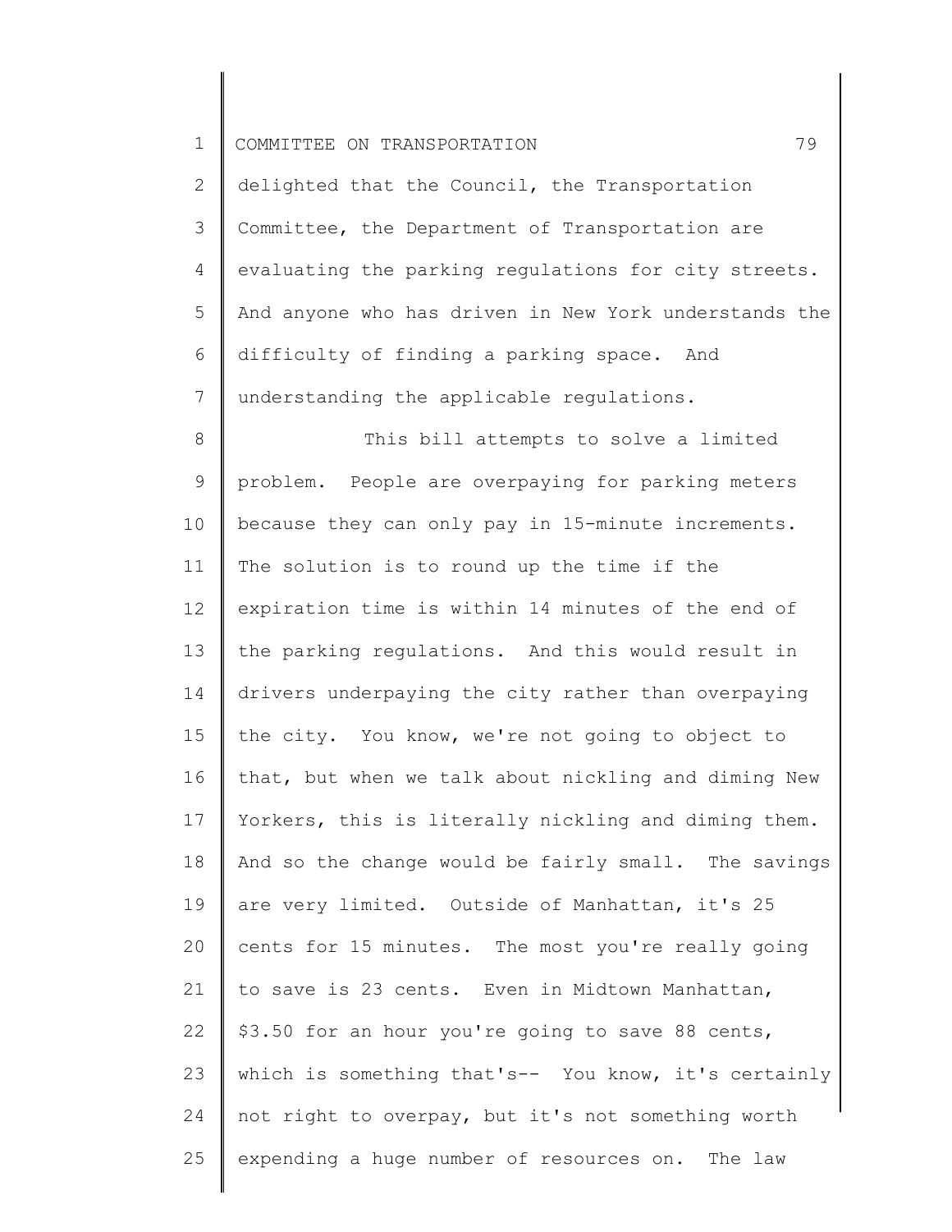delighted that the Council, the Transportation Committee, the Department of Transportation are evaluating the parking regulations for city streets. And anyone who has driven in New York understands the difficulty of finding a parking space. And understanding the applicable regulations.

This bill attempts to solve a limited problem. People are overpaying for parking meters because they can only pay in 15-minute increments. The solution is to round up the time if the expiration time is within 14 minutes of the end of the parking regulations. And this would result in drivers underpaying the city rather than overpaying the city. You know, we're not going to object to that, but when we talk about nickling and diming New Yorkers, this is literally nickling and diming them. And so the change would be fairly small. The savings are very limited. Outside of Manhattan, it's 25 cents for 15 minutes. The most you're really going to save is 23 cents. Even in Midtown Manhattan, $3.50 for an hour you're going to save 88 cents, which is something that's-- You know, it's certainly not right to overpay, but it's not something worth expending a huge number of resources on. The law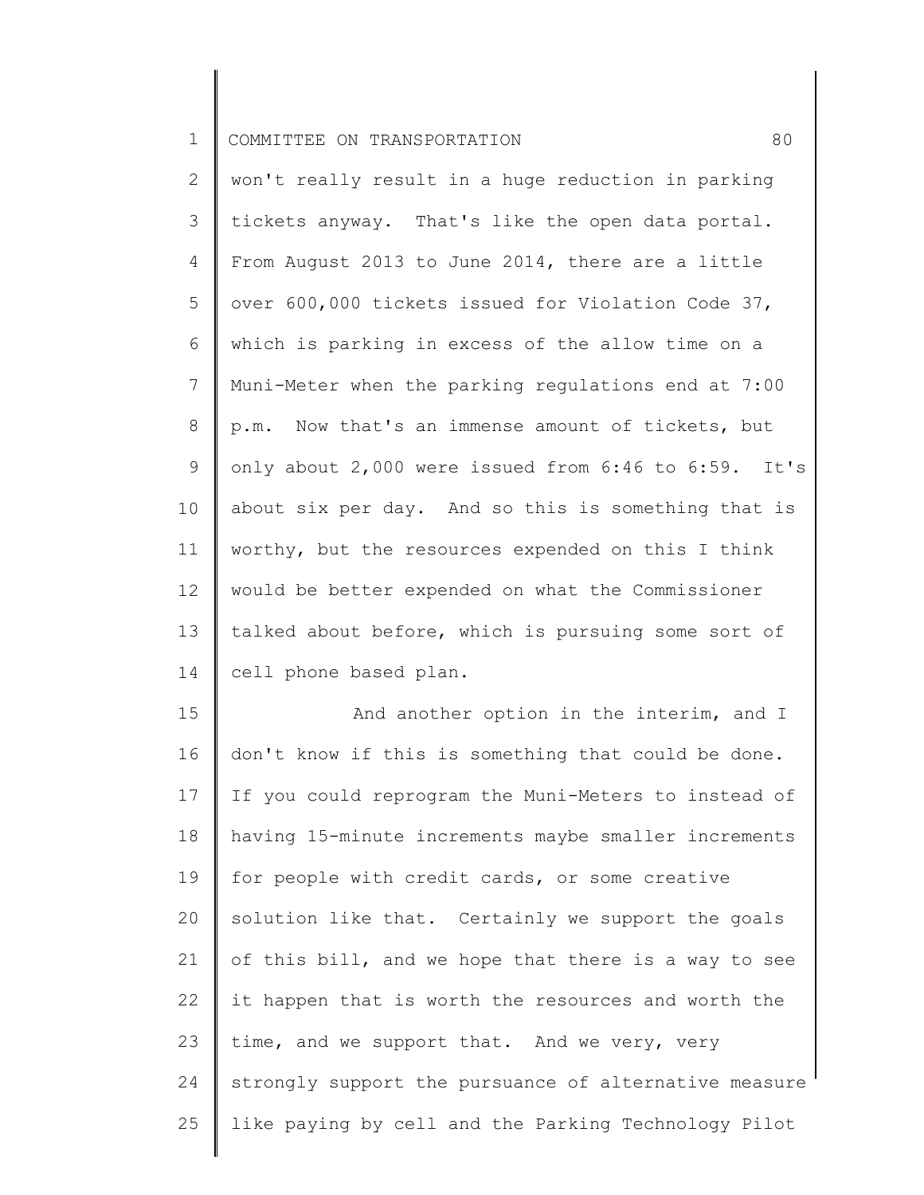won't really result in a huge reduction in parking tickets anyway. That's like the open data portal. From August 2013 to June 2014, there are a little over 600,000 tickets issued for Violation Code 37, which is parking in excess of the allow time on a Muni-Meter when the parking regulations end at 7:00 p.m. Now that's an immense amount of tickets, but only about 2,000 were issued from 6:46 to 6:59. It's about six per day. And so this is something that is worthy, but the resources expended on this I think would be better expended on what the Commissioner talked about before, which is pursuing some sort of cell phone based plan.

And another option in the interim, and I don't know if this is something that could be done. If you could reprogram the Muni-Meters to instead of having 15-minute increments maybe smaller increments for people with credit cards, or some creative solution like that. Certainly we support the goals of this bill, and we hope that there is a way to see it happen that is worth the resources and worth the time, and we support that. And we very, very strongly support the pursuance of alternative measure like paying by cell and the Parking Technology Pilot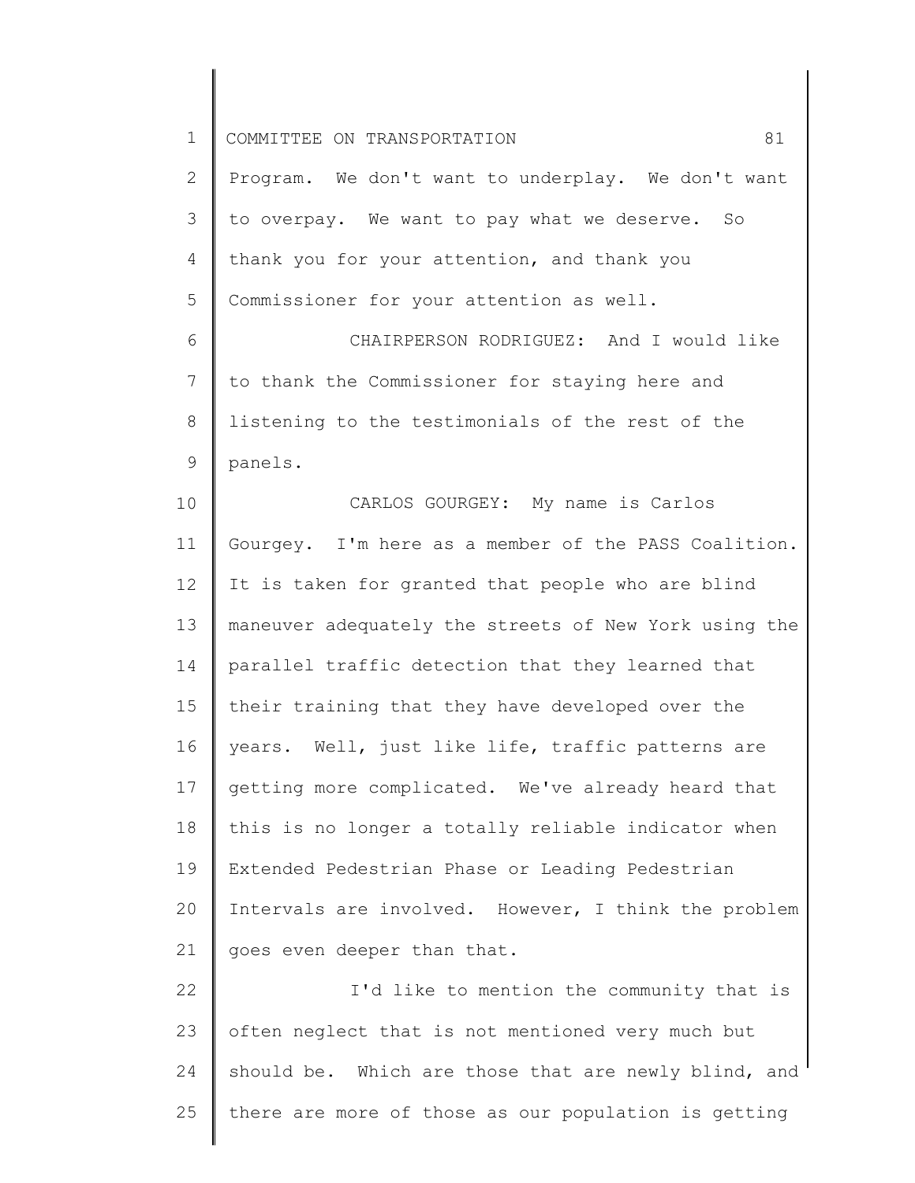Program. We don't want to underplay. We don't want to overpay. We want to pay what we deserve. So thank you for your attention, and thank you Commissioner for your attention as well.

CHAIRPERSON RODRIGUEZ: And I would like to thank the Commissioner for staying here and listening to the testimonials of the rest of the panels.

CARLOS GOURGEY: My name is Carlos Gourgey. I'm here as a member of the PASS Coalition. It is taken for granted that people who are blind maneuver adequately the streets of New York using the parallel traffic detection that they learned that their training that they have developed over the years. Well, just like life, traffic patterns are getting more complicated. We've already heard that this is no longer a totally reliable indicator when Extended Pedestrian Phase or Leading Pedestrian Intervals are involved. However, I think the problem goes even deeper than that.

I'd like to mention the community that is often neglect that is not mentioned very much but should be. Which are those that are newly blind, and there are more of those as our population is getting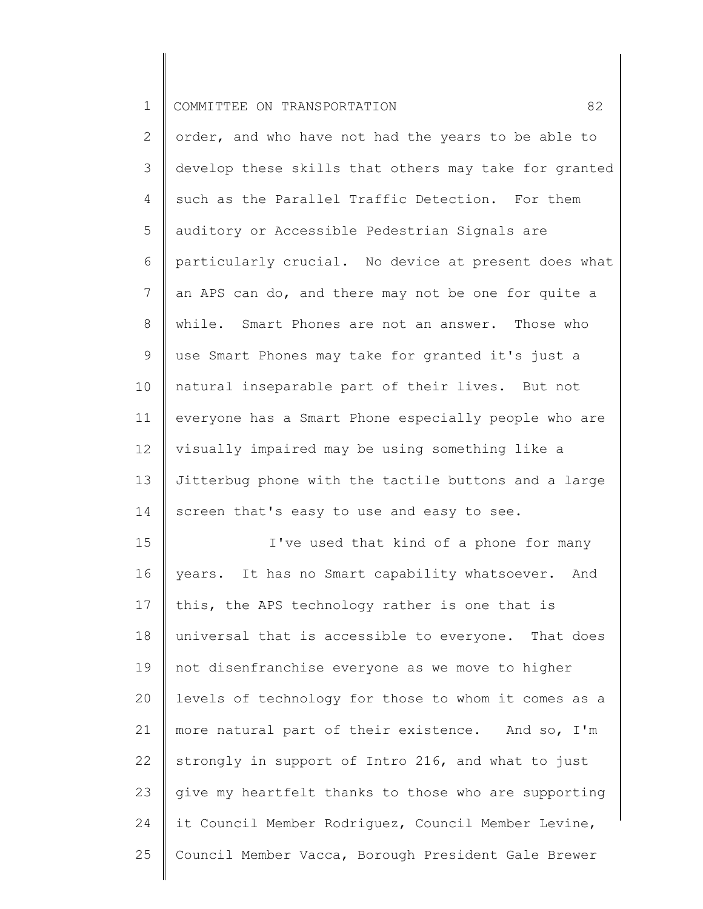order, and who have not had the years to be able to develop these skills that others may take for granted such as the Parallel Traffic Detection. For them auditory or Accessible Pedestrian Signals are particularly crucial. No device at present does what an APS can do, and there may not be one for quite a while. Smart Phones are not an answer. Those who use Smart Phones may take for granted it's just a natural inseparable part of their lives. But not everyone has a Smart Phone especially people who are visually impaired may be using something like a Jitterbug phone with the tactile buttons and a large screen that's easy to use and easy to see.

I've used that kind of a phone for many years. It has no Smart capability whatsoever. And this, the APS technology rather is one that is universal that is accessible to everyone. That does not disenfranchise everyone as we move to higher levels of technology for those to whom it comes as a more natural part of their existence. And so, I'm strongly in support of Intro 216, and what to just give my heartfelt thanks to those who are supporting it Council Member Rodriguez, Council Member Levine, Council Member Vacca, Borough President Gale Brewer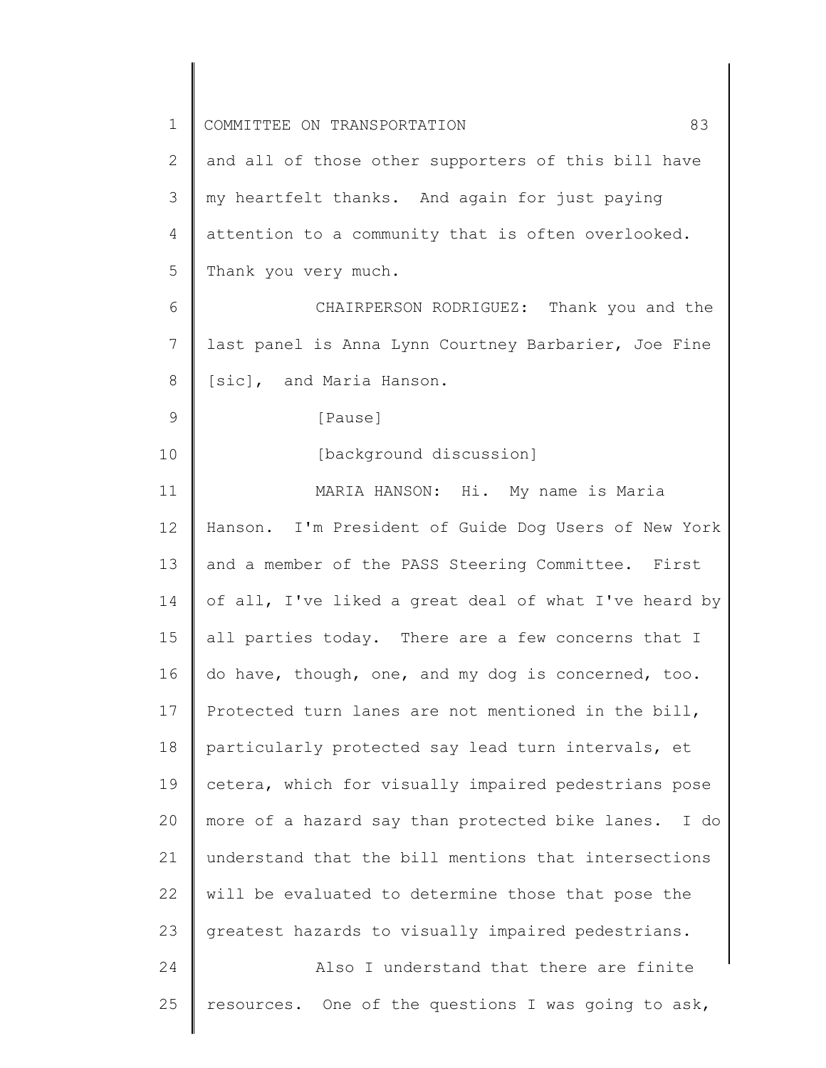and all of those other supporters of this bill have my heartfelt thanks. And again for just paying attention to a community that is often overlooked. Thank you very much.

CHAIRPERSON RODRIGUEZ: Thank you and the last panel is Anna Lynn Courtney Barbarier, Joe Fine [sic], and Maria Hanson.

[Pause]

[background discussion]

MARIA HANSON: Hi. My name is Maria Hanson. I'm President of Guide Dog Users of New York and a member of the PASS Steering Committee. First of all, I've liked a great deal of what I've heard by all parties today. There are a few concerns that I do have, though, one, and my dog is concerned, too. Protected turn lanes are not mentioned in the bill, particularly protected say lead turn intervals, et cetera, which for visually impaired pedestrians pose more of a hazard say than protected bike lanes. I do understand that the bill mentions that intersections will be evaluated to determine those that pose the greatest hazards to visually impaired pedestrians.

Also I understand that there are finite resources. One of the questions I was going to ask,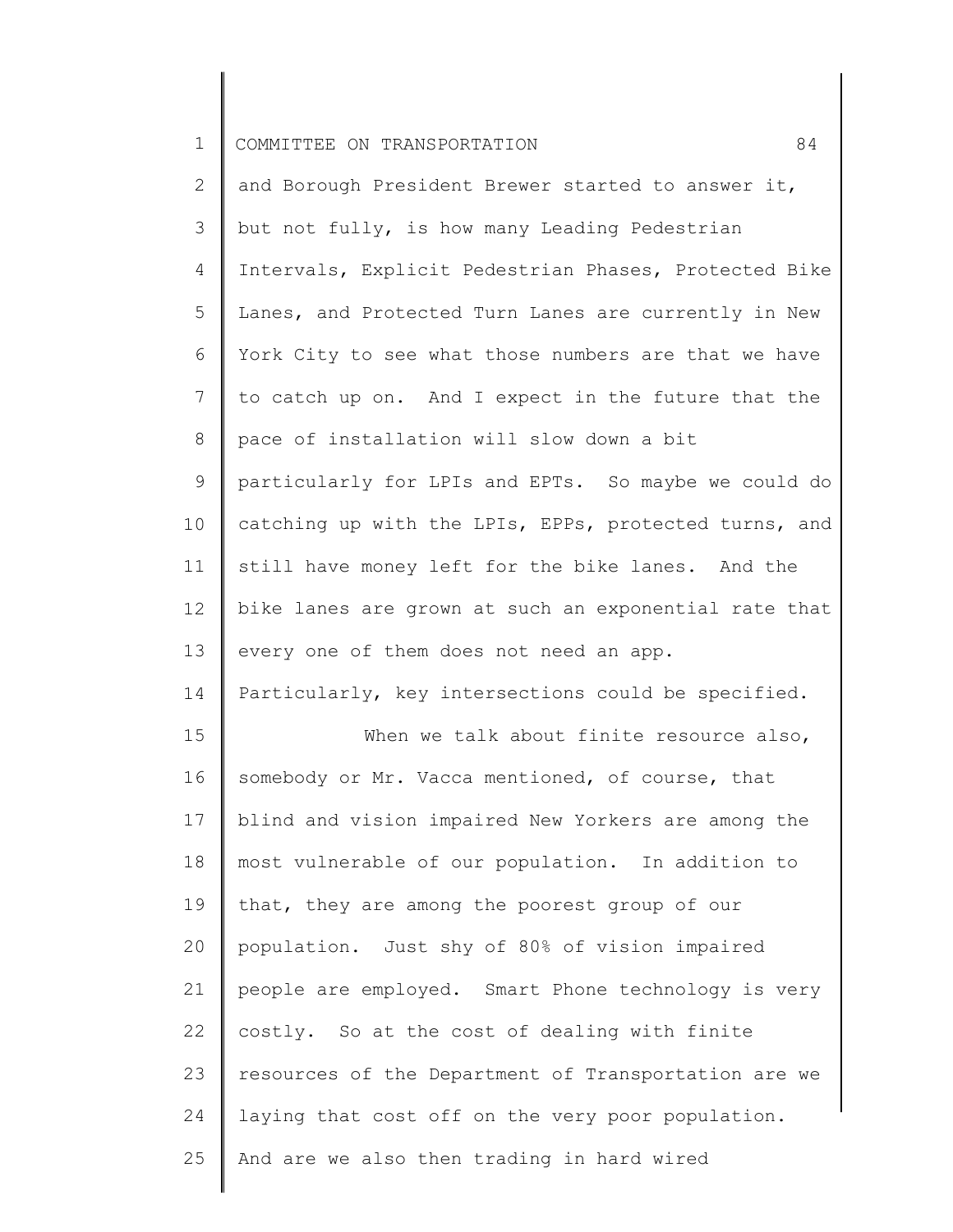and Borough President Brewer started to answer it, but not fully, is how many Leading Pedestrian Intervals, Explicit Pedestrian Phases, Protected Bike Lanes, and Protected Turn Lanes are currently in New York City to see what those numbers are that we have to catch up on. And I expect in the future that the pace of installation will slow down a bit particularly for LPIs and EPTs. So maybe we could do catching up with the LPIs, EPPs, protected turns, and still have money left for the bike lanes. And the bike lanes are grown at such an exponential rate that every one of them does not need an app. Particularly, key intersections could be specified.

When we talk about finite resource also, somebody or Mr. Vacca mentioned, of course, that blind and vision impaired New Yorkers are among the most vulnerable of our population. In addition to that, they are among the poorest group of our population. Just shy of 80% of vision impaired people are employed. Smart Phone technology is very costly. So at the cost of dealing with finite resources of the Department of Transportation are we laying that cost off on the very poor population. And are we also then trading in hard wired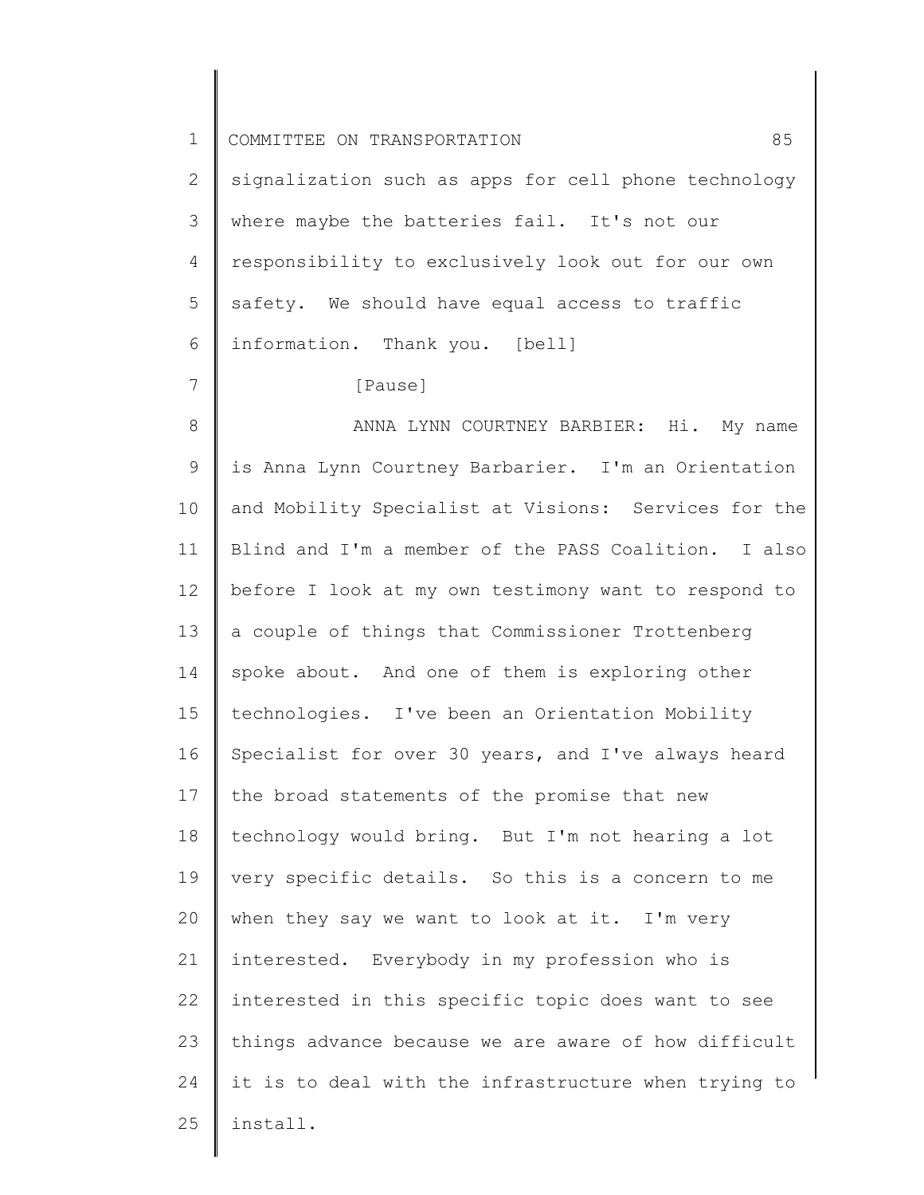signalization such as apps for cell phone technology where maybe the batteries fail. It's not our responsibility to exclusively look out for our own safety. We should have equal access to traffic information. Thank you. [bell]

[Pause]

ANNA LYNN COURTNEY BARBIER: Hi. My name is Anna Lynn Courtney Barbarier. I'm an Orientation and Mobility Specialist at Visions: Services for the Blind and I'm a member of the PASS Coalition. I also before I look at my own testimony want to respond to a couple of things that Commissioner Trottenberg spoke about. And one of them is exploring other technologies. I've been an Orientation Mobility Specialist for over 30 years, and I've always heard the broad statements of the promise that new technology would bring. But I'm not hearing a lot very specific details. So this is a concern to me when they say we want to look at it. I'm very interested. Everybody in my profession who is interested in this specific topic does want to see things advance because we are aware of how difficult it is to deal with the infrastructure when trying to install.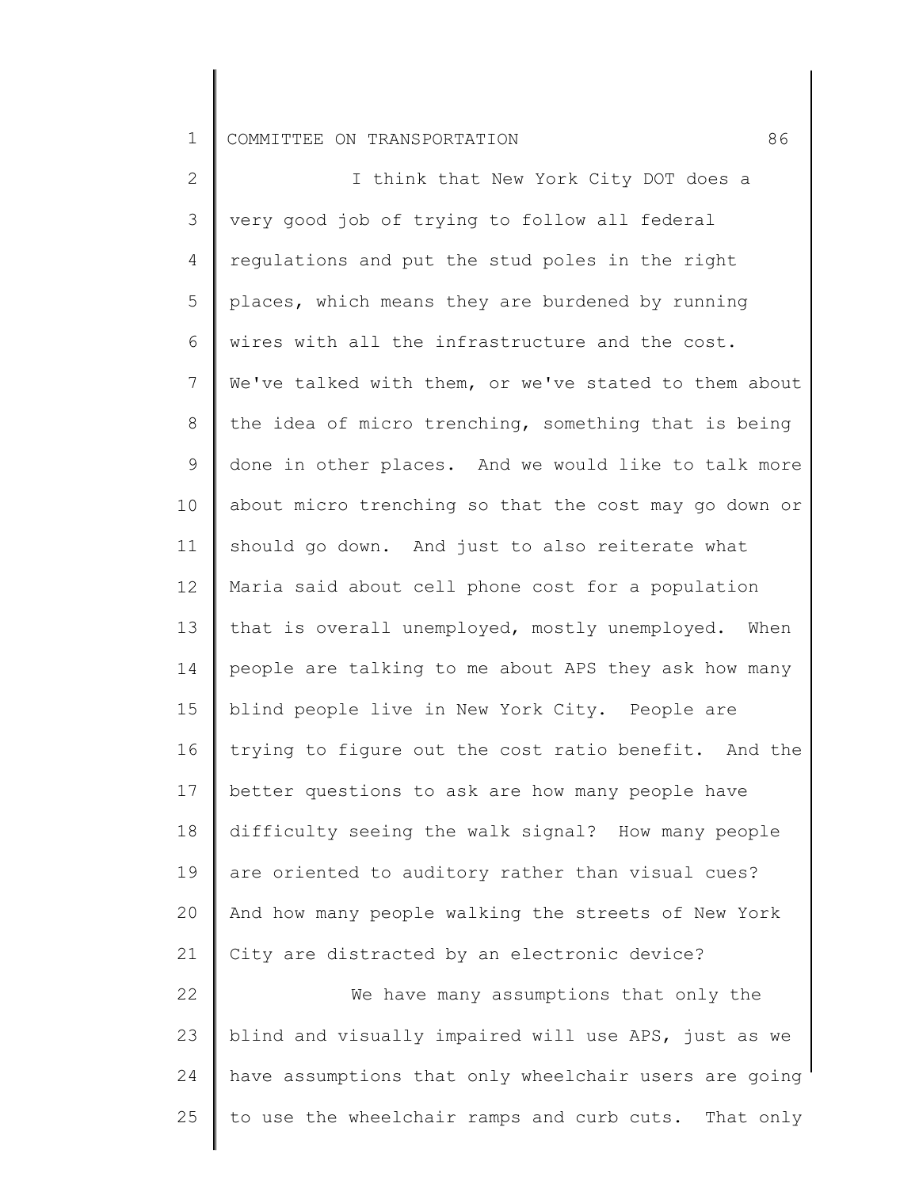I think that New York City DOT does a very good job of trying to follow all federal regulations and put the stud poles in the right places, which means they are burdened by running wires with all the infrastructure and the cost. We've talked with them, or we've stated to them about the idea of micro trenching, something that is being done in other places. And we would like to talk more about micro trenching so that the cost may go down or should go down. And just to also reiterate what Maria said about cell phone cost for a population that is overall unemployed, mostly unemployed. When people are talking to me about APS they ask how many blind people live in New York City. People are trying to figure out the cost ratio benefit. And the better questions to ask are how many people have difficulty seeing the walk signal? How many people are oriented to auditory rather than visual cues? And how many people walking the streets of New York City are distracted by an electronic device?

We have many assumptions that only the blind and visually impaired will use APS, just as we have assumptions that only wheelchair users are going to use the wheelchair ramps and curb cuts. That only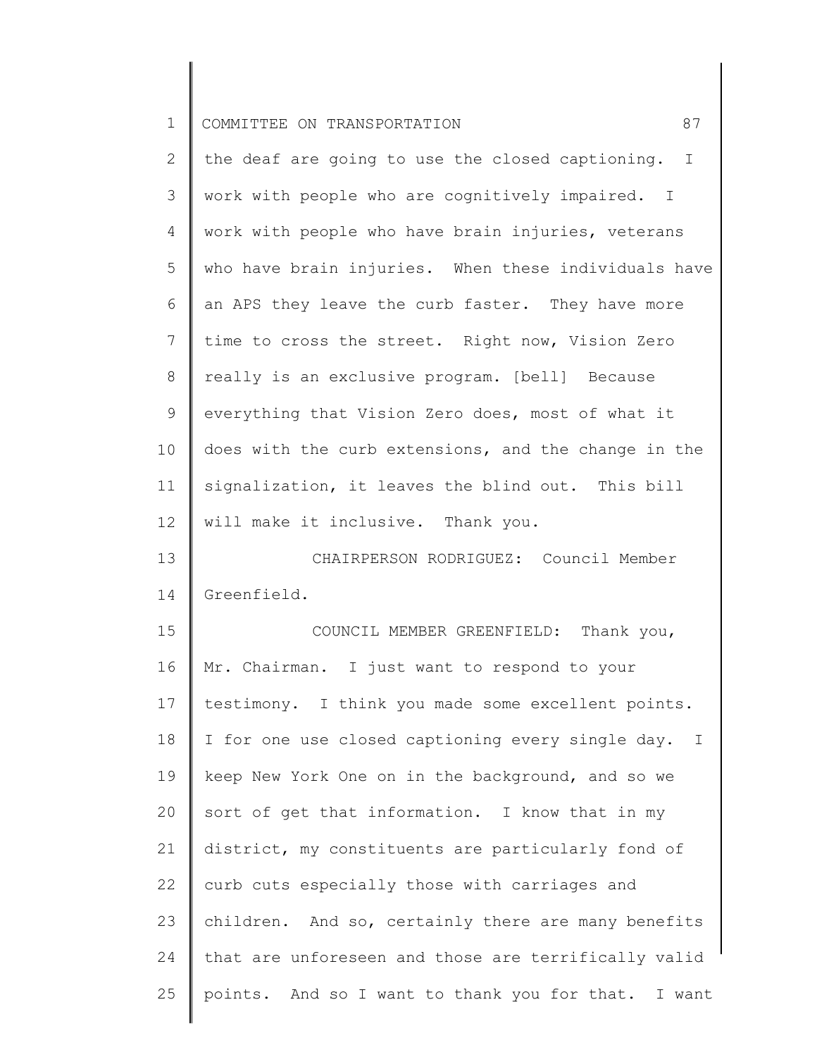the deaf are going to use the closed captioning. I work with people who are cognitively impaired. I work with people who have brain injuries, veterans who have brain injuries. When these individuals have an APS they leave the curb faster. They have more time to cross the street. Right now, Vision Zero really is an exclusive program. [bell] Because everything that Vision Zero does, most of what it does with the curb extensions, and the change in the signalization, it leaves the blind out. This bill will make it inclusive. Thank you.

CHAIRPERSON RODRIGUEZ: Council Member Greenfield.

COUNCIL MEMBER GREENFIELD: Thank you, Mr. Chairman. I just want to respond to your testimony. I think you made some excellent points. I for one use closed captioning every single day. I keep New York One on in the background, and so we sort of get that information. I know that in my district, my constituents are particularly fond of curb cuts especially those with carriages and children. And so, certainly there are many benefits that are unforeseen and those are terrifically valid points. And so I want to thank you for that. I want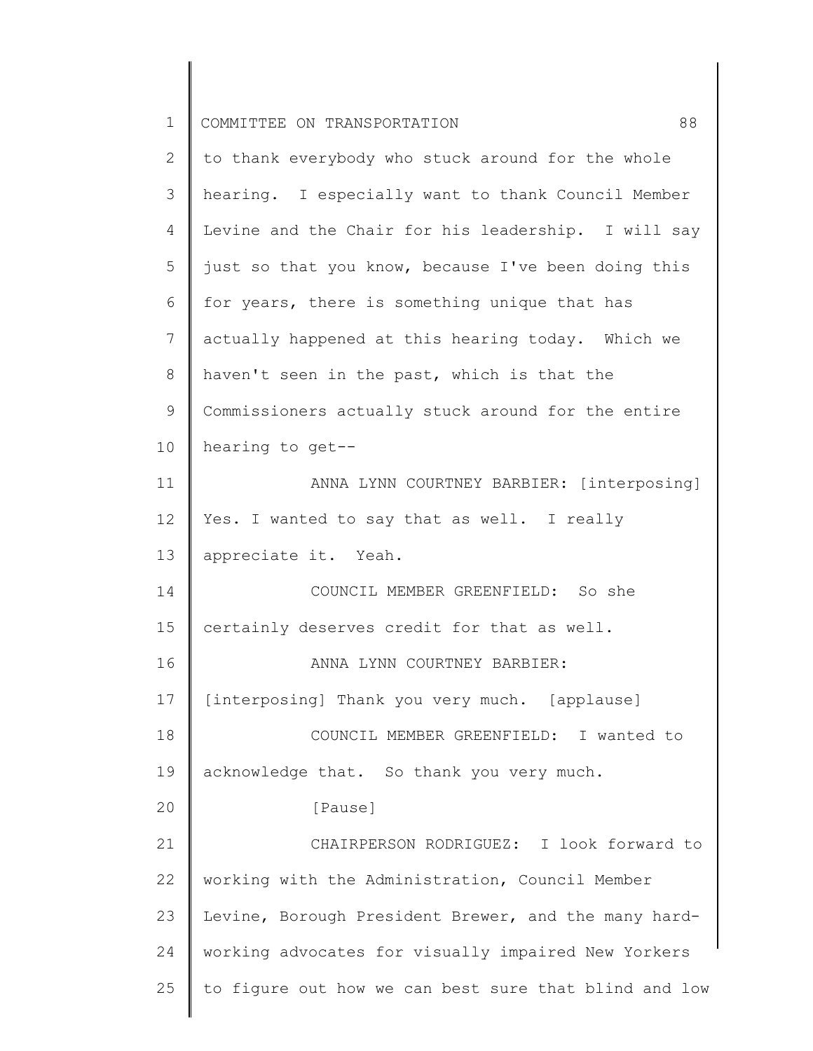to thank everybody who stuck around for the whole hearing. I especially want to thank Council Member Levine and the Chair for his leadership. I will say just so that you know, because I've been doing this for years, there is something unique that has actually happened at this hearing today. Which we haven't seen in the past, which is that the Commissioners actually stuck around for the entire hearing to get--

ANNA LYNN COURTNEY BARBIER: [interposing] Yes. I wanted to say that as well. I really appreciate it. Yeah.

COUNCIL MEMBER GREENFIELD: So she certainly deserves credit for that as well.

ANNA LYNN COURTNEY BARBIER: [interposing] Thank you very much. [applause]

COUNCIL MEMBER GREENFIELD: I wanted to acknowledge that. So thank you very much.

[Pause]

CHAIRPERSON RODRIGUEZ: I look forward to working with the Administration, Council Member Levine, Borough President Brewer, and the many hard-working advocates for visually impaired New Yorkers to figure out how we can best sure that blind and low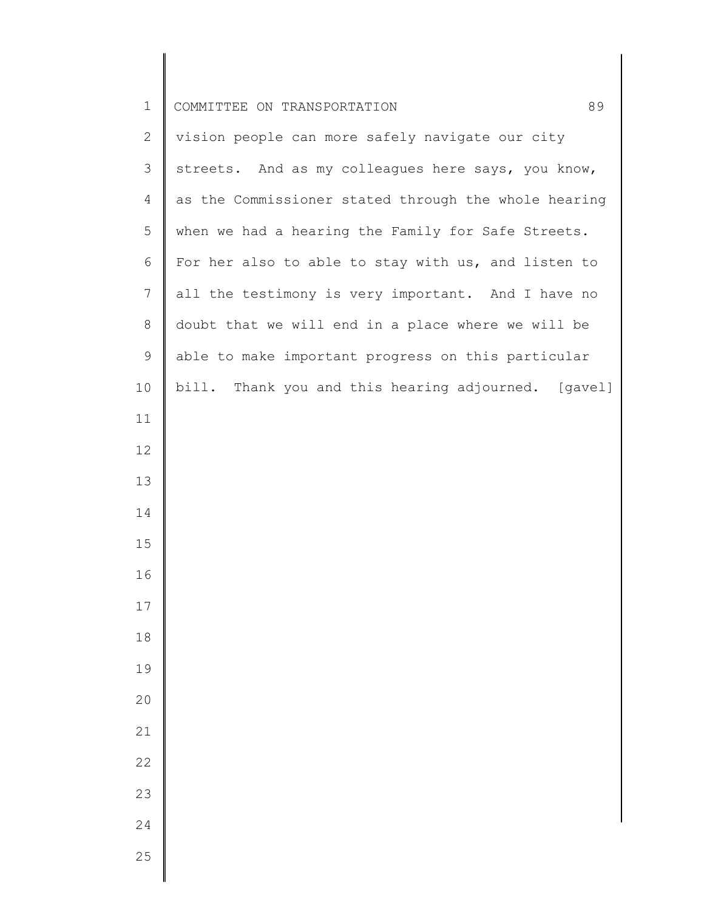vision people can more safely navigate our city streets. And as my colleagues here says, you know, as the Commissioner stated through the whole hearing when we had a hearing the Family for Safe Streets. For her also to able to stay with us, and listen to all the testimony is very important. And I have no doubt that we will end in a place where we will be able to make important progress on this particular bill. Thank you and this hearing adjourned. [gavel]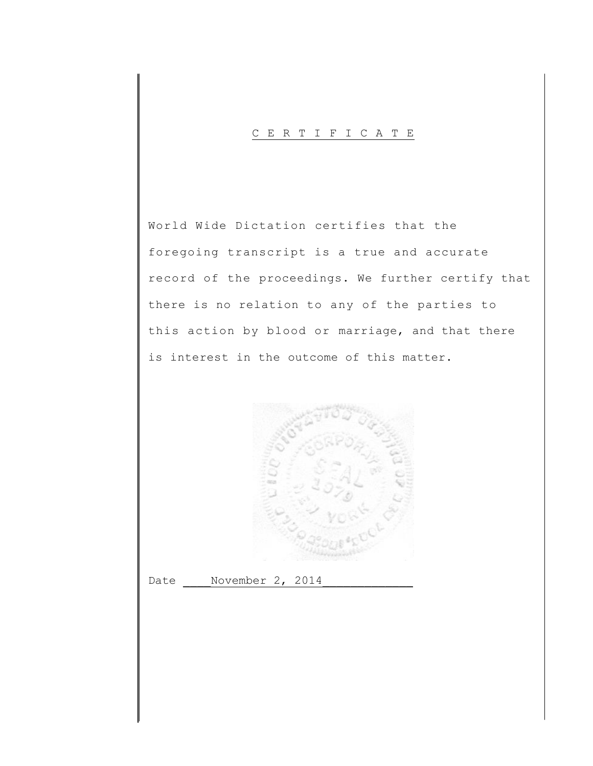C E R T I F I C A T E

World Wide Dictation certifies that the foregoing transcript is a true and accurate record of the proceedings. We further certify that there is no relation to any of the parties to this action by blood or marriage, and that there is interest in the outcome of this matter.

Date \_\_\_\_November 2, 2014\_\_\_\_\_\_\_\_\_\_\_\_